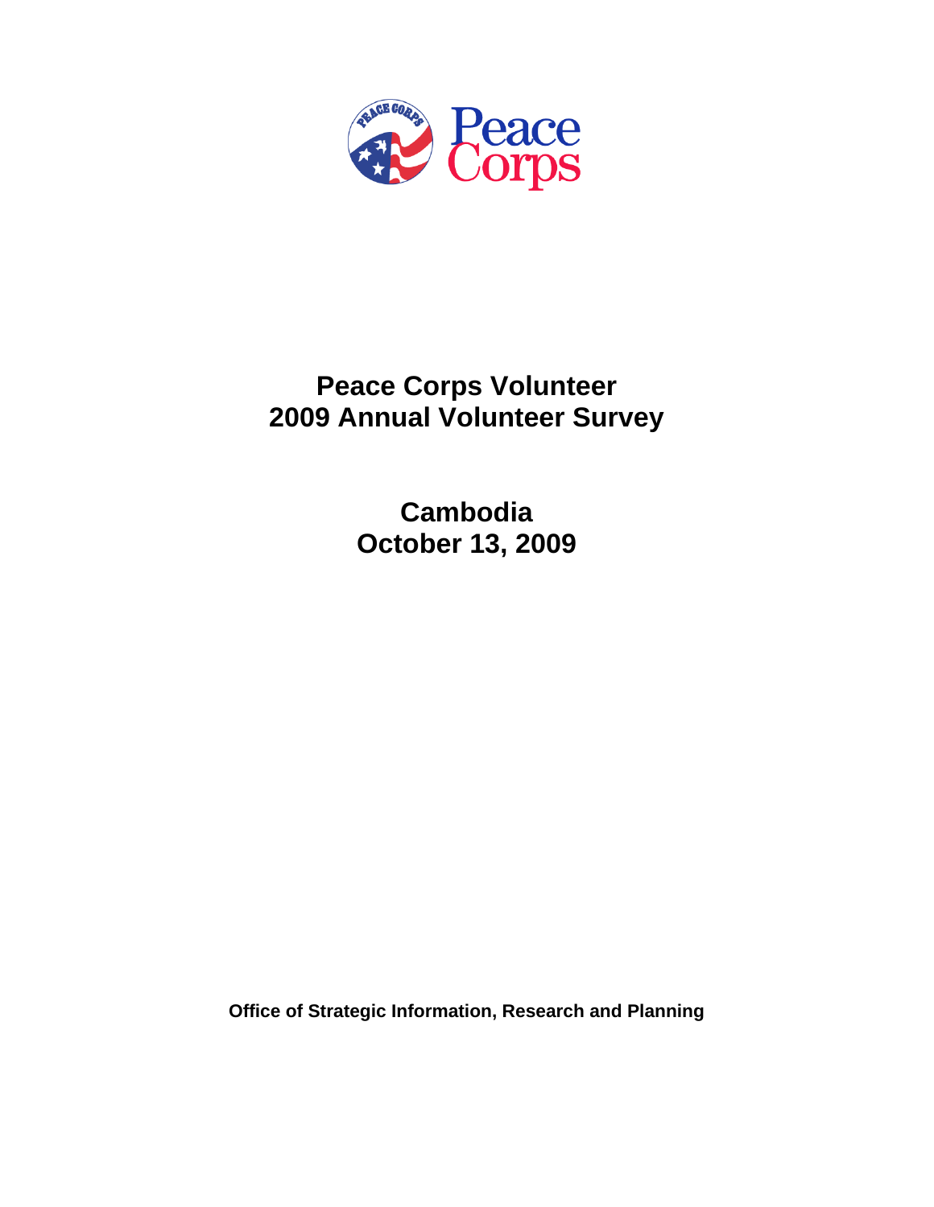# Peace Corps Volunteer
# 2009 Annual Volunteer Survey

## Cambodia
## October 13, 2009

**Office of Strategic Information, Research and Planning**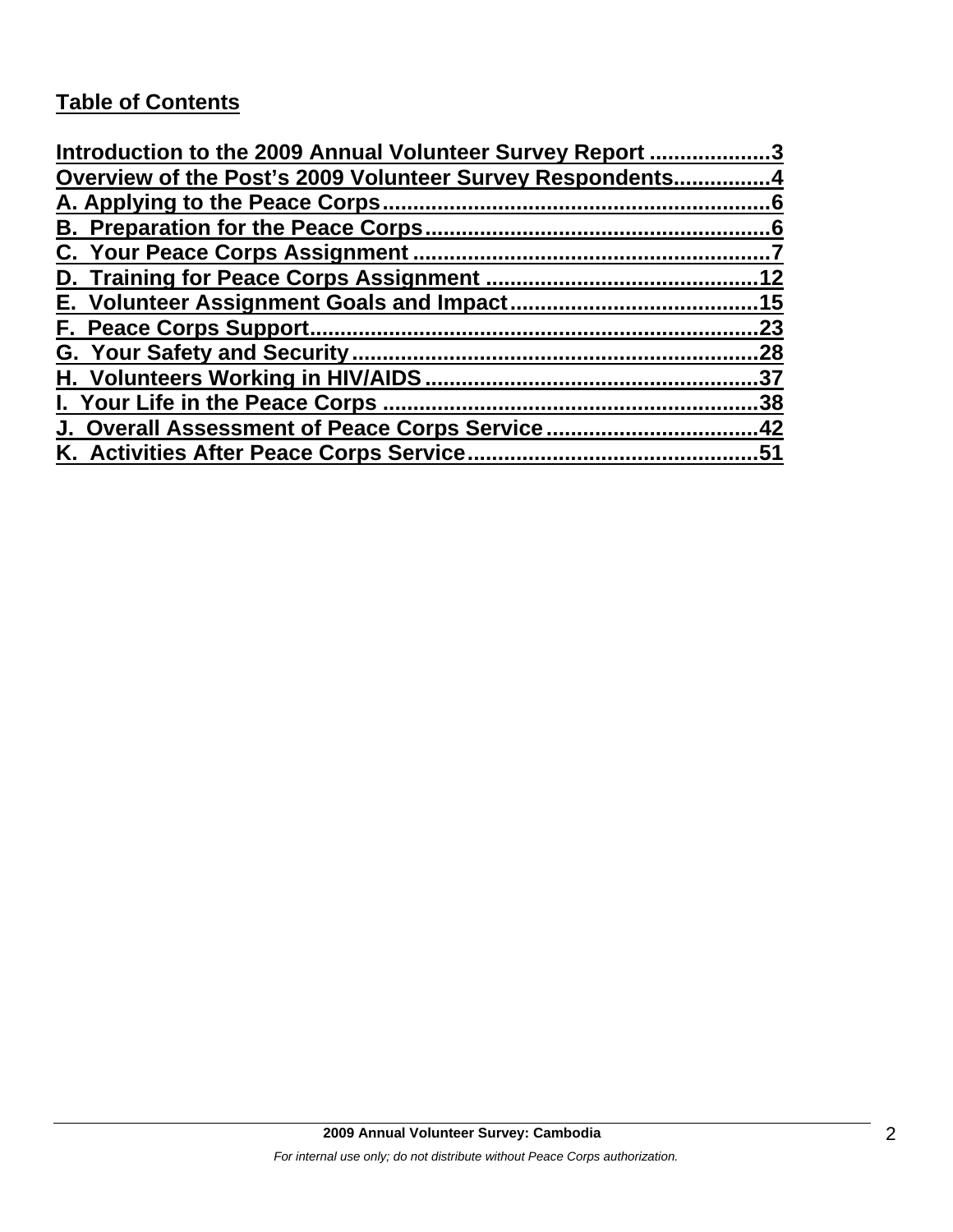## Table of Contents

Introduction to the 2009 Annual Volunteer Survey Report ....................3
Overview of the Post's 2009 Volunteer Survey Respondents................4
A. Applying to the Peace Corps................................................................6
B. Preparation for the Peace Corps.........................................................6
C. Your Peace Corps Assignment ...........................................................7
D. Training for Peace Corps Assignment ............................................12
E. Volunteer Assignment Goals and Impact........................................15
F. Peace Corps Support..........................................................................23
G. Your Safety and Security...................................................................28
H. Volunteers Working in HIV/AIDS.......................................................37
I. Your Life in the Peace Corps .............................................................38
J. Overall Assessment of Peace Corps Service ..................................42
K. Activities After Peace Corps Service...............................................51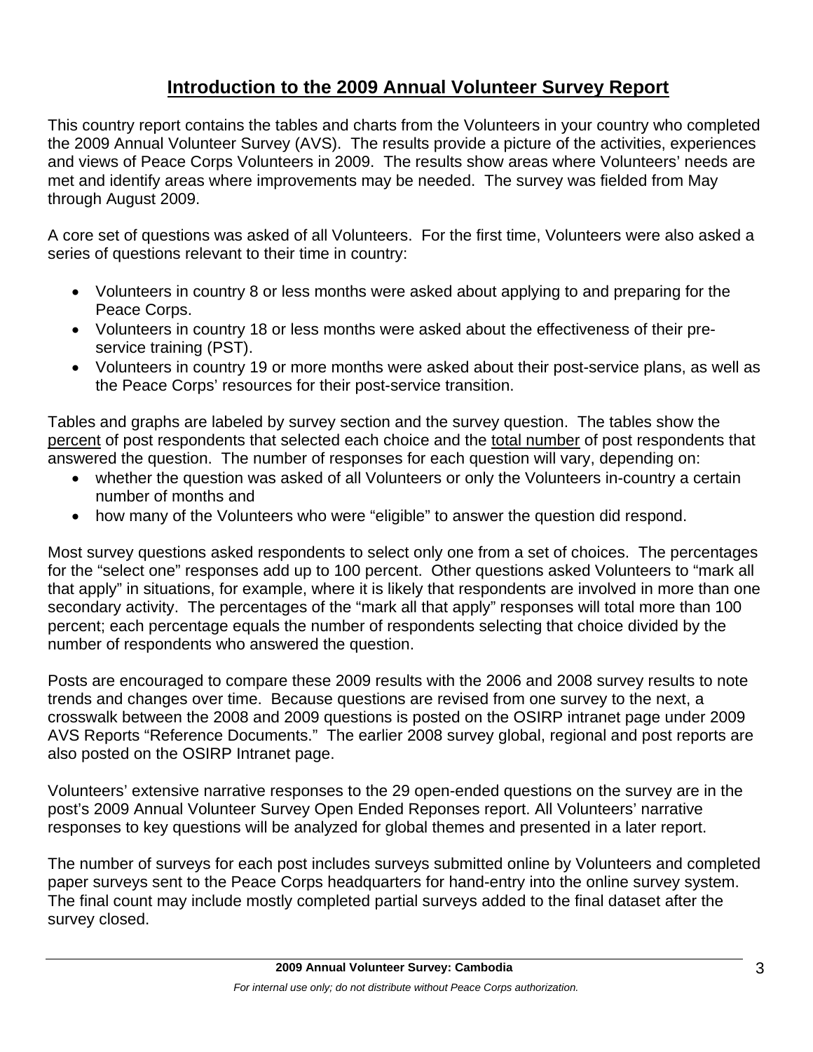# Introduction to the 2009 Annual Volunteer Survey Report

This country report contains the tables and charts from the Volunteers in your country who completed the 2009 Annual Volunteer Survey (AVS). The results provide a picture of the activities, experiences and views of Peace Corps Volunteers in 2009. The results show areas where Volunteers' needs are met and identify areas where improvements may be needed. The survey was fielded from May through August 2009.

A core set of questions was asked of all Volunteers. For the first time, Volunteers were also asked a series of questions relevant to their time in country:

- Volunteers in country 8 or less months were asked about applying to and preparing for the Peace Corps.
- Volunteers in country 18 or less months were asked about the effectiveness of their pre-service training (PST).
- Volunteers in country 19 or more months were asked about their post-service plans, as well as the Peace Corps' resources for their post-service transition.

Tables and graphs are labeled by survey section and the survey question. The tables show the percent of post respondents that selected each choice and the total number of post respondents that answered the question. The number of responses for each question will vary, depending on:

- whether the question was asked of all Volunteers or only the Volunteers in-country a certain number of months and
- how many of the Volunteers who were "eligible" to answer the question did respond.

Most survey questions asked respondents to select only one from a set of choices. The percentages for the "select one" responses add up to 100 percent. Other questions asked Volunteers to "mark all that apply" in situations, for example, where it is likely that respondents are involved in more than one secondary activity. The percentages of the "mark all that apply" responses will total more than 100 percent; each percentage equals the number of respondents selecting that choice divided by the number of respondents who answered the question.

Posts are encouraged to compare these 2009 results with the 2006 and 2008 survey results to note trends and changes over time. Because questions are revised from one survey to the next, a crosswalk between the 2008 and 2009 questions is posted on the OSIRP intranet page under 2009 AVS Reports "Reference Documents." The earlier 2008 survey global, regional and post reports are also posted on the OSIRP Intranet page.

Volunteers' extensive narrative responses to the 29 open-ended questions on the survey are in the post's 2009 Annual Volunteer Survey Open Ended Reponses report. All Volunteers' narrative responses to key questions will be analyzed for global themes and presented in a later report.

The number of surveys for each post includes surveys submitted online by Volunteers and completed paper surveys sent to the Peace Corps headquarters for hand-entry into the online survey system. The final count may include mostly completed partial surveys added to the final dataset after the survey closed.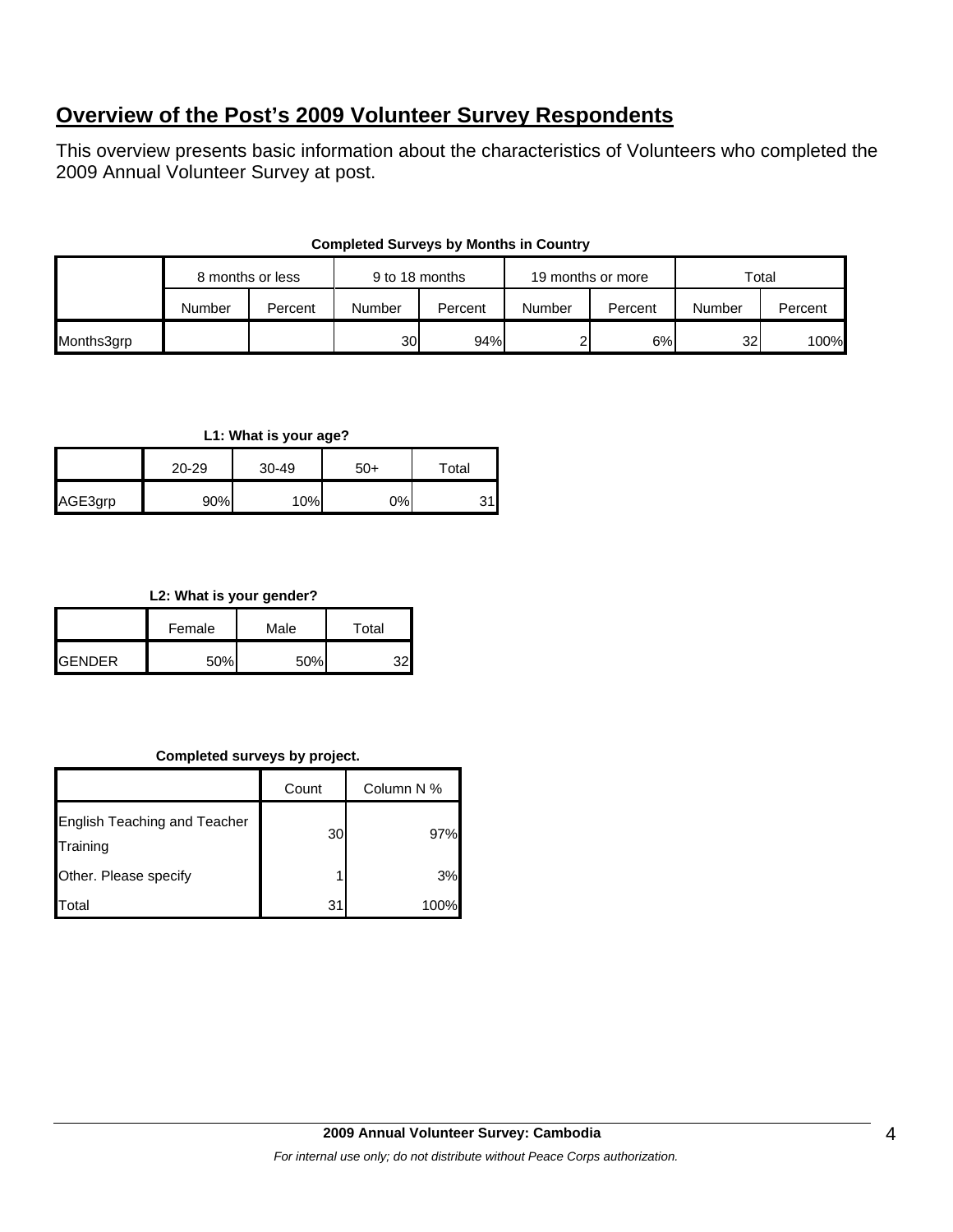## Overview of the Post's 2009 Volunteer Survey Respondents

This overview presents basic information about the characteristics of Volunteers who completed the 2009 Annual Volunteer Survey at post.

**Completed Surveys by Months in Country**

| | 8 months or less | | 9 to 18 months | | 19 months or more | | Total | |
|---|---|---|---|---|---|---|---|---|
| | Number | Percent | Number | Percent | Number | Percent | Number | Percent |
| Months3grp | | | 30 | 94% | 2 | 6% | 32 | 100% |

**L1: What is your age?**

| | 20-29 | 30-49 | 50+ | Total |
|---|---|---|---|---|
| AGE3grp | 90% | 10% | 0% | 31 |

**L2: What is your gender?**

| | Female | Male | Total |
|---|---|---|---|
| GENDER | 50% | 50% | 32 |

**Completed surveys by project.**

| | Count | Column N % |
|---|---|---|
| English Teaching and Teacher Training | 30 | 97% |
| Other. Please specify | 1 | 3% |
| Total | 31 | 100% |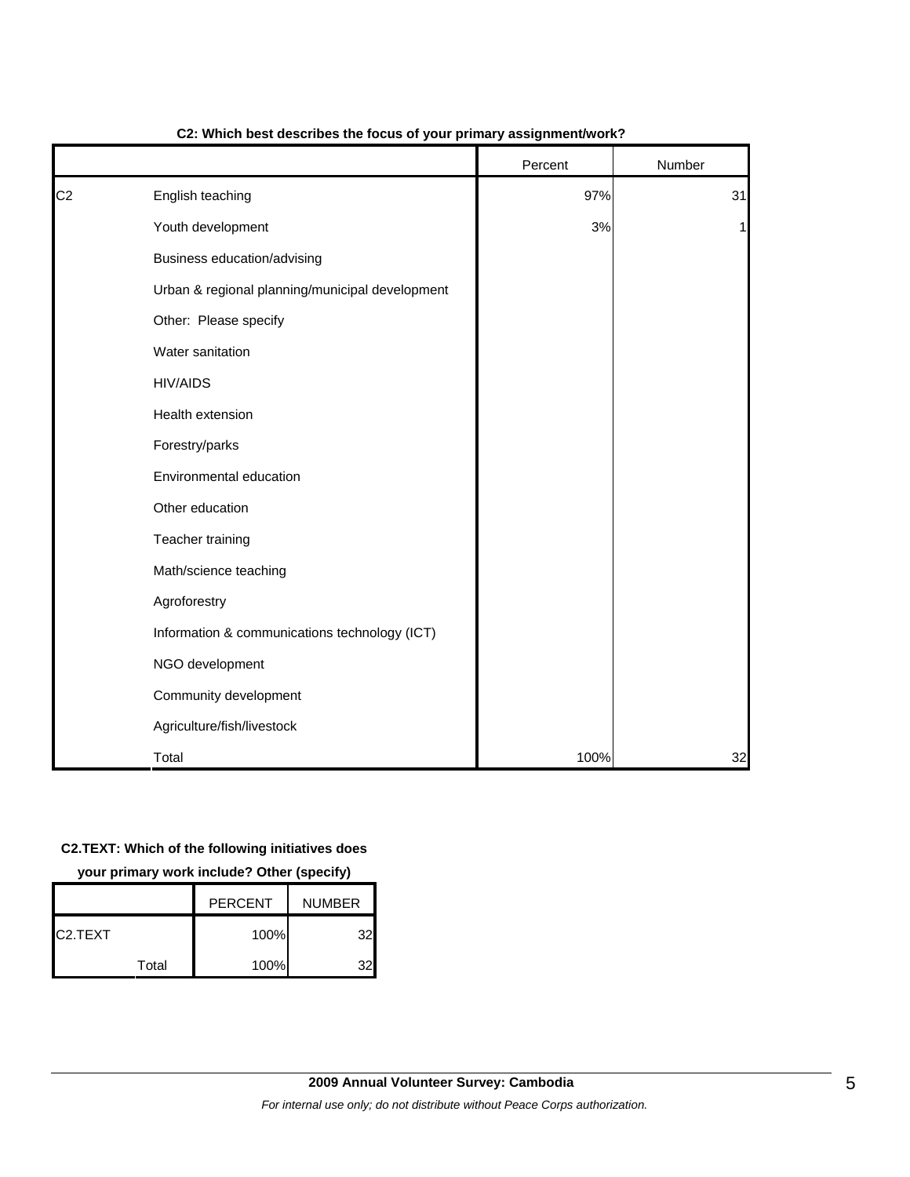**C2: Which best describes the focus of your primary assignment/work?**

| | | Percent | Number |
|---|---|---|---|
| C2 | English teaching | 97% | 31 |
| | Youth development | 3% | 1 |
| | Business education/advising | | |
| | Urban & regional planning/municipal development | | |
| | Other: Please specify | | |
| | Water sanitation | | |
| | HIV/AIDS | | |
| | Health extension | | |
| | Forestry/parks | | |
| | Environmental education | | |
| | Other education | | |
| | Teacher training | | |
| | Math/science teaching | | |
| | Agroforestry | | |
| | Information & communications technology (ICT) | | |
| | NGO development | | |
| | Community development | | |
| | Agriculture/fish/livestock | | |
| | Total | 100% | 32 |

**C2.TEXT: Which of the following initiatives does your primary work include? Other (specify)**

| | | PERCENT | NUMBER |
|---|---|---|---|
| C2.TEXT | | 100% | 32 |
| | Total | 100% | 32 |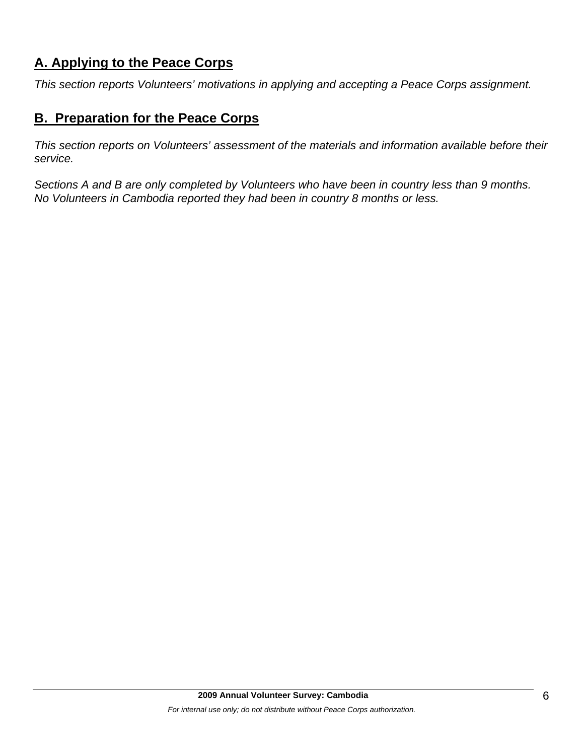## A. Applying to the Peace Corps

*This section reports Volunteers' motivations in applying and accepting a Peace Corps assignment.*

## B. Preparation for the Peace Corps

*This section reports on Volunteers' assessment of the materials and information available before their service.*

*Sections A and B are only completed by Volunteers who have been in country less than 9 months. No Volunteers in Cambodia reported they had been in country 8 months or less.*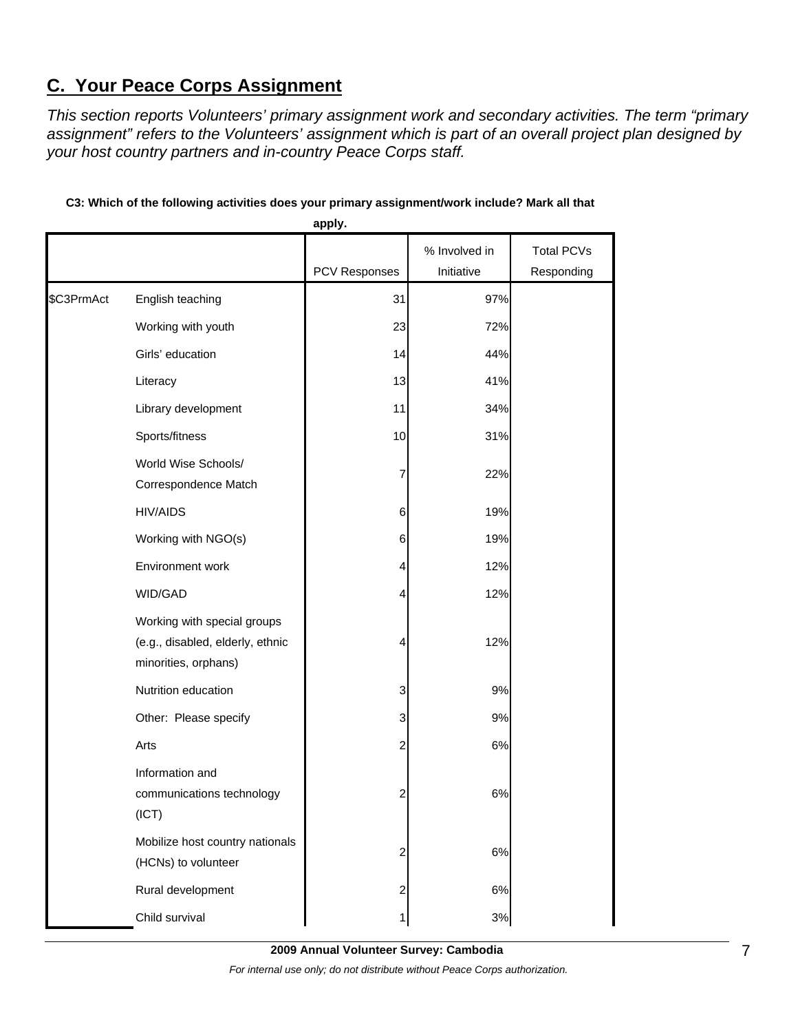## C. Your Peace Corps Assignment

*This section reports Volunteers' primary assignment work and secondary activities. The term "primary assignment" refers to the Volunteers' assignment which is part of an overall project plan designed by your host country partners and in-country Peace Corps staff.*

**C3: Which of the following activities does your primary assignment/work include? Mark all that apply.**

| | | PCV Responses | % Involved in Initiative | Total PCVs Responding |
|---|---|---|---|---|
| $C3PrmAct | English teaching | 31 | 97% | |
| | Working with youth | 23 | 72% | |
| | Girls' education | 14 | 44% | |
| | Literacy | 13 | 41% | |
| | Library development | 11 | 34% | |
| | Sports/fitness | 10 | 31% | |
| | World Wise Schools/ Correspondence Match | 7 | 22% | |
| | HIV/AIDS | 6 | 19% | |
| | Working with NGO(s) | 6 | 19% | |
| | Environment work | 4 | 12% | |
| | WID/GAD | 4 | 12% | |
| | Working with special groups (e.g., disabled, elderly, ethnic minorities, orphans) | 4 | 12% | |
| | Nutrition education | 3 | 9% | |
| | Other: Please specify | 3 | 9% | |
| | Arts | 2 | 6% | |
| | Information and communications technology (ICT) | 2 | 6% | |
| | Mobilize host country nationals (HCNs) to volunteer | 2 | 6% | |
| | Rural development | 2 | 6% | |
| | Child survival | 1 | 3% | |

**2009 Annual Volunteer Survey: Cambodia**

*For internal use only; do not distribute without Peace Corps authorization.*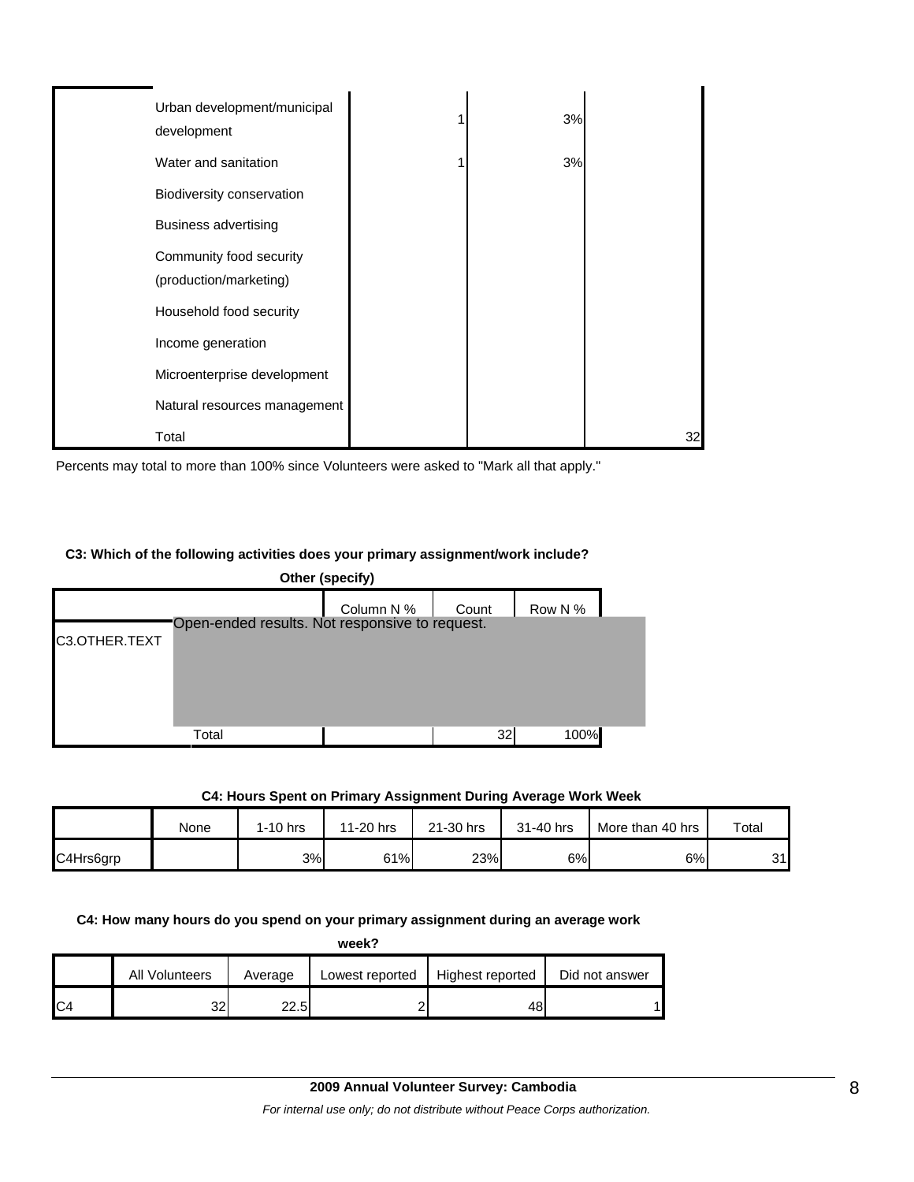| | | | | |
|---|---|---|---|---|
| | Urban development/municipal development | 1 | 3% | |
| | Water and sanitation | 1 | 3% | |
| | Biodiversity conservation | | | |
| | Business advertising | | | |
| | Community food security (production/marketing) | | | |
| | Household food security | | | |
| | Income generation | | | |
| | Microenterprise development | | | |
| | Natural resources management | | | |
| | Total | | | 32 |

Percents may total to more than 100% since Volunteers were asked to "Mark all that apply."

**C3: Which of the following activities does your primary assignment/work include? Other (specify)**

| | | Column N % | Count | Row N % |
|---|---|---|---|---|
| C3.OTHER.TEXT | Open-ended results. Not responsive to request. | | | |
| | Total | | 32 | 100% |

**C4: Hours Spent on Primary Assignment During Average Work Week**

| | None | 1-10 hrs | 11-20 hrs | 21-30 hrs | 31-40 hrs | More than 40 hrs | Total |
|---|---|---|---|---|---|---|---|
| C4Hrs6grp | | 3% | 61% | 23% | 6% | 6% | 31 |

**C4: How many hours do you spend on your primary assignment during an average work week?**

| | All Volunteers | Average | Lowest reported | Highest reported | Did not answer |
|---|---|---|---|---|---|
| C4 | 32 | 22.5 | 2 | 48 | 1 |

**2009 Annual Volunteer Survey: Cambodia**

*For internal use only; do not distribute without Peace Corps authorization.*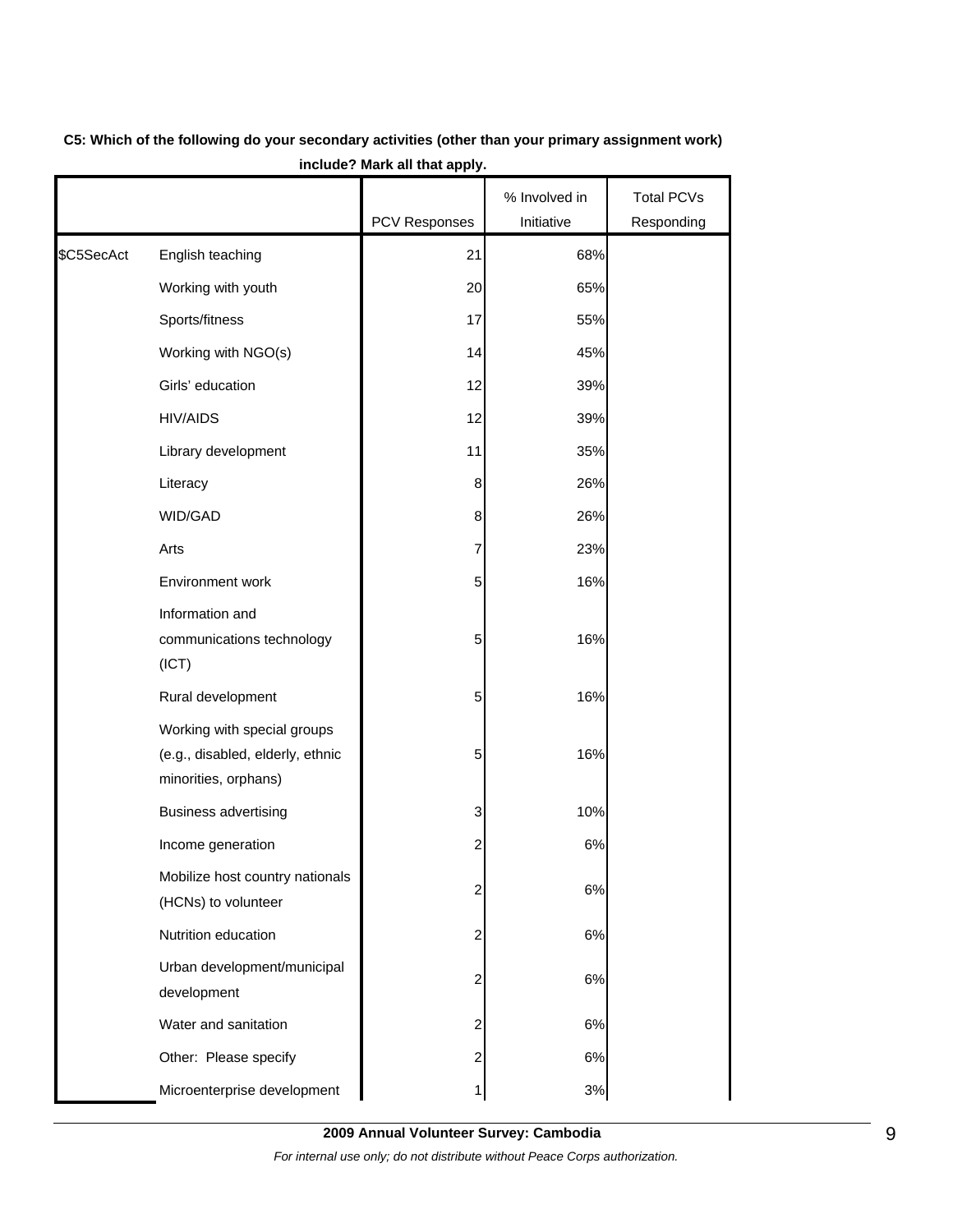**C5: Which of the following do your secondary activities (other than your primary assignment work) include? Mark all that apply.**

| | | PCV Responses | % Involved in Initiative | Total PCVs Responding |
|---|---|---|---|---|
| $C5SecAct | English teaching | 21 | 68% | |
| | Working with youth | 20 | 65% | |
| | Sports/fitness | 17 | 55% | |
| | Working with NGO(s) | 14 | 45% | |
| | Girls' education | 12 | 39% | |
| | HIV/AIDS | 12 | 39% | |
| | Library development | 11 | 35% | |
| | Literacy | 8 | 26% | |
| | WID/GAD | 8 | 26% | |
| | Arts | 7 | 23% | |
| | Environment work | 5 | 16% | |
| | Information and communications technology (ICT) | 5 | 16% | |
| | Rural development | 5 | 16% | |
| | Working with special groups (e.g., disabled, elderly, ethnic minorities, orphans) | 5 | 16% | |
| | Business advertising | 3 | 10% | |
| | Income generation | 2 | 6% | |
| | Mobilize host country nationals (HCNs) to volunteer | 2 | 6% | |
| | Nutrition education | 2 | 6% | |
| | Urban development/municipal development | 2 | 6% | |
| | Water and sanitation | 2 | 6% | |
| | Other: Please specify | 2 | 6% | |
| | Microenterprise development | 1 | 3% | |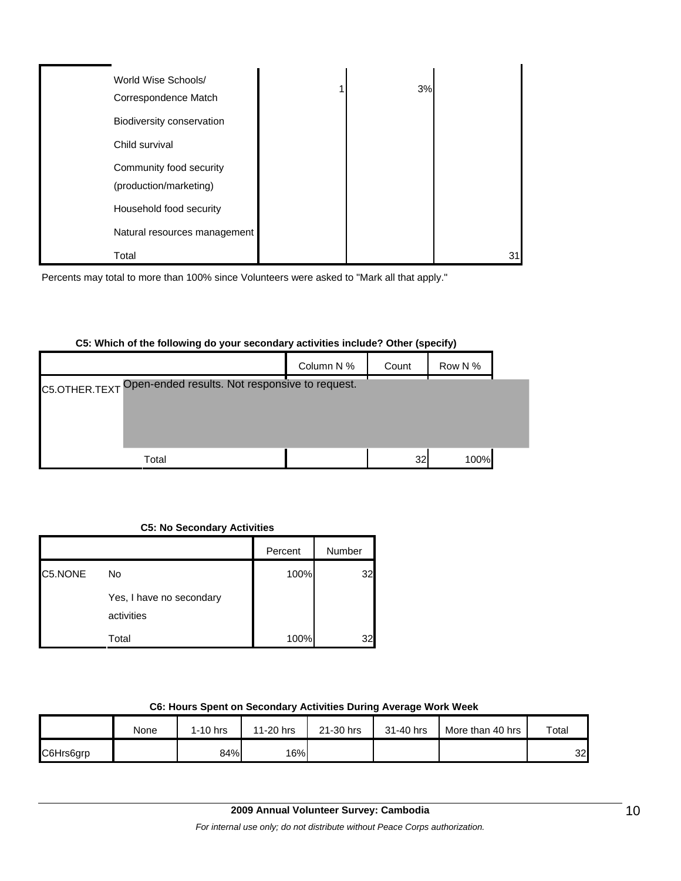| | | | |
|---|---|---|---|
| World Wise Schools/ Correspondence Match | 1 | 3% | |
| Biodiversity conservation | | | |
| Child survival | | | |
| Community food security (production/marketing) | | | |
| Household food security | | | |
| Natural resources management | | | |
| Total | | | 31 |

Percents may total to more than 100% since Volunteers were asked to "Mark all that apply."

**C5: Which of the following do your secondary activities include? Other (specify)**

| | | Column N % | Count | Row N % |
|---|---|---|---|---|
| C5.OTHER.TEXT | Open-ended results. Not responsive to request. | | | |
| | Total | | 32 | 100% |

**C5: No Secondary Activities**

| | | Percent | Number |
|---|---|---|---|
| C5.NONE | No | 100% | 32 |
| | Yes, I have no secondary activities | | |
| | Total | 100% | 32 |

**C6: Hours Spent on Secondary Activities During Average Work Week**

| | None | 1-10 hrs | 11-20 hrs | 21-30 hrs | 31-40 hrs | More than 40 hrs | Total |
|---|---|---|---|---|---|---|---|
| C6Hrs6grp | | 84% | 16% | | | | 32 |

**2009 Annual Volunteer Survey: Cambodia**

*For internal use only; do not distribute without Peace Corps authorization.*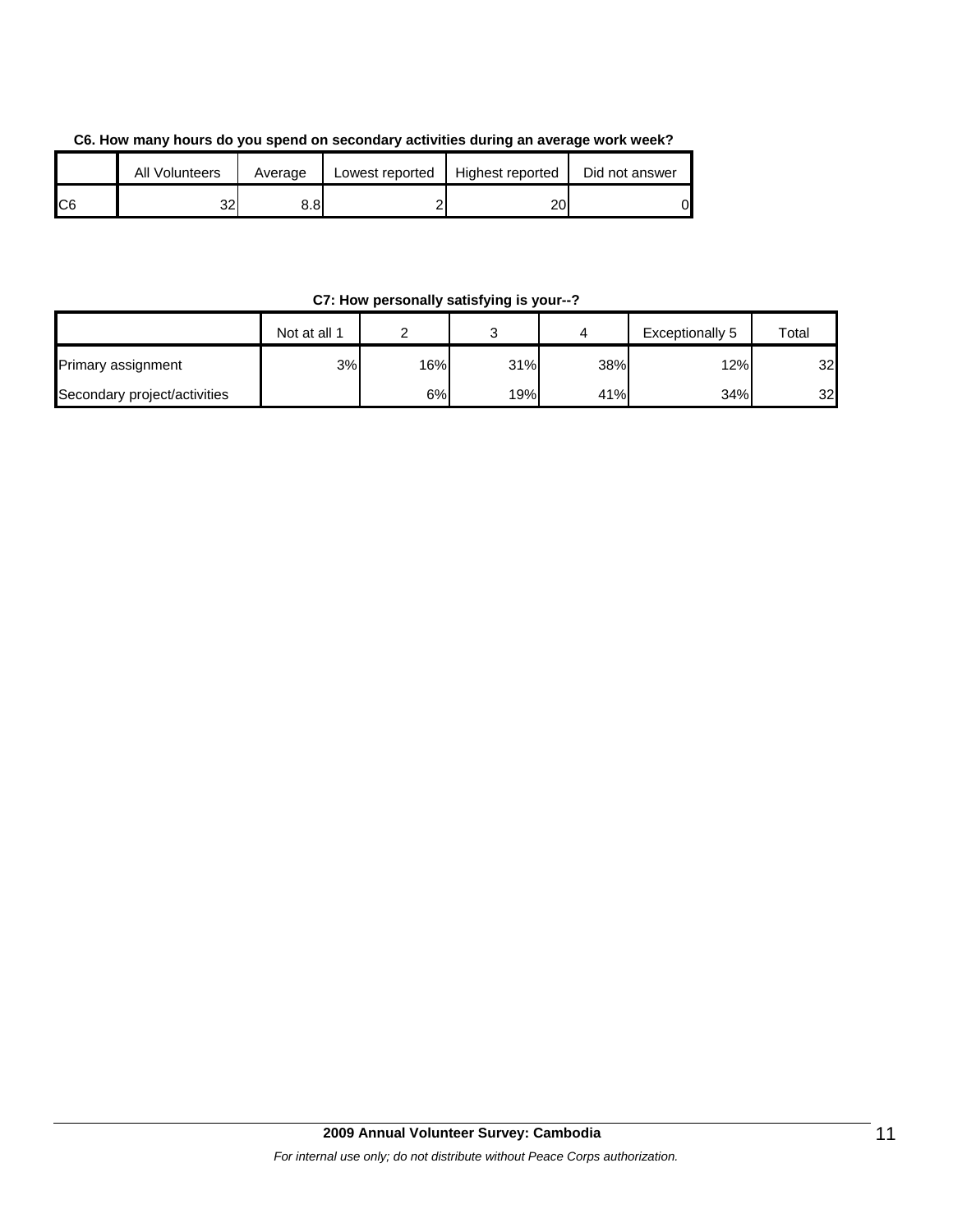**C6. How many hours do you spend on secondary activities during an average work week?**

| | All Volunteers | Average | Lowest reported | Highest reported | Did not answer |
|---|---|---|---|---|---|
| C6 | 32 | 8.8 | 2 | 20 | 0 |

**C7: How personally satisfying is your--?**

| | Not at all 1 | 2 | 3 | 4 | Exceptionally 5 | Total |
|---|---|---|---|---|---|---|
| Primary assignment | 3% | 16% | 31% | 38% | 12% | 32 |
| Secondary project/activities | | 6% | 19% | 41% | 34% | 32 |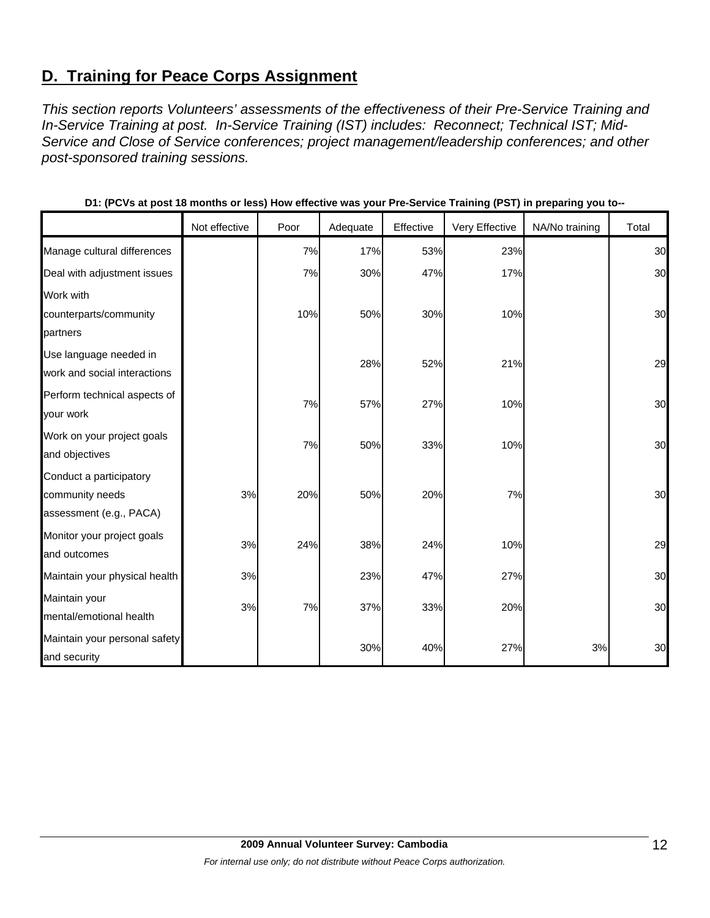## D. Training for Peace Corps Assignment

*This section reports Volunteers' assessments of the effectiveness of their Pre-Service Training and In-Service Training at post. In-Service Training (IST) includes: Reconnect; Technical IST; Mid-Service and Close of Service conferences; project management/leadership conferences; and other post-sponsored training sessions.*

**D1: (PCVs at post 18 months or less) How effective was your Pre-Service Training (PST) in preparing you to--**

| | Not effective | Poor | Adequate | Effective | Very Effective | NA/No training | Total |
|---|---|---|---|---|---|---|---|
| Manage cultural differences | | 7% | 17% | 53% | 23% | | 30 |
| Deal with adjustment issues | | 7% | 30% | 47% | 17% | | 30 |
| Work with counterparts/community partners | | 10% | 50% | 30% | 10% | | 30 |
| Use language needed in work and social interactions | | | 28% | 52% | 21% | | 29 |
| Perform technical aspects of your work | | 7% | 57% | 27% | 10% | | 30 |
| Work on your project goals and objectives | | 7% | 50% | 33% | 10% | | 30 |
| Conduct a participatory community needs assessment (e.g., PACA) | 3% | 20% | 50% | 20% | 7% | | 30 |
| Monitor your project goals and outcomes | 3% | 24% | 38% | 24% | 10% | | 29 |
| Maintain your physical health | 3% | | 23% | 47% | 27% | | 30 |
| Maintain your mental/emotional health | 3% | 7% | 37% | 33% | 20% | | 30 |
| Maintain your personal safety and security | | | 30% | 40% | 27% | 3% | 30 |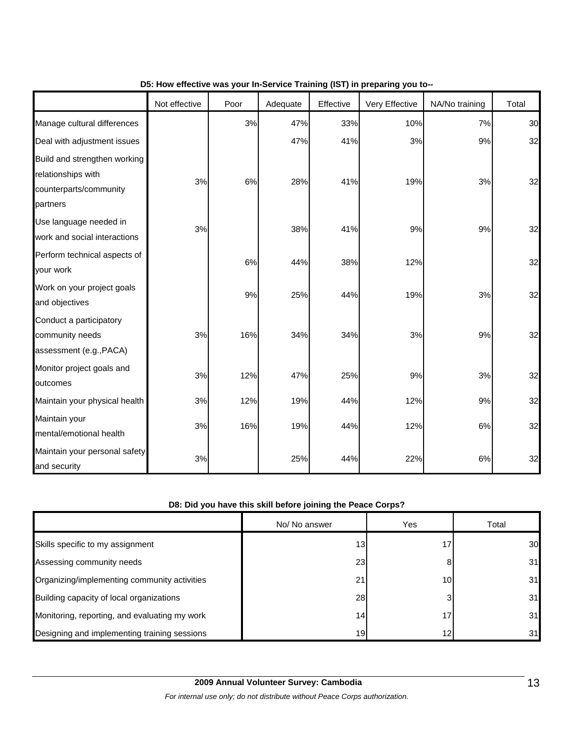**D5: How effective was your In-Service Training (IST) in preparing you to--**

| | Not effective | Poor | Adequate | Effective | Very Effective | NA/No training | Total |
|---|---|---|---|---|---|---|---|
| Manage cultural differences | | 3% | 47% | 33% | 10% | 7% | 30 |
| Deal with adjustment issues | | | 47% | 41% | 3% | 9% | 32 |
| Build and strengthen working relationships with counterparts/community partners | 3% | 6% | 28% | 41% | 19% | 3% | 32 |
| Use language needed in work and social interactions | 3% | | 38% | 41% | 9% | 9% | 32 |
| Perform technical aspects of your work | | 6% | 44% | 38% | 12% | | 32 |
| Work on your project goals and objectives | | 9% | 25% | 44% | 19% | 3% | 32 |
| Conduct a participatory community needs assessment (e.g.,PACA) | 3% | 16% | 34% | 34% | 3% | 9% | 32 |
| Monitor project goals and outcomes | 3% | 12% | 47% | 25% | 9% | 3% | 32 |
| Maintain your physical health | 3% | 12% | 19% | 44% | 12% | 9% | 32 |
| Maintain your mental/emotional health | 3% | 16% | 19% | 44% | 12% | 6% | 32 |
| Maintain your personal safety and security | 3% | | 25% | 44% | 22% | 6% | 32 |

**D8: Did you have this skill before joining the Peace Corps?**

| | No/ No answer | Yes | Total |
|---|---|---|---|
| Skills specific to my assignment | 13 | 17 | 30 |
| Assessing community needs | 23 | 8 | 31 |
| Organizing/implementing community activities | 21 | 10 | 31 |
| Building capacity of local organizations | 28 | 3 | 31 |
| Monitoring, reporting, and evaluating my work | 14 | 17 | 31 |
| Designing and implementing training sessions | 19 | 12 | 31 |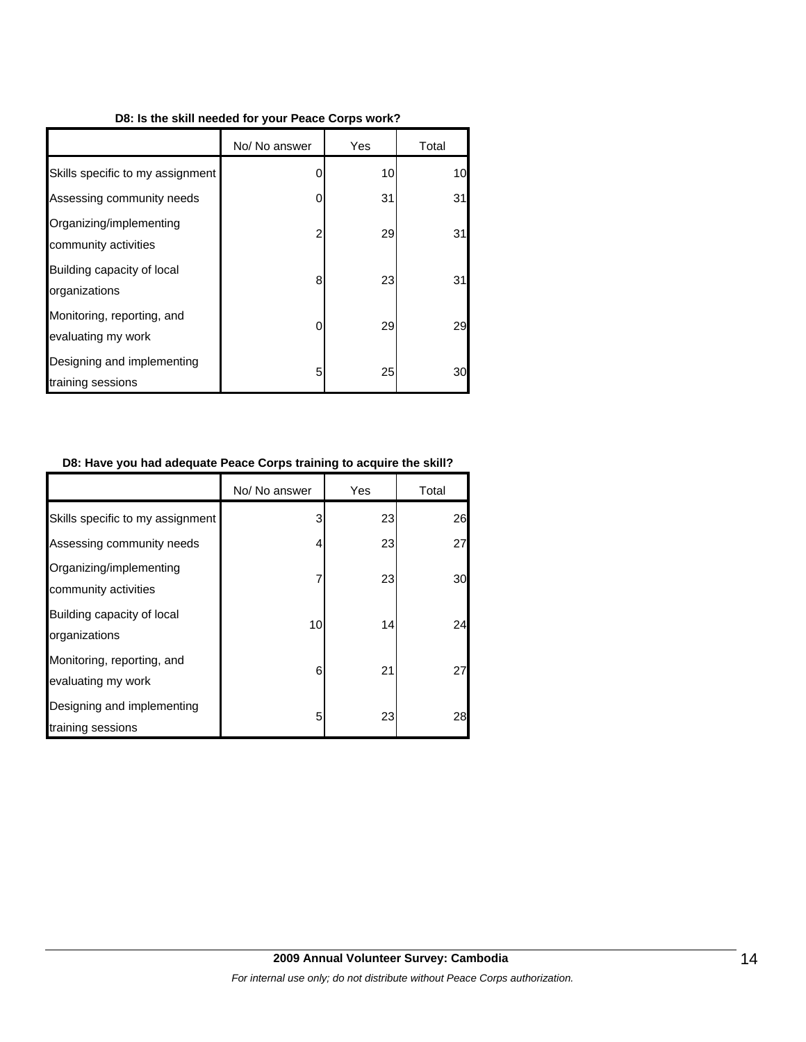**D8: Is the skill needed for your Peace Corps work?**

| | No/ No answer | Yes | Total |
|---|---|---|---|
| Skills specific to my assignment | 0 | 10 | 10 |
| Assessing community needs | 0 | 31 | 31 |
| Organizing/implementing community activities | 2 | 29 | 31 |
| Building capacity of local organizations | 8 | 23 | 31 |
| Monitoring, reporting, and evaluating my work | 0 | 29 | 29 |
| Designing and implementing training sessions | 5 | 25 | 30 |

**D8: Have you had adequate Peace Corps training to acquire the skill?**

| | No/ No answer | Yes | Total |
|---|---|---|---|
| Skills specific to my assignment | 3 | 23 | 26 |
| Assessing community needs | 4 | 23 | 27 |
| Organizing/implementing community activities | 7 | 23 | 30 |
| Building capacity of local organizations | 10 | 14 | 24 |
| Monitoring, reporting, and evaluating my work | 6 | 21 | 27 |
| Designing and implementing training sessions | 5 | 23 | 28 |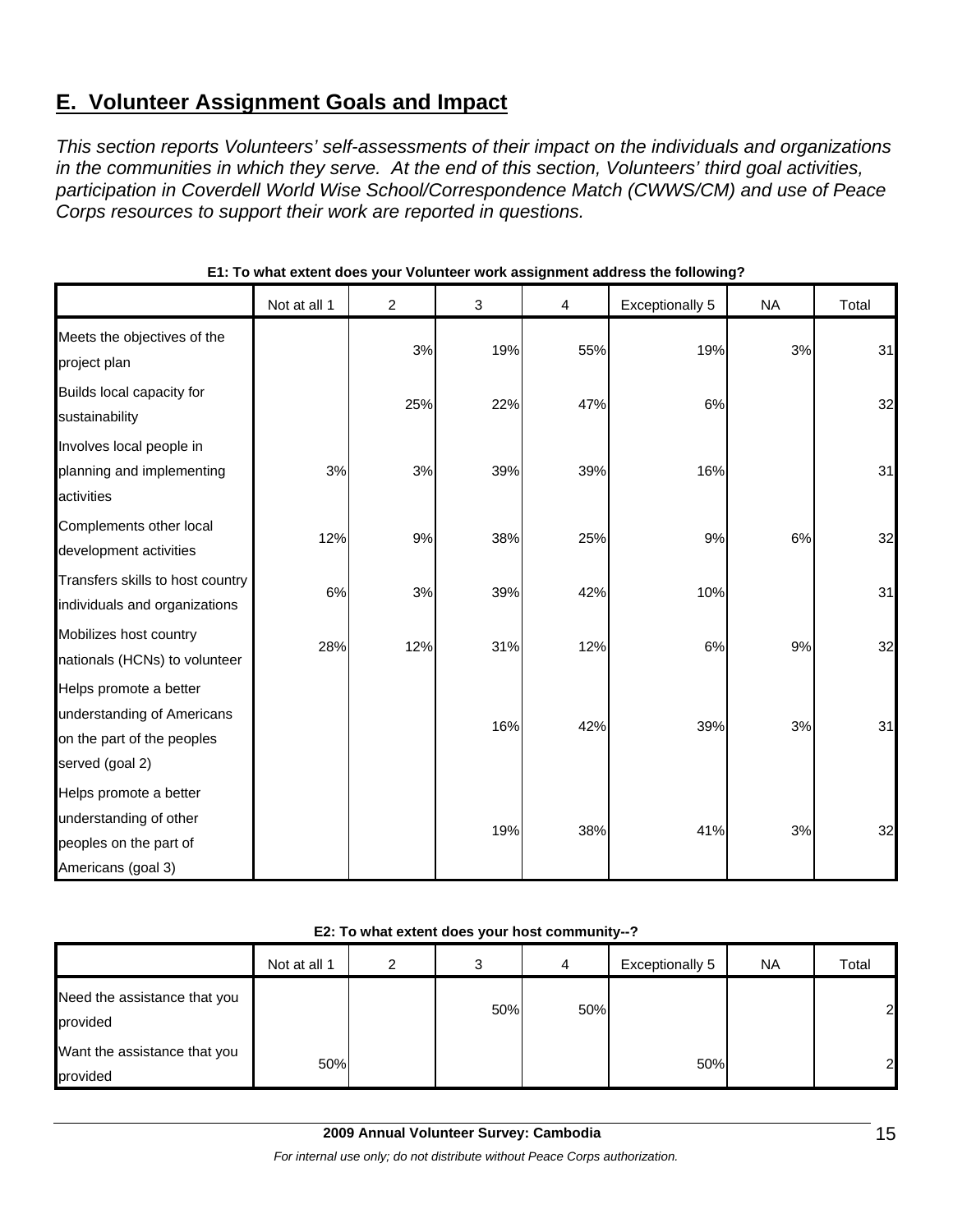## E. Volunteer Assignment Goals and Impact

*This section reports Volunteers' self-assessments of their impact on the individuals and organizations in the communities in which they serve. At the end of this section, Volunteers' third goal activities, participation in Coverdell World Wise School/Correspondence Match (CWWS/CM) and use of Peace Corps resources to support their work are reported in questions.*

**E1: To what extent does your Volunteer work assignment address the following?**

| | Not at all 1 | 2 | 3 | 4 | Exceptionally 5 | NA | Total |
|---|---|---|---|---|---|---|---|
| Meets the objectives of the project plan | | 3% | 19% | 55% | 19% | 3% | 31 |
| Builds local capacity for sustainability | | 25% | 22% | 47% | 6% | | 32 |
| Involves local people in planning and implementing activities | 3% | 3% | 39% | 39% | 16% | | 31 |
| Complements other local development activities | 12% | 9% | 38% | 25% | 9% | 6% | 32 |
| Transfers skills to host country individuals and organizations | 6% | 3% | 39% | 42% | 10% | | 31 |
| Mobilizes host country nationals (HCNs) to volunteer | 28% | 12% | 31% | 12% | 6% | 9% | 32 |
| Helps promote a better understanding of Americans on the part of the peoples served (goal 2) | | | 16% | 42% | 39% | 3% | 31 |
| Helps promote a better understanding of other peoples on the part of Americans (goal 3) | | | 19% | 38% | 41% | 3% | 32 |

**E2: To what extent does your host community--?**

| | Not at all 1 | 2 | 3 | 4 | Exceptionally 5 | NA | Total |
|---|---|---|---|---|---|---|---|
| Need the assistance that you provided | | | 50% | 50% | | | 2 |
| Want the assistance that you provided | 50% | | | | 50% | | 2 |

**2009 Annual Volunteer Survey: Cambodia**

*For internal use only; do not distribute without Peace Corps authorization.*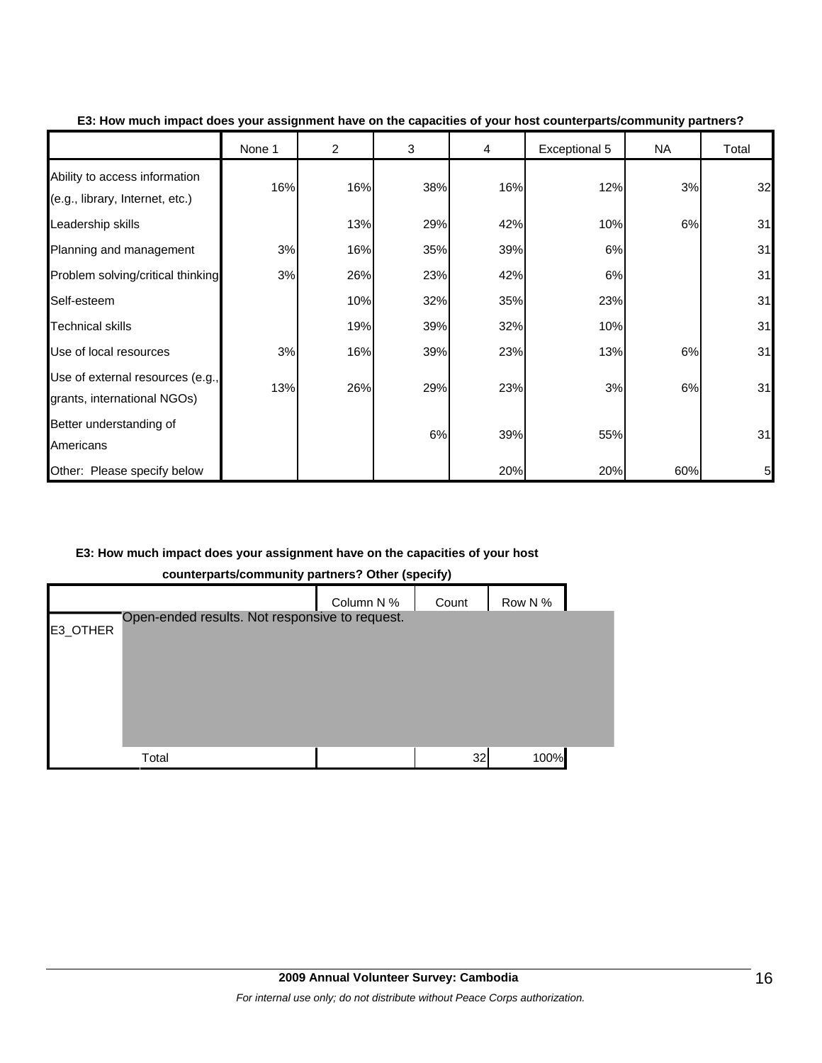**E3: How much impact does your assignment have on the capacities of your host counterparts/community partners?**

| | None 1 | 2 | 3 | 4 | Exceptional 5 | NA | Total |
|---|---|---|---|---|---|---|---|
| Ability to access information (e.g., library, Internet, etc.) | 16% | 16% | 38% | 16% | 12% | 3% | 32 |
| Leadership skills | | 13% | 29% | 42% | 10% | 6% | 31 |
| Planning and management | 3% | 16% | 35% | 39% | 6% | | 31 |
| Problem solving/critical thinking | 3% | 26% | 23% | 42% | 6% | | 31 |
| Self-esteem | | 10% | 32% | 35% | 23% | | 31 |
| Technical skills | | 19% | 39% | 32% | 10% | | 31 |
| Use of local resources | 3% | 16% | 39% | 23% | 13% | 6% | 31 |
| Use of external resources (e.g., grants, international NGOs) | 13% | 26% | 29% | 23% | 3% | 6% | 31 |
| Better understanding of Americans | | | 6% | 39% | 55% | | 31 |
| Other: Please specify below | | | | 20% | 20% | 60% | 5 |

**E3: How much impact does your assignment have on the capacities of your host counterparts/community partners? Other (specify)**

| | | Column N % | Count | Row N % |
|---|---|---|---|---|
| E3_OTHER | Open-ended results. Not responsive to request. | | | |
| | Total | | 32 | 100% |

**2009 Annual Volunteer Survey: Cambodia**

*For internal use only; do not distribute without Peace Corps authorization.*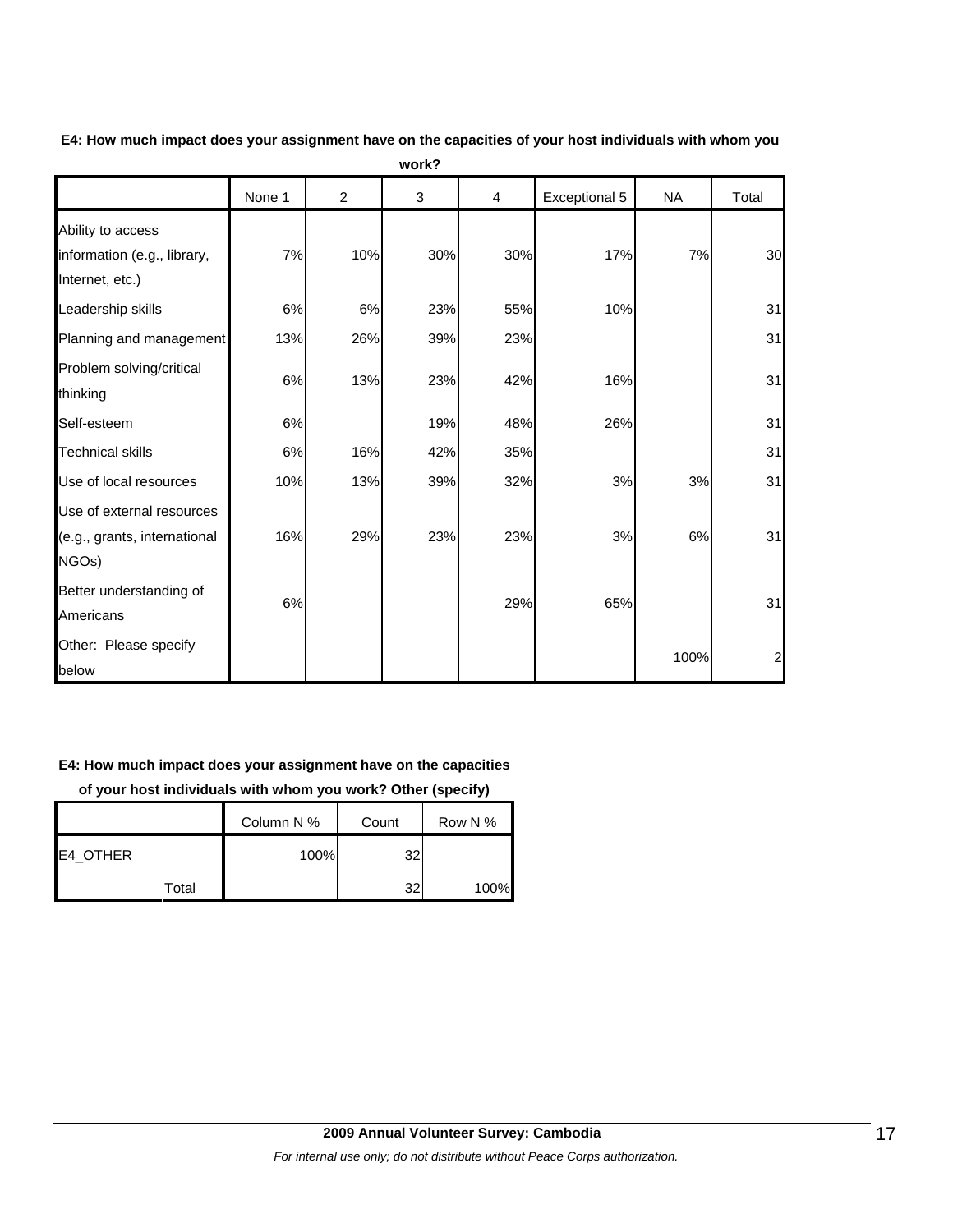**E4: How much impact does your assignment have on the capacities of your host individuals with whom you work?**

| | None 1 | 2 | 3 | 4 | Exceptional 5 | NA | Total |
|---|---|---|---|---|---|---|---|
| Ability to access information (e.g., library, Internet, etc.) | 7% | 10% | 30% | 30% | 17% | 7% | 30 |
| Leadership skills | 6% | 6% | 23% | 55% | 10% | | 31 |
| Planning and management | 13% | 26% | 39% | 23% | | | 31 |
| Problem solving/critical thinking | 6% | 13% | 23% | 42% | 16% | | 31 |
| Self-esteem | 6% | | 19% | 48% | 26% | | 31 |
| Technical skills | 6% | 16% | 42% | 35% | | | 31 |
| Use of local resources | 10% | 13% | 39% | 32% | 3% | 3% | 31 |
| Use of external resources (e.g., grants, international NGOs) | 16% | 29% | 23% | 23% | 3% | 6% | 31 |
| Better understanding of Americans | 6% | | | 29% | 65% | | 31 |
| Other: Please specify below | | | | | | 100% | 2 |

**E4: How much impact does your assignment have on the capacities of your host individuals with whom you work? Other (specify)**

| | | Column N % | Count | Row N % |
|---|---|---|---|---|
| E4_OTHER | | 100% | 32 | |
| | Total | | 32 | 100% |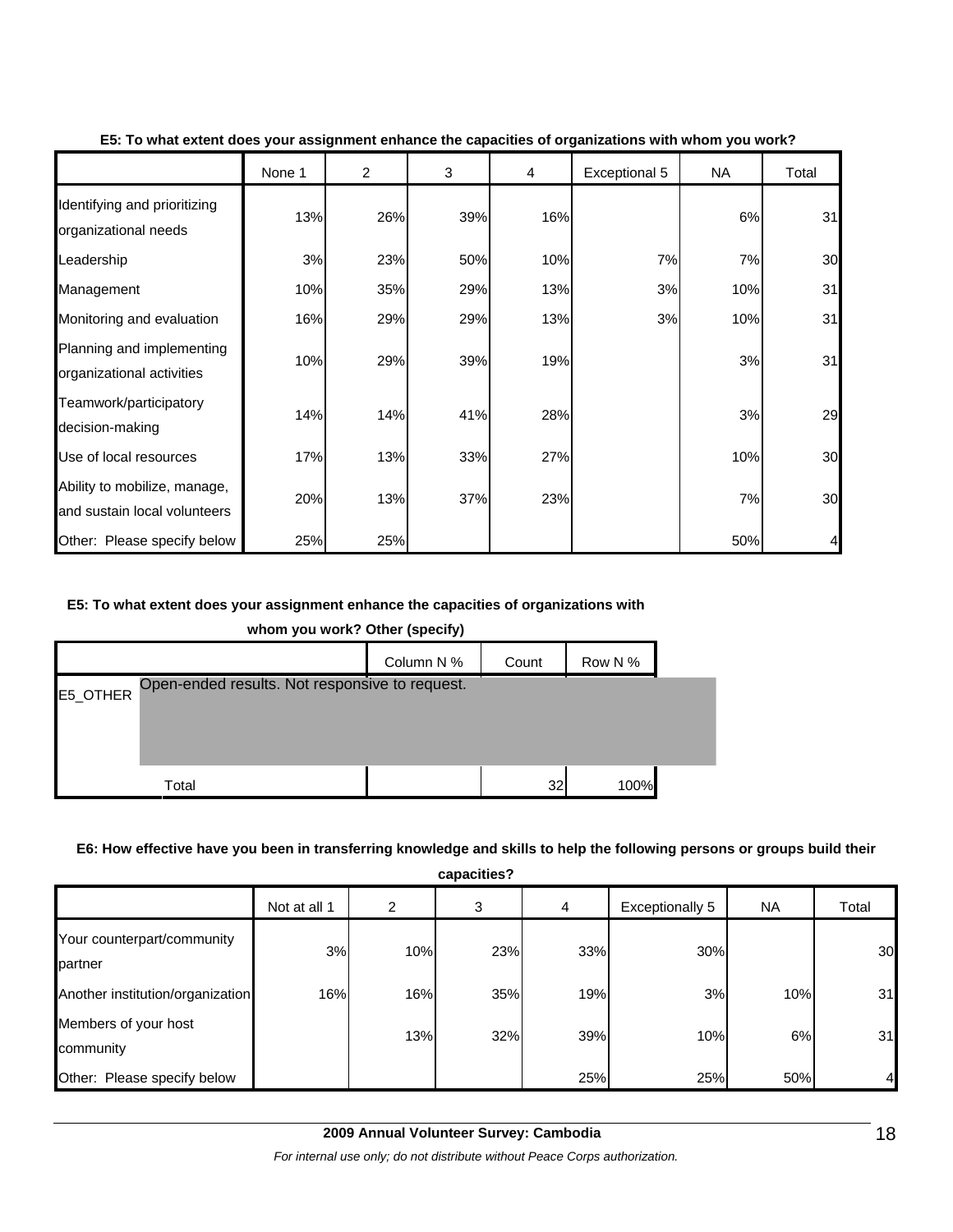**E5: To what extent does your assignment enhance the capacities of organizations with whom you work?**

| | None 1 | 2 | 3 | 4 | Exceptional 5 | NA | Total |
|---|---|---|---|---|---|---|---|
| Identifying and prioritizing organizational needs | 13% | 26% | 39% | 16% | | 6% | 31 |
| Leadership | 3% | 23% | 50% | 10% | 7% | 7% | 30 |
| Management | 10% | 35% | 29% | 13% | 3% | 10% | 31 |
| Monitoring and evaluation | 16% | 29% | 29% | 13% | 3% | 10% | 31 |
| Planning and implementing organizational activities | 10% | 29% | 39% | 19% | | 3% | 31 |
| Teamwork/participatory decision-making | 14% | 14% | 41% | 28% | | 3% | 29 |
| Use of local resources | 17% | 13% | 33% | 27% | | 10% | 30 |
| Ability to mobilize, manage, and sustain local volunteers | 20% | 13% | 37% | 23% | | 7% | 30 |
| Other: Please specify below | 25% | 25% | | | | 50% | 4 |

**E5: To what extent does your assignment enhance the capacities of organizations with whom you work? Other (specify)**

| | | Column N % | Count | Row N % |
|---|---|---|---|---|
| E5_OTHER | Open-ended results. Not responsive to request. | | | |
| | Total | | 32 | 100% |

**E6: How effective have you been in transferring knowledge and skills to help the following persons or groups build their capacities?**

| | Not at all 1 | 2 | 3 | 4 | Exceptionally 5 | NA | Total |
|---|---|---|---|---|---|---|---|
| Your counterpart/community partner | 3% | 10% | 23% | 33% | 30% | | 30 |
| Another institution/organization | 16% | 16% | 35% | 19% | 3% | 10% | 31 |
| Members of your host community | | 13% | 32% | 39% | 10% | 6% | 31 |
| Other: Please specify below | | | | 25% | 25% | 50% | 4 |

2009 Annual Volunteer Survey: Cambodia

*For internal use only; do not distribute without Peace Corps authorization.*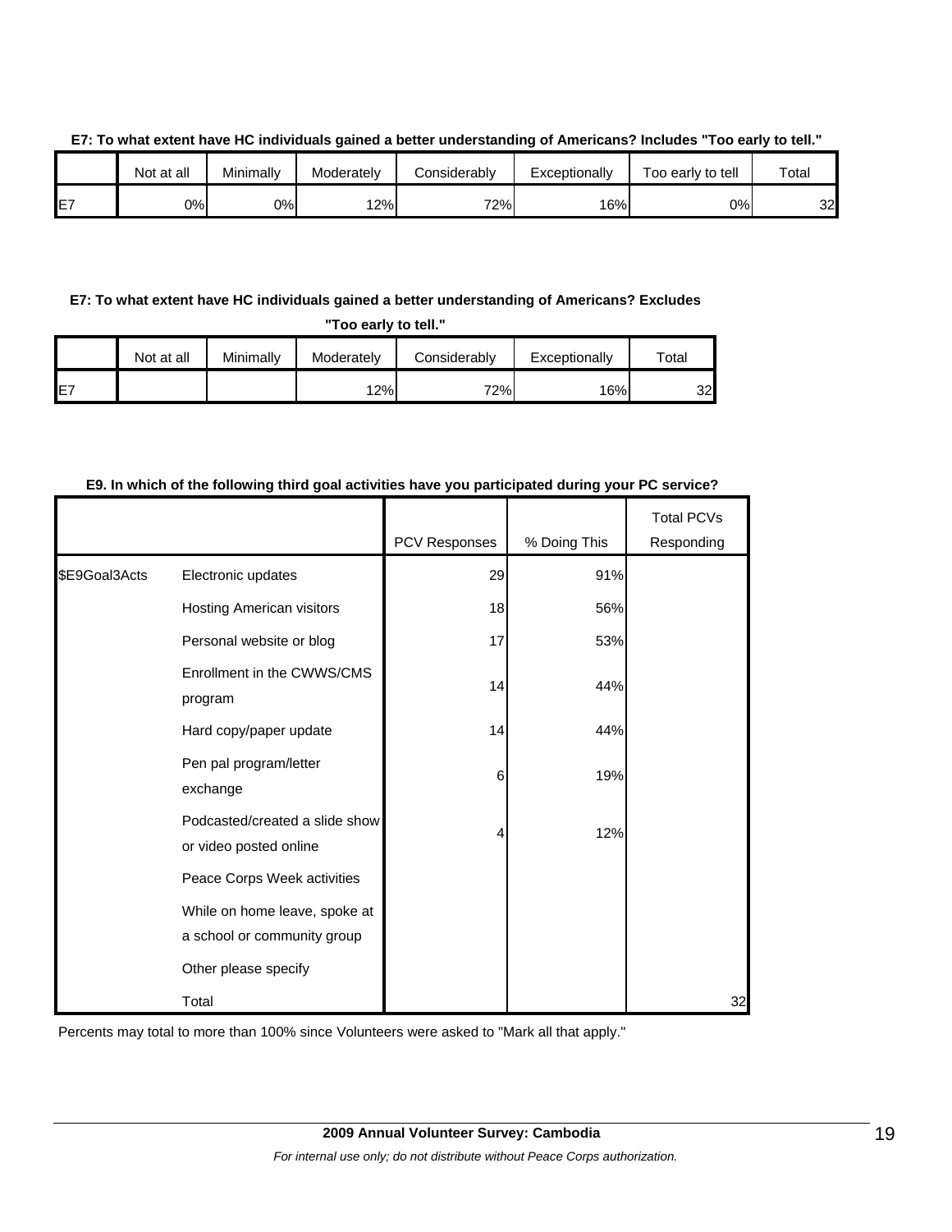**E7: To what extent have HC individuals gained a better understanding of Americans? Includes "Too early to tell."**

| | Not at all | Minimally | Moderately | Considerably | Exceptionally | Too early to tell | Total |
|---|---|---|---|---|---|---|---|
| E7 | 0% | 0% | 12% | 72% | 16% | 0% | 32 |

**E7: To what extent have HC individuals gained a better understanding of Americans? Excludes "Too early to tell."**

| | Not at all | Minimally | Moderately | Considerably | Exceptionally | Total |
|---|---|---|---|---|---|---|
| E7 | | | 12% | 72% | 16% | 32 |

**E9. In which of the following third goal activities have you participated during your PC service?**

| | | PCV Responses | % Doing This | Total PCVs Responding |
|---|---|---|---|---|
| $E9Goal3Acts | Electronic updates | 29 | 91% | |
| | Hosting American visitors | 18 | 56% | |
| | Personal website or blog | 17 | 53% | |
| | Enrollment in the CWWS/CMS program | 14 | 44% | |
| | Hard copy/paper update | 14 | 44% | |
| | Pen pal program/letter exchange | 6 | 19% | |
| | Podcasted/created a slide show or video posted online | 4 | 12% | |
| | Peace Corps Week activities | | | |
| | While on home leave, spoke at a school or community group | | | |
| | Other please specify | | | |
| | Total | | | 32 |

Percents may total to more than 100% since Volunteers were asked to "Mark all that apply."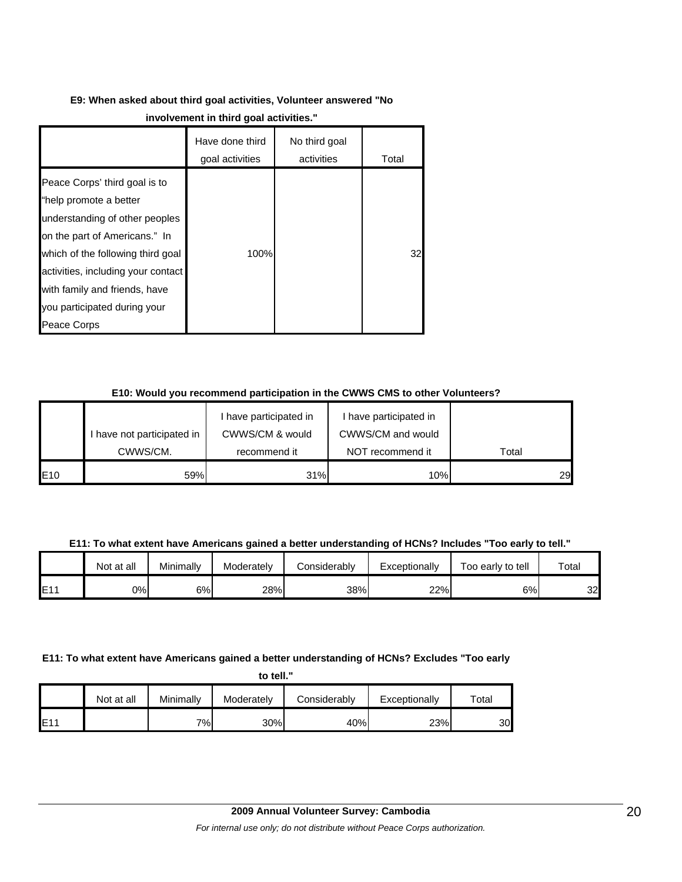**E9: When asked about third goal activities, Volunteer answered "No involvement in third goal activities."**

| | Have done third goal activities | No third goal activities | Total |
|---|---|---|---|
| Peace Corps' third goal is to "help promote a better understanding of other peoples on the part of Americans." In which of the following third goal activities, including your contact with family and friends, have you participated during your Peace Corps | 100% | | 32 |

**E10: Would you recommend participation in the CWWS CMS to other Volunteers?**

| | I have not participated in CWWS/CM. | I have participated in CWWS/CM & would recommend it | I have participated in CWWS/CM and would NOT recommend it | Total |
|---|---|---|---|---|
| E10 | 59% | 31% | 10% | 29 |

**E11: To what extent have Americans gained a better understanding of HCNs? Includes "Too early to tell."**

| | Not at all | Minimally | Moderately | Considerably | Exceptionally | Too early to tell | Total |
|---|---|---|---|---|---|---|---|
| E11 | 0% | 6% | 28% | 38% | 22% | 6% | 32 |

**E11: To what extent have Americans gained a better understanding of HCNs? Excludes "Too early to tell."**

| | Not at all | Minimally | Moderately | Considerably | Exceptionally | Total |
|---|---|---|---|---|---|---|
| E11 | | 7% | 30% | 40% | 23% | 30 |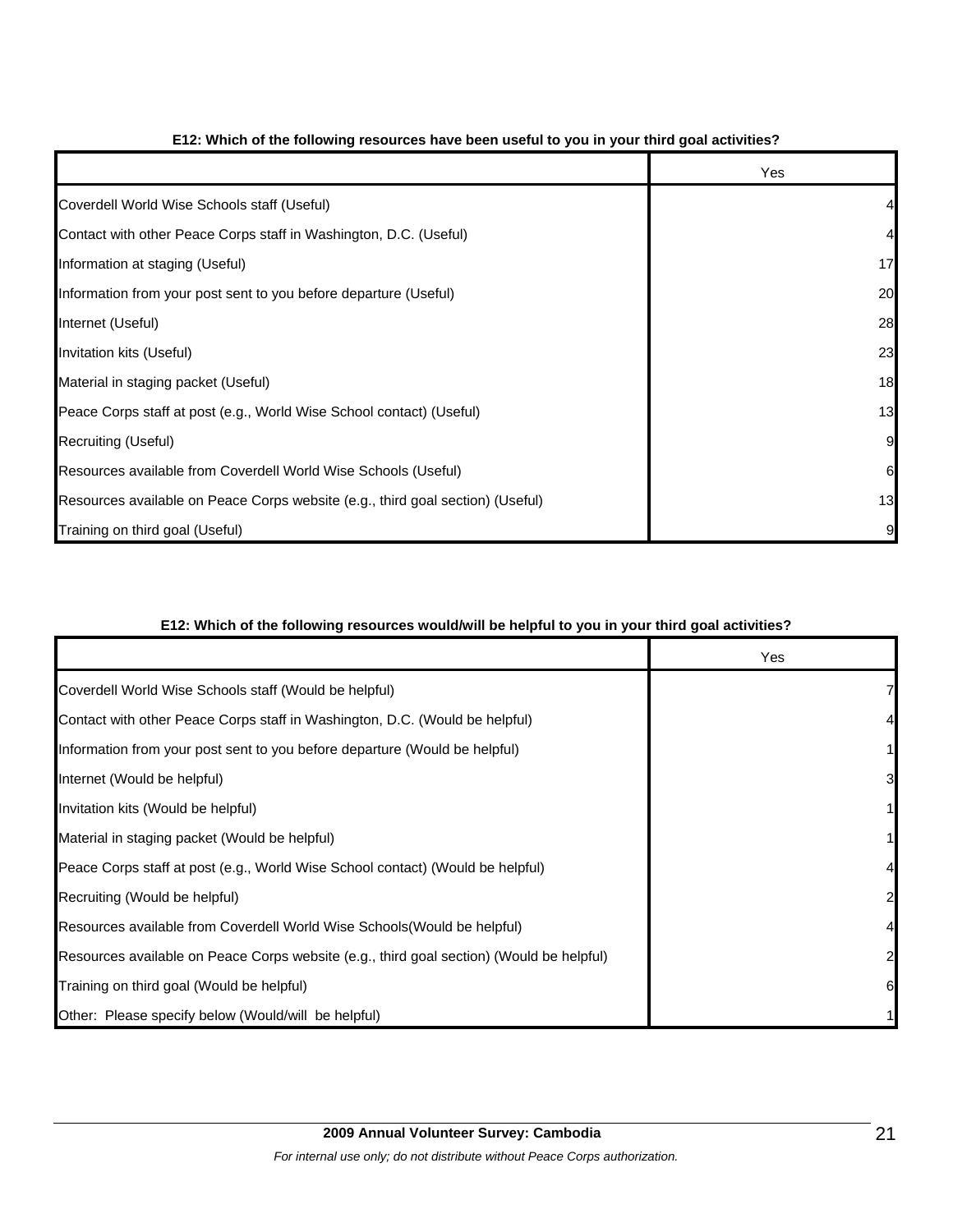**E12: Which of the following resources have been useful to you in your third goal activities?**

| | Yes |
|---|---|
| Coverdell World Wise Schools staff (Useful) | 4 |
| Contact with other Peace Corps staff in Washington, D.C. (Useful) | 4 |
| Information at staging (Useful) | 17 |
| Information from your post sent to you before departure (Useful) | 20 |
| Internet (Useful) | 28 |
| Invitation kits (Useful) | 23 |
| Material in staging packet (Useful) | 18 |
| Peace Corps staff at post (e.g., World Wise School contact) (Useful) | 13 |
| Recruiting (Useful) | 9 |
| Resources available from Coverdell World Wise Schools (Useful) | 6 |
| Resources available on Peace Corps website (e.g., third goal section) (Useful) | 13 |
| Training on third goal (Useful) | 9 |

**E12: Which of the following resources would/will be helpful to you in your third goal activities?**

| | Yes |
|---|---|
| Coverdell World Wise Schools staff (Would be helpful) | 7 |
| Contact with other Peace Corps staff in Washington, D.C. (Would be helpful) | 4 |
| Information from your post sent to you before departure (Would be helpful) | 1 |
| Internet (Would be helpful) | 3 |
| Invitation kits (Would be helpful) | 1 |
| Material in staging packet (Would be helpful) | 1 |
| Peace Corps staff at post (e.g., World Wise School contact) (Would be helpful) | 4 |
| Recruiting (Would be helpful) | 2 |
| Resources available from Coverdell World Wise Schools(Would be helpful) | 4 |
| Resources available on Peace Corps website (e.g., third goal section) (Would be helpful) | 2 |
| Training on third goal (Would be helpful) | 6 |
| Other: Please specify below (Would/will be helpful) | 1 |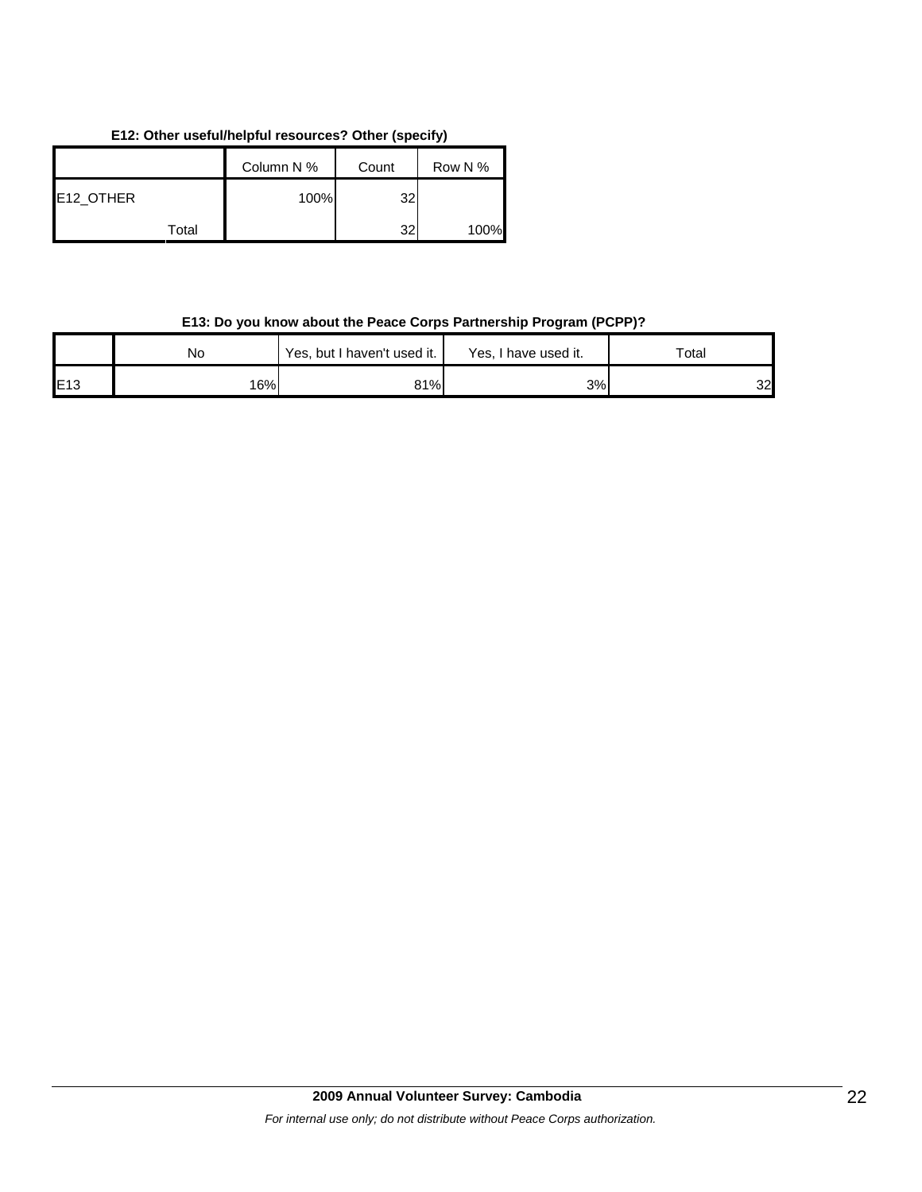**E12: Other useful/helpful resources? Other (specify)**

| | | Column N % | Count | Row N % |
|---|---|---|---|---|
| E12_OTHER | | 100% | 32 | |
| | Total | | 32 | 100% |

**E13: Do you know about the Peace Corps Partnership Program (PCPP)?**

| | No | Yes, but I haven't used it. | Yes, I have used it. | Total |
|---|---|---|---|---|
| E13 | 16% | 81% | 3% | 32 |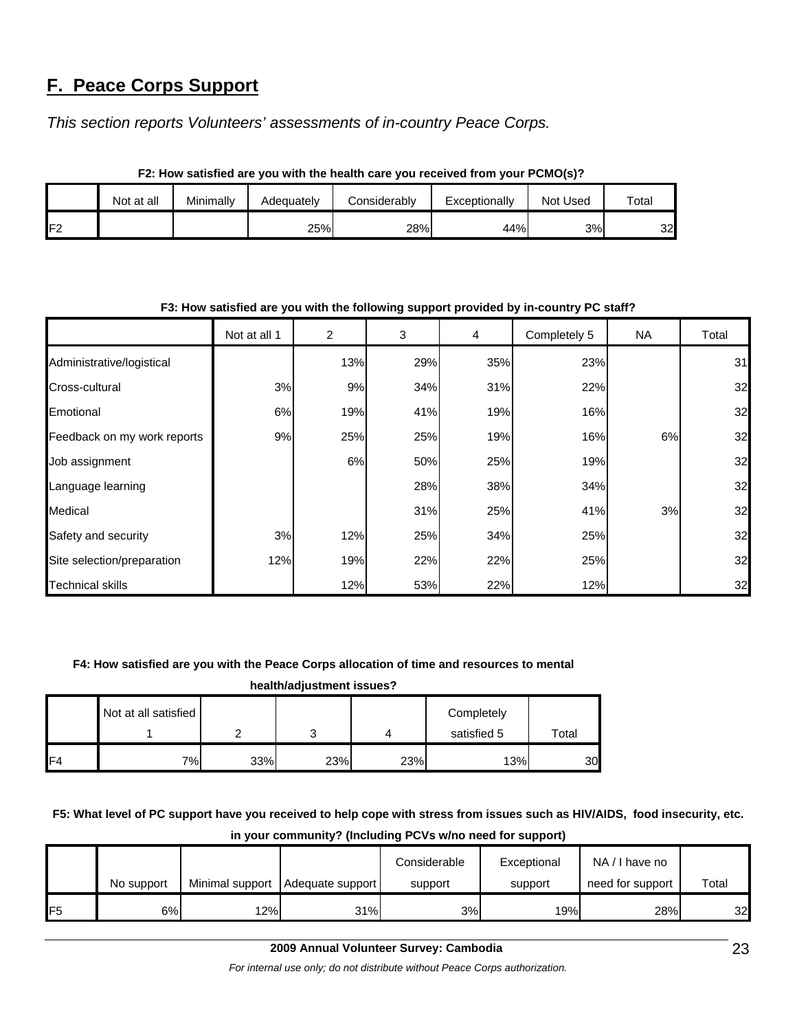## F. Peace Corps Support

*This section reports Volunteers' assessments of in-country Peace Corps.*

**F2: How satisfied are you with the health care you received from your PCMO(s)?**

| | Not at all | Minimally | Adequately | Considerably | Exceptionally | Not Used | Total |
|---|---|---|---|---|---|---|---|
| F2 | | | 25% | 28% | 44% | 3% | 32 |

**F3: How satisfied are you with the following support provided by in-country PC staff?**

| | Not at all 1 | 2 | 3 | 4 | Completely 5 | NA | Total |
|---|---|---|---|---|---|---|---|
| Administrative/logistical | | 13% | 29% | 35% | 23% | | 31 |
| Cross-cultural | 3% | 9% | 34% | 31% | 22% | | 32 |
| Emotional | 6% | 19% | 41% | 19% | 16% | | 32 |
| Feedback on my work reports | 9% | 25% | 25% | 19% | 16% | 6% | 32 |
| Job assignment | | 6% | 50% | 25% | 19% | | 32 |
| Language learning | | | 28% | 38% | 34% | | 32 |
| Medical | | | 31% | 25% | 41% | 3% | 32 |
| Safety and security | 3% | 12% | 25% | 34% | 25% | | 32 |
| Site selection/preparation | 12% | 19% | 22% | 22% | 25% | | 32 |
| Technical skills | | 12% | 53% | 22% | 12% | | 32 |

**F4: How satisfied are you with the Peace Corps allocation of time and resources to mental health/adjustment issues?**

| | Not at all satisfied 1 | 2 | 3 | 4 | Completely satisfied 5 | Total |
|---|---|---|---|---|---|---|
| F4 | 7% | 33% | 23% | 23% | 13% | 30 |

**F5: What level of PC support have you received to help cope with stress from issues such as HIV/AIDS, food insecurity, etc. in your community? (Including PCVs w/no need for support)**

| | No support | Minimal support | Adequate support | Considerable support | Exceptional support | NA / I have no need for support | Total |
|---|---|---|---|---|---|---|---|
| F5 | 6% | 12% | 31% | 3% | 19% | 28% | 32 |

**2009 Annual Volunteer Survey: Cambodia**

*For internal use only; do not distribute without Peace Corps authorization.*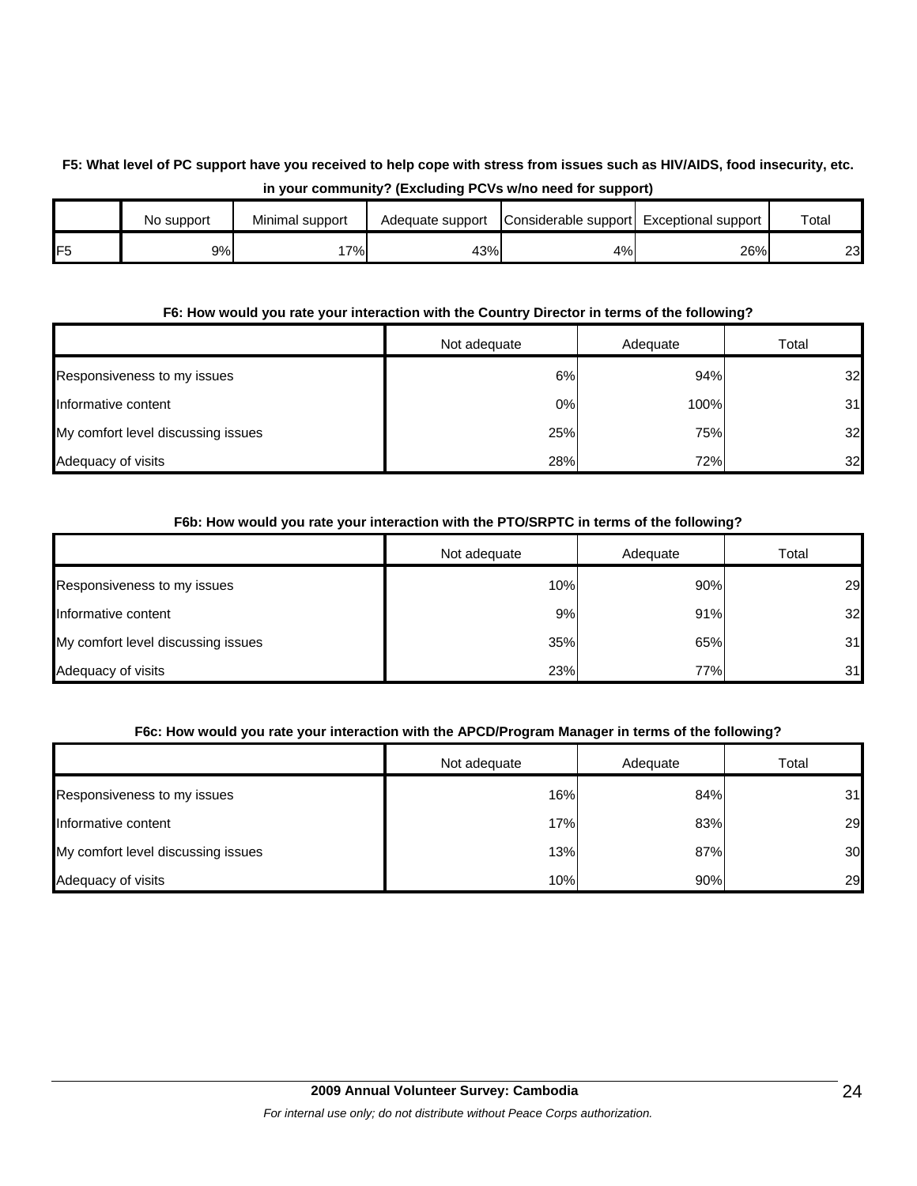**F5: What level of PC support have you received to help cope with stress from issues such as HIV/AIDS, food insecurity, etc. in your community? (Excluding PCVs w/no need for support)**

| | No support | Minimal support | Adequate support | Considerable support | Exceptional support | Total |
|---|---|---|---|---|---|---|
| F5 | 9% | 17% | 43% | 4% | 26% | 23 |

**F6: How would you rate your interaction with the Country Director in terms of the following?**

| | Not adequate | Adequate | Total |
|---|---|---|---|
| Responsiveness to my issues | 6% | 94% | 32 |
| Informative content | 0% | 100% | 31 |
| My comfort level discussing issues | 25% | 75% | 32 |
| Adequacy of visits | 28% | 72% | 32 |

**F6b: How would you rate your interaction with the PTO/SRPTC in terms of the following?**

| | Not adequate | Adequate | Total |
|---|---|---|---|
| Responsiveness to my issues | 10% | 90% | 29 |
| Informative content | 9% | 91% | 32 |
| My comfort level discussing issues | 35% | 65% | 31 |
| Adequacy of visits | 23% | 77% | 31 |

**F6c: How would you rate your interaction with the APCD/Program Manager in terms of the following?**

| | Not adequate | Adequate | Total |
|---|---|---|---|
| Responsiveness to my issues | 16% | 84% | 31 |
| Informative content | 17% | 83% | 29 |
| My comfort level discussing issues | 13% | 87% | 30 |
| Adequacy of visits | 10% | 90% | 29 |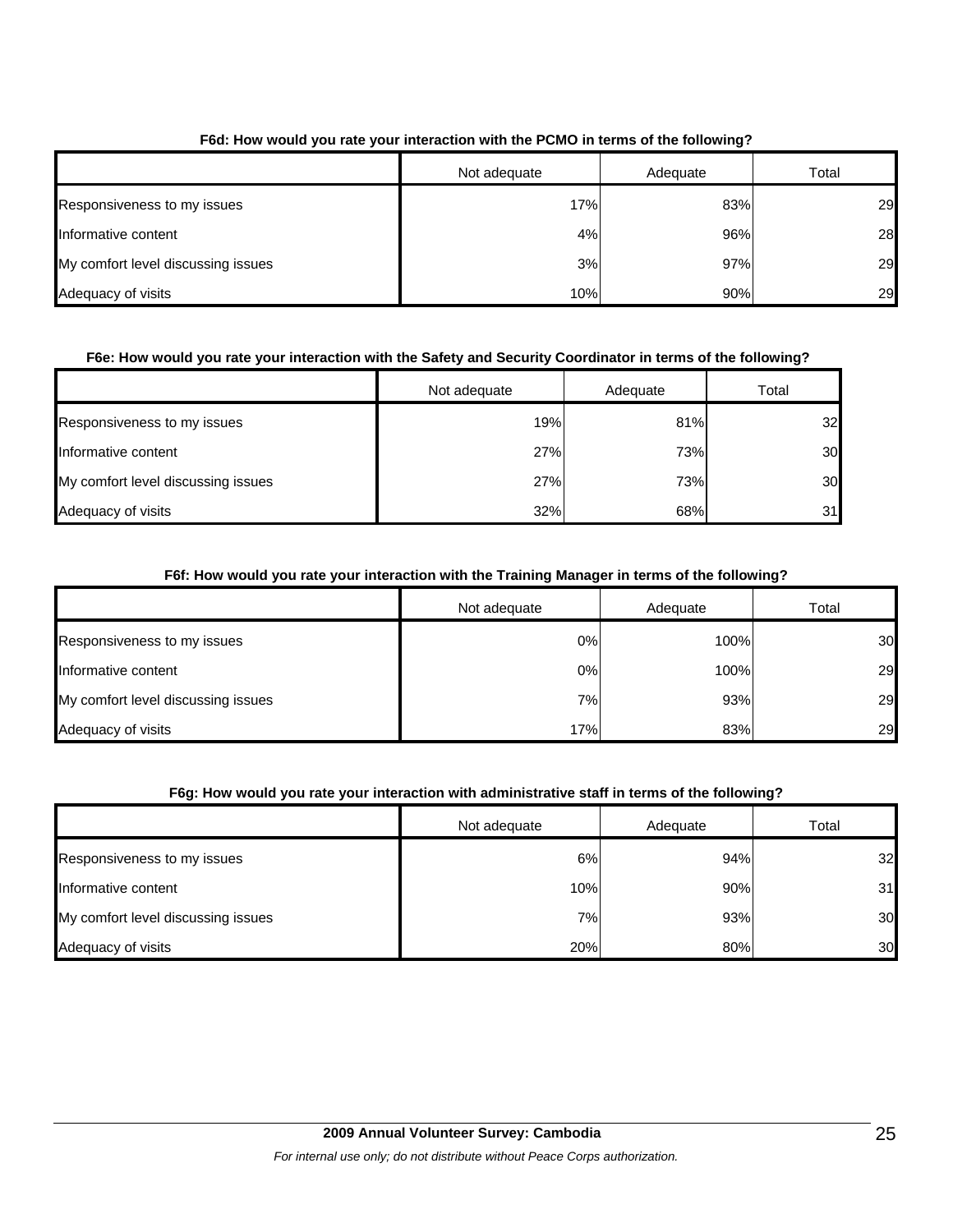**F6d: How would you rate your interaction with the PCMO in terms of the following?**

| | Not adequate | Adequate | Total |
|---|---|---|---|
| Responsiveness to my issues | 17% | 83% | 29 |
| Informative content | 4% | 96% | 28 |
| My comfort level discussing issues | 3% | 97% | 29 |
| Adequacy of visits | 10% | 90% | 29 |

**F6e: How would you rate your interaction with the Safety and Security Coordinator in terms of the following?**

| | Not adequate | Adequate | Total |
|---|---|---|---|
| Responsiveness to my issues | 19% | 81% | 32 |
| Informative content | 27% | 73% | 30 |
| My comfort level discussing issues | 27% | 73% | 30 |
| Adequacy of visits | 32% | 68% | 31 |

**F6f: How would you rate your interaction with the Training Manager in terms of the following?**

| | Not adequate | Adequate | Total |
|---|---|---|---|
| Responsiveness to my issues | 0% | 100% | 30 |
| Informative content | 0% | 100% | 29 |
| My comfort level discussing issues | 7% | 93% | 29 |
| Adequacy of visits | 17% | 83% | 29 |

**F6g: How would you rate your interaction with administrative staff in terms of the following?**

| | Not adequate | Adequate | Total |
|---|---|---|---|
| Responsiveness to my issues | 6% | 94% | 32 |
| Informative content | 10% | 90% | 31 |
| My comfort level discussing issues | 7% | 93% | 30 |
| Adequacy of visits | 20% | 80% | 30 |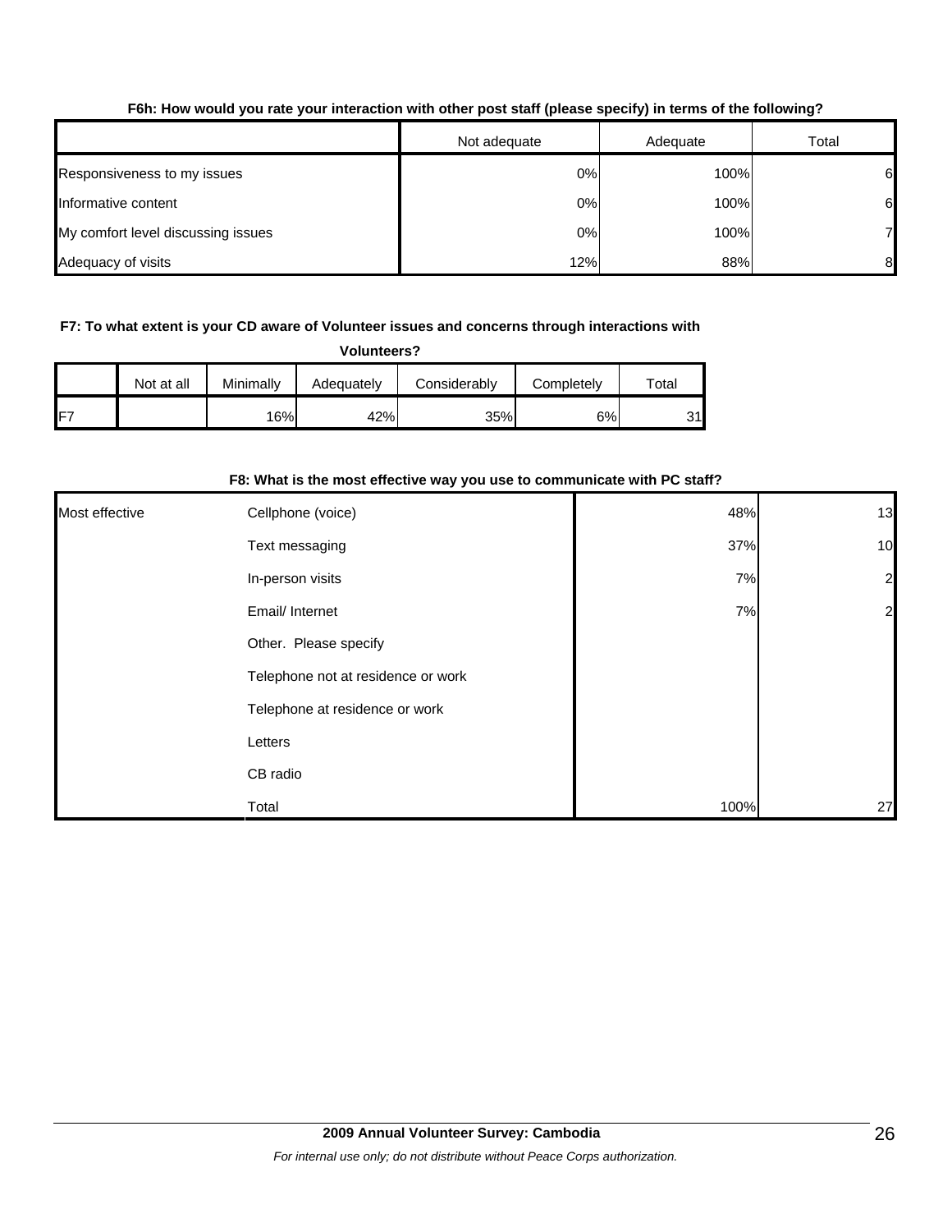**F6h: How would you rate your interaction with other post staff (please specify) in terms of the following?**

| | Not adequate | Adequate | Total |
|---|---|---|---|
| Responsiveness to my issues | 0% | 100% | 6 |
| Informative content | 0% | 100% | 6 |
| My comfort level discussing issues | 0% | 100% | 7 |
| Adequacy of visits | 12% | 88% | 8 |

**F7: To what extent is your CD aware of Volunteer issues and concerns through interactions with Volunteers?**

| | Not at all | Minimally | Adequately | Considerably | Completely | Total |
|---|---|---|---|---|---|---|
| F7 | | 16% | 42% | 35% | 6% | 31 |

**F8: What is the most effective way you use to communicate with PC staff?**

| | | | |
|---|---|---|---|
| Most effective | Cellphone (voice) | 48% | 13 |
| | Text messaging | 37% | 10 |
| | In-person visits | 7% | 2 |
| | Email/ Internet | 7% | 2 |
| | Other. Please specify | | |
| | Telephone not at residence or work | | |
| | Telephone at residence or work | | |
| | Letters | | |
| | CB radio | | |
| | Total | 100% | 27 |

**2009 Annual Volunteer Survey: Cambodia**

*For internal use only; do not distribute without Peace Corps authorization.*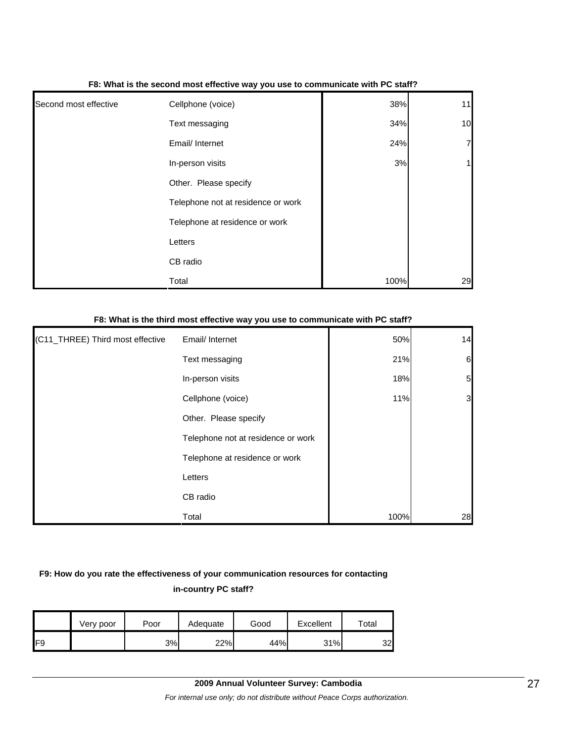**F8: What is the second most effective way you use to communicate with PC staff?**

| | | | |
|---|---|---|---|
| Second most effective | Cellphone (voice) | 38% | 11 |
| | Text messaging | 34% | 10 |
| | Email/ Internet | 24% | 7 |
| | In-person visits | 3% | 1 |
| | Other. Please specify | | |
| | Telephone not at residence or work | | |
| | Telephone at residence or work | | |
| | Letters | | |
| | CB radio | | |
| | Total | 100% | 29 |

**F8: What is the third most effective way you use to communicate with PC staff?**

| | | | |
|---|---|---|---|
| (C11_THREE) Third most effective | Email/ Internet | 50% | 14 |
| | Text messaging | 21% | 6 |
| | In-person visits | 18% | 5 |
| | Cellphone (voice) | 11% | 3 |
| | Other. Please specify | | |
| | Telephone not at residence or work | | |
| | Telephone at residence or work | | |
| | Letters | | |
| | CB radio | | |
| | Total | 100% | 28 |

**F9: How do you rate the effectiveness of your communication resources for contacting in-country PC staff?**

| | Very poor | Poor | Adequate | Good | Excellent | Total |
|---|---|---|---|---|---|---|
| F9 | | 3% | 22% | 44% | 31% | 32 |

**2009 Annual Volunteer Survey: Cambodia**

*For internal use only; do not distribute without Peace Corps authorization.*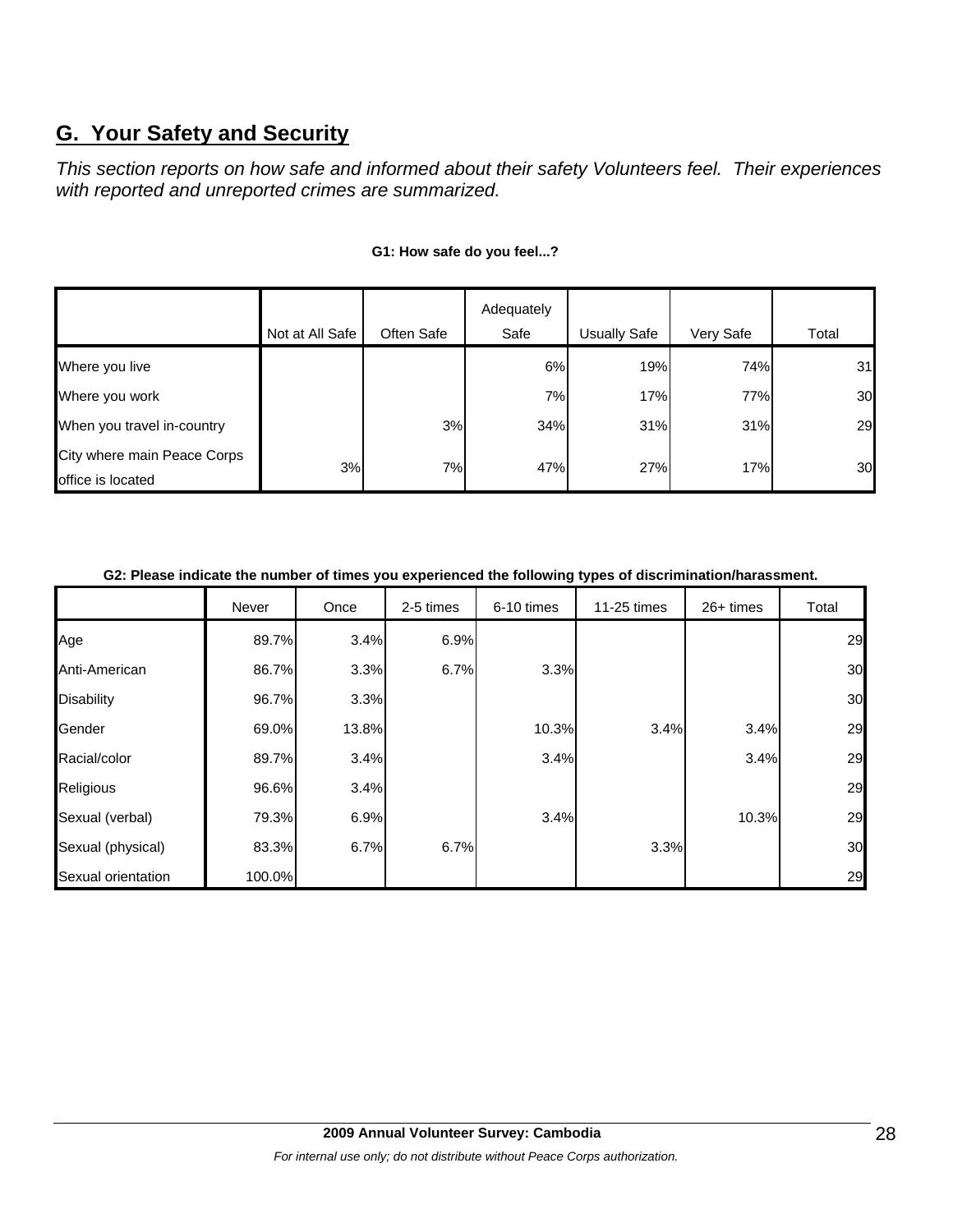## G. Your Safety and Security

*This section reports on how safe and informed about their safety Volunteers feel. Their experiences with reported and unreported crimes are summarized.*

**G1: How safe do you feel...?**

| | Not at All Safe | Often Safe | Adequately Safe | Usually Safe | Very Safe | Total |
|---|---|---|---|---|---|---|
| Where you live | | | 6% | 19% | 74% | 31 |
| Where you work | | | 7% | 17% | 77% | 30 |
| When you travel in-country | | 3% | 34% | 31% | 31% | 29 |
| City where main Peace Corps office is located | 3% | 7% | 47% | 27% | 17% | 30 |

**G2: Please indicate the number of times you experienced the following types of discrimination/harassment.**

| | Never | Once | 2-5 times | 6-10 times | 11-25 times | 26+ times | Total |
|---|---|---|---|---|---|---|---|
| Age | 89.7% | 3.4% | 6.9% | | | | 29 |
| Anti-American | 86.7% | 3.3% | 6.7% | 3.3% | | | 30 |
| Disability | 96.7% | 3.3% | | | | | 30 |
| Gender | 69.0% | 13.8% | | 10.3% | 3.4% | 3.4% | 29 |
| Racial/color | 89.7% | 3.4% | | 3.4% | | 3.4% | 29 |
| Religious | 96.6% | 3.4% | | | | | 29 |
| Sexual (verbal) | 79.3% | 6.9% | | 3.4% | | 10.3% | 29 |
| Sexual (physical) | 83.3% | 6.7% | 6.7% | | 3.3% | | 30 |
| Sexual orientation | 100.0% | | | | | | 29 |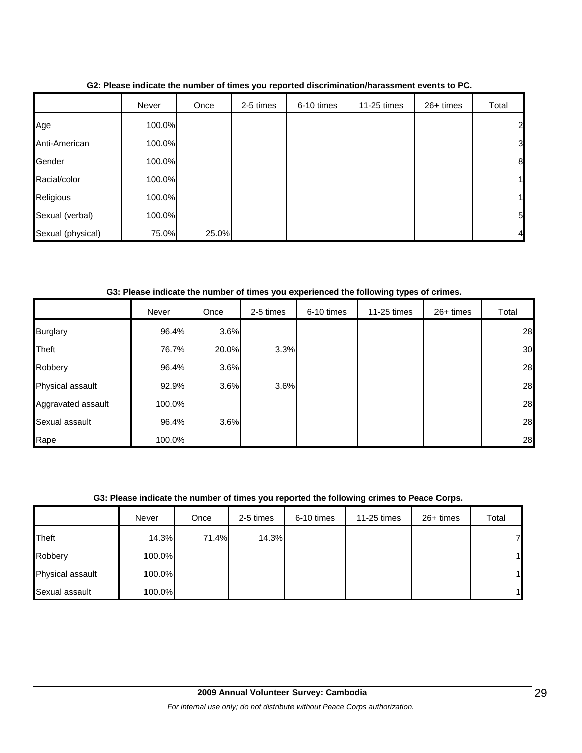**G2: Please indicate the number of times you reported discrimination/harassment events to PC.**

| | Never | Once | 2-5 times | 6-10 times | 11-25 times | 26+ times | Total |
|---|---|---|---|---|---|---|---|
| Age | 100.0% | | | | | | 2 |
| Anti-American | 100.0% | | | | | | 3 |
| Gender | 100.0% | | | | | | 8 |
| Racial/color | 100.0% | | | | | | 1 |
| Religious | 100.0% | | | | | | 1 |
| Sexual (verbal) | 100.0% | | | | | | 5 |
| Sexual (physical) | 75.0% | 25.0% | | | | | 4 |

**G3: Please indicate the number of times you experienced the following types of crimes.**

| | Never | Once | 2-5 times | 6-10 times | 11-25 times | 26+ times | Total |
|---|---|---|---|---|---|---|---|
| Burglary | 96.4% | 3.6% | | | | | 28 |
| Theft | 76.7% | 20.0% | 3.3% | | | | 30 |
| Robbery | 96.4% | 3.6% | | | | | 28 |
| Physical assault | 92.9% | 3.6% | 3.6% | | | | 28 |
| Aggravated assault | 100.0% | | | | | | 28 |
| Sexual assault | 96.4% | 3.6% | | | | | 28 |
| Rape | 100.0% | | | | | | 28 |

**G3: Please indicate the number of times you reported the following crimes to Peace Corps.**

| | Never | Once | 2-5 times | 6-10 times | 11-25 times | 26+ times | Total |
|---|---|---|---|---|---|---|---|
| Theft | 14.3% | 71.4% | 14.3% | | | | 7 |
| Robbery | 100.0% | | | | | | 1 |
| Physical assault | 100.0% | | | | | | 1 |
| Sexual assault | 100.0% | | | | | | 1 |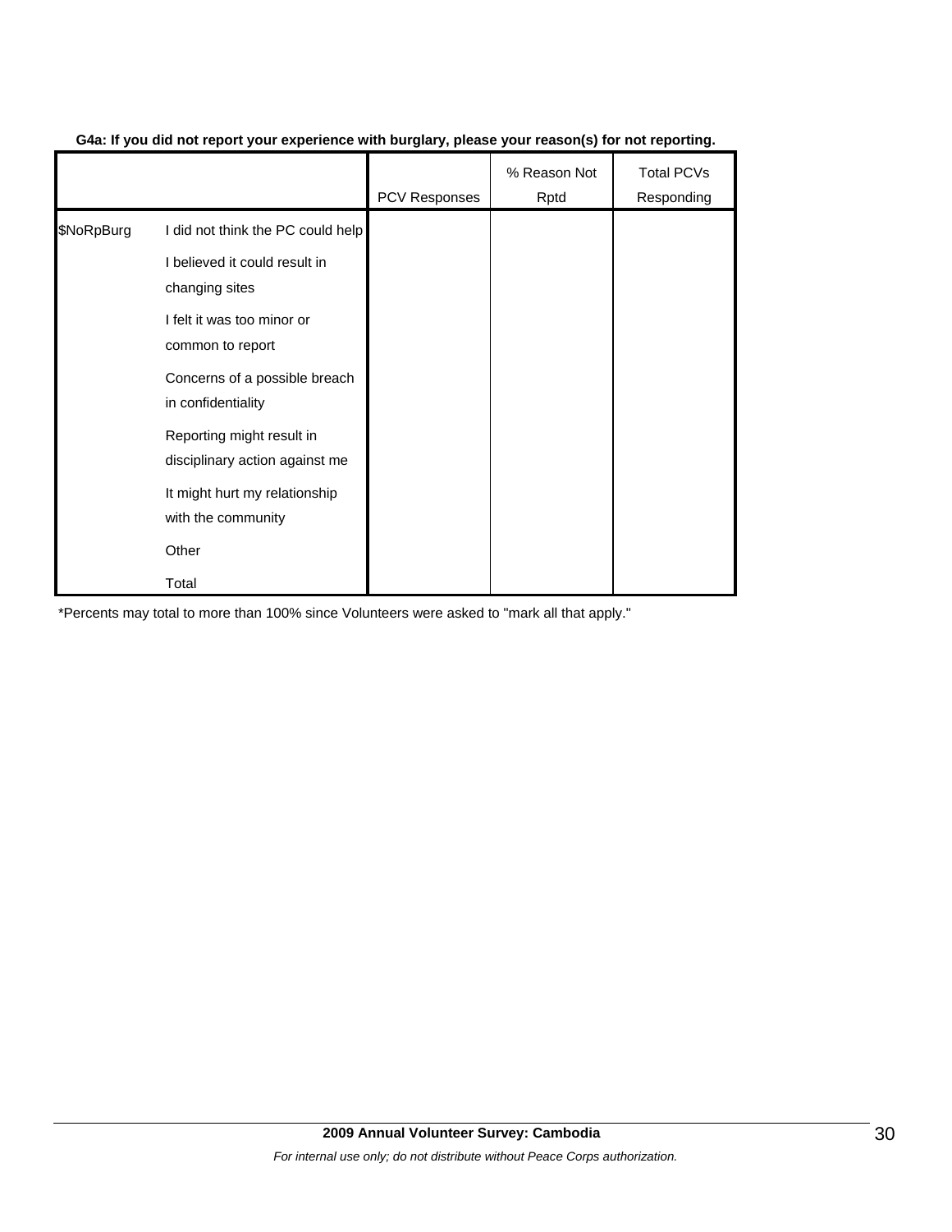**G4a: If you did not report your experience with burglary, please your reason(s) for not reporting.**

| | | PCV Responses | % Reason Not Rptd | Total PCVs Responding |
|---|---|---|---|---|
| $NoRpBurg | I did not think the PC could help | | | |
| | I believed it could result in changing sites | | | |
| | I felt it was too minor or common to report | | | |
| | Concerns of a possible breach in confidentiality | | | |
| | Reporting might result in disciplinary action against me | | | |
| | It might hurt my relationship with the community | | | |
| | Other | | | |
| | Total | | | |

*Percents may total to more than 100% since Volunteers were asked to "mark all that apply."

**2009 Annual Volunteer Survey: Cambodia**

*For internal use only; do not distribute without Peace Corps authorization.*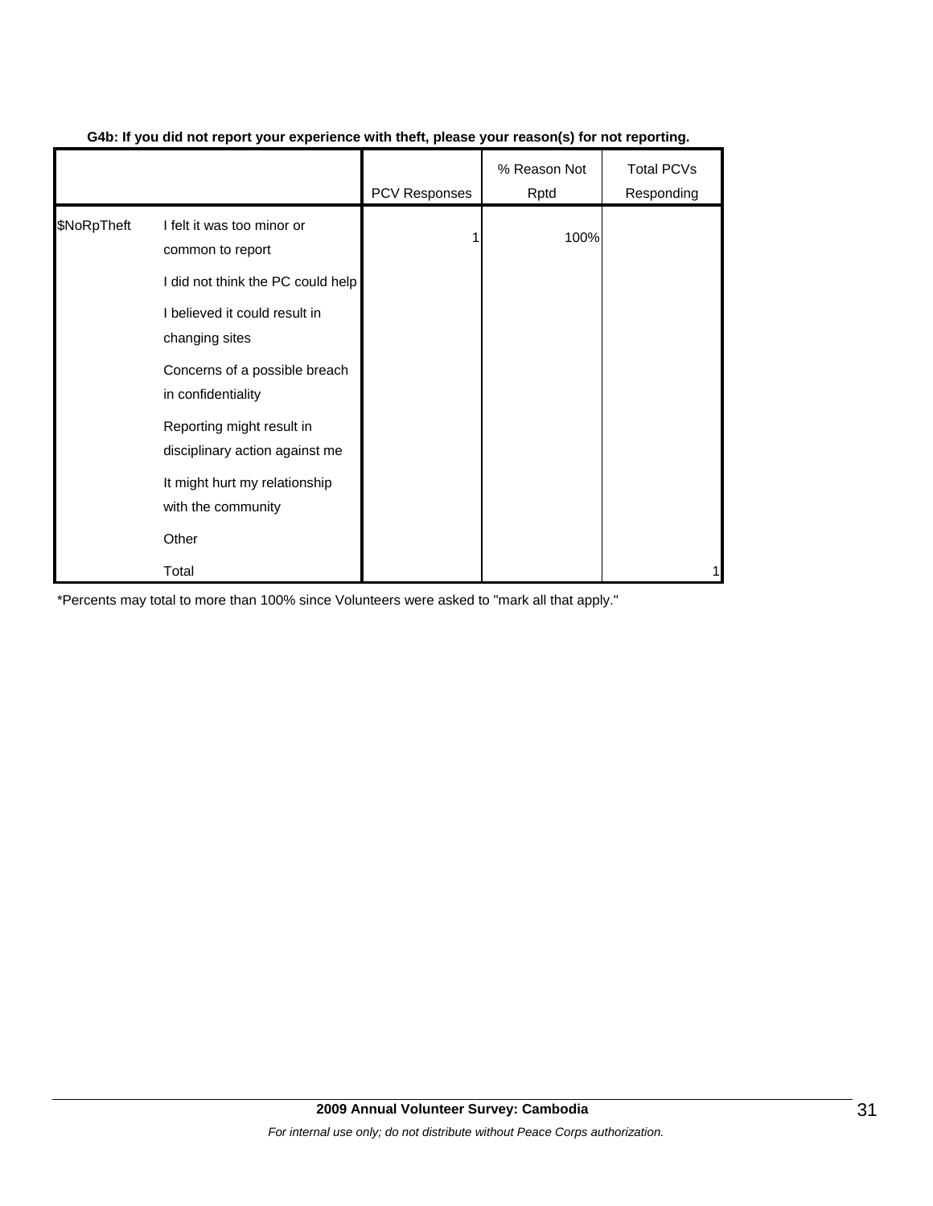**G4b: If you did not report your experience with theft, please your reason(s) for not reporting.**

| | | PCV Responses | % Reason Not Rptd | Total PCVs Responding |
|---|---|---|---|---|
| $NoRpTheft | I felt it was too minor or common to report | 1 | 100% | |
| | I did not think the PC could help | | | |
| | I believed it could result in changing sites | | | |
| | Concerns of a possible breach in confidentiality | | | |
| | Reporting might result in disciplinary action against me | | | |
| | It might hurt my relationship with the community | | | |
| | Other | | | |
| | Total | | | 1 |

*Percents may total to more than 100% since Volunteers were asked to "mark all that apply."

**2009 Annual Volunteer Survey: Cambodia**

*For internal use only; do not distribute without Peace Corps authorization.*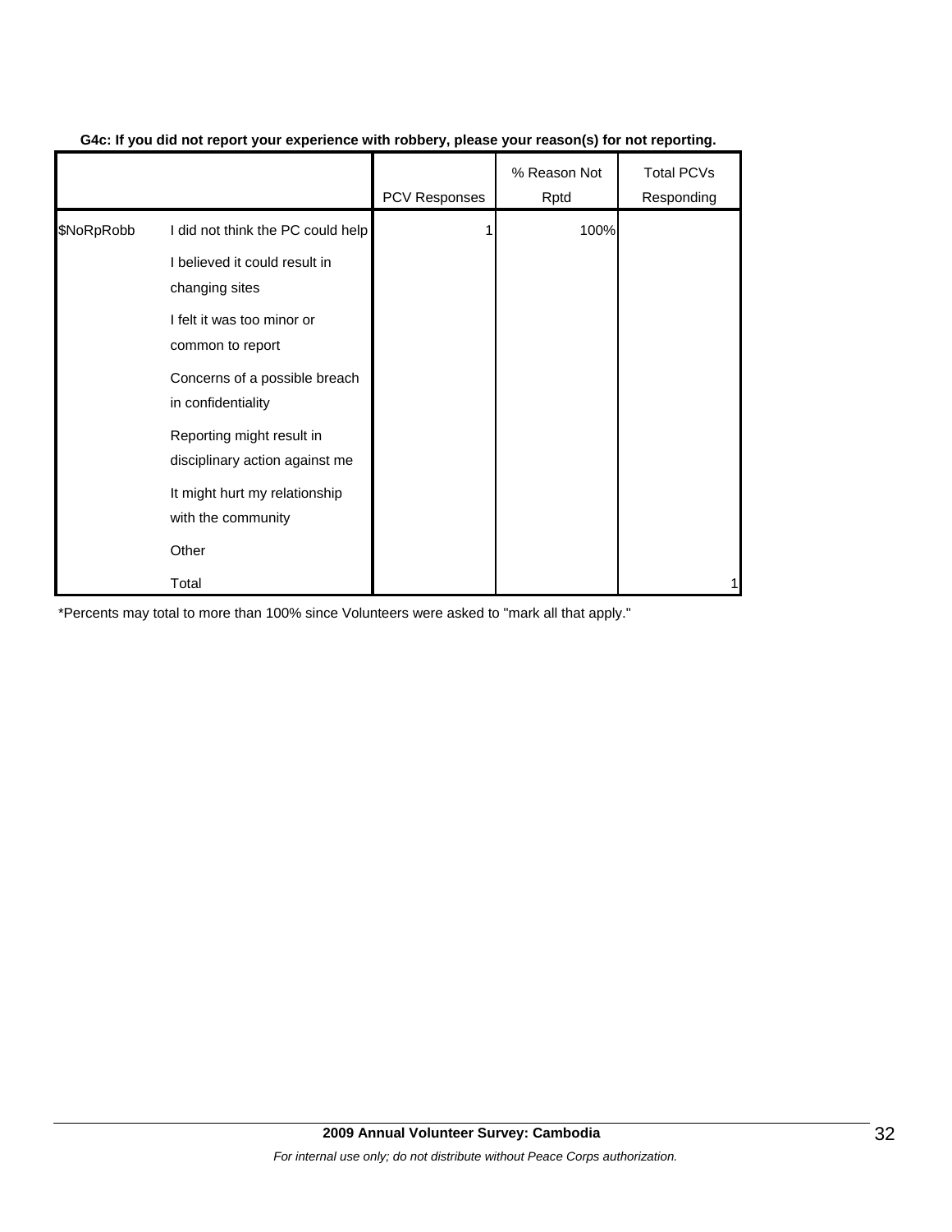**G4c: If you did not report your experience with robbery, please your reason(s) for not reporting.**

| | | PCV Responses | % Reason Not Rptd | Total PCVs Responding |
|---|---|---|---|---|
| $NoRpRobb | I did not think the PC could help | 1 | 100% | |
| | I believed it could result in changing sites | | | |
| | I felt it was too minor or common to report | | | |
| | Concerns of a possible breach in confidentiality | | | |
| | Reporting might result in disciplinary action against me | | | |
| | It might hurt my relationship with the community | | | |
| | Other | | | |
| | Total | | | 1 |

*Percents may total to more than 100% since Volunteers were asked to "mark all that apply."

**2009 Annual Volunteer Survey: Cambodia**

*For internal use only; do not distribute without Peace Corps authorization.*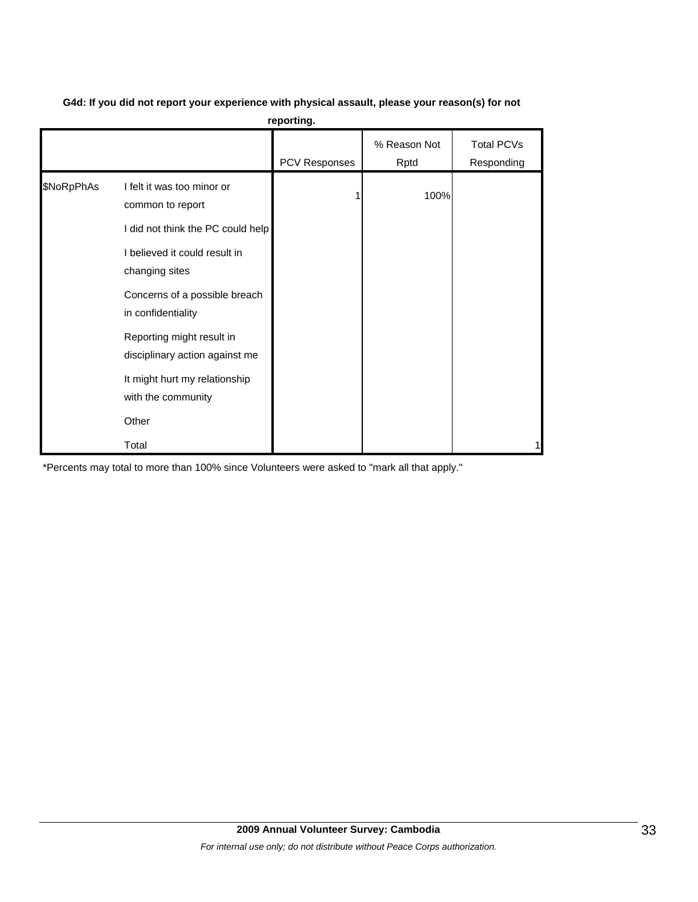**G4d: If you did not report your experience with physical assault, please your reason(s) for not reporting.**

| | | PCV Responses | % Reason Not Rptd | Total PCVs Responding |
|---|---|---|---|---|
| $NoRpPhAs | I felt it was too minor or common to report | 1 | 100% | |
| | I did not think the PC could help | | | |
| | I believed it could result in changing sites | | | |
| | Concerns of a possible breach in confidentiality | | | |
| | Reporting might result in disciplinary action against me | | | |
| | It might hurt my relationship with the community | | | |
| | Other | | | |
| | Total | | | 1 |

*Percents may total to more than 100% since Volunteers were asked to "mark all that apply."

**2009 Annual Volunteer Survey: Cambodia**

*For internal use only; do not distribute without Peace Corps authorization.*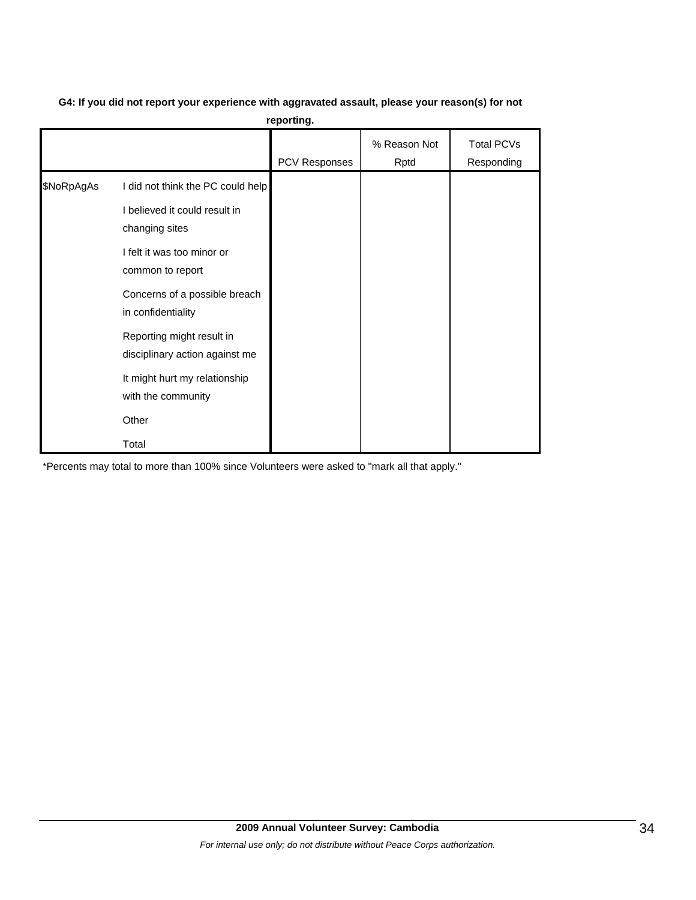**G4: If you did not report your experience with aggravated assault, please your reason(s) for not reporting.**

| | | PCV Responses | % Reason Not Rptd | Total PCVs Responding |
|---|---|---|---|---|
| $NoRpAgAs | I did not think the PC could help | | | |
| | I believed it could result in changing sites | | | |
| | I felt it was too minor or common to report | | | |
| | Concerns of a possible breach in confidentiality | | | |
| | Reporting might result in disciplinary action against me | | | |
| | It might hurt my relationship with the community | | | |
| | Other | | | |
| | Total | | | |

*Percents may total to more than 100% since Volunteers were asked to "mark all that apply."

**2009 Annual Volunteer Survey: Cambodia**

*For internal use only; do not distribute without Peace Corps authorization.*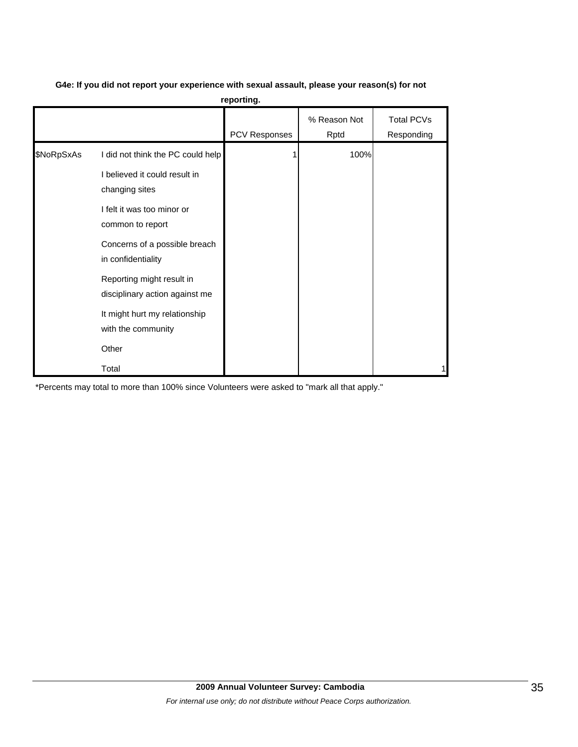**G4e: If you did not report your experience with sexual assault, please your reason(s) for not reporting.**

| | | PCV Responses | % Reason Not Rptd | Total PCVs Responding |
|---|---|---|---|---|
| $NoRpSxAs | I did not think the PC could help | 1 | 100% | |
| | I believed it could result in changing sites | | | |
| | I felt it was too minor or common to report | | | |
| | Concerns of a possible breach in confidentiality | | | |
| | Reporting might result in disciplinary action against me | | | |
| | It might hurt my relationship with the community | | | |
| | Other | | | |
| | Total | | | 1 |

*Percents may total to more than 100% since Volunteers were asked to "mark all that apply."

**2009 Annual Volunteer Survey: Cambodia**

*For internal use only; do not distribute without Peace Corps authorization.*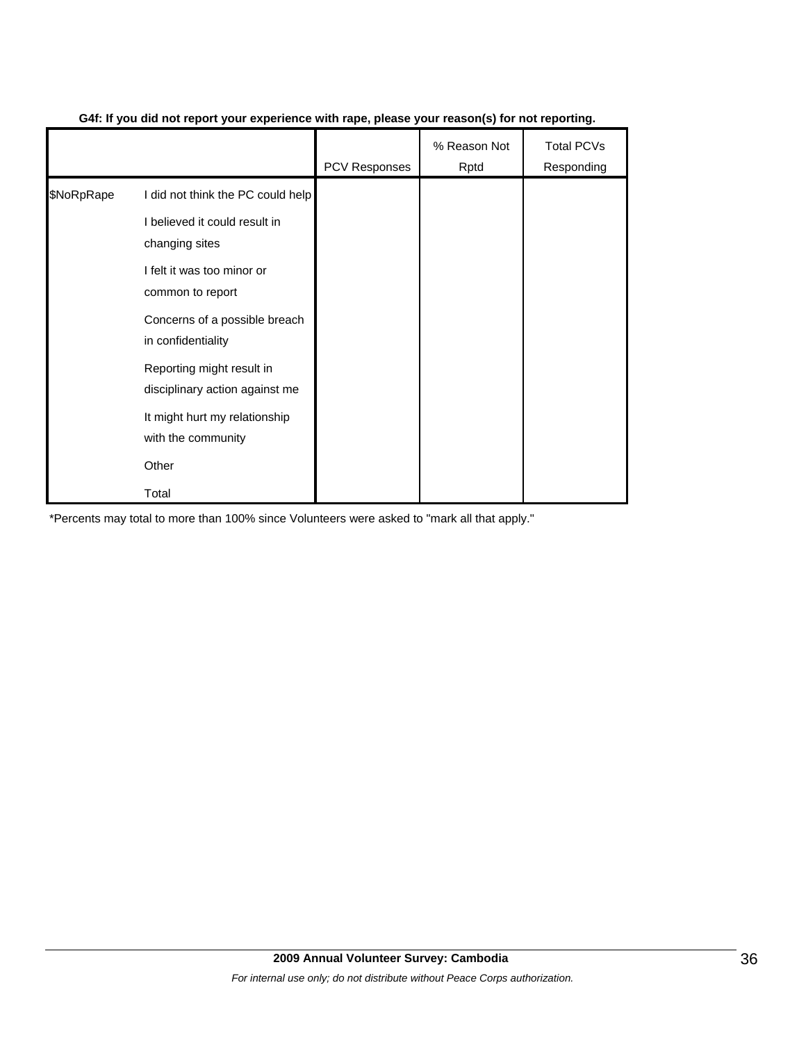**G4f: If you did not report your experience with rape, please your reason(s) for not reporting.**

| | | PCV Responses | % Reason Not Rptd | Total PCVs Responding |
|---|---|---|---|---|
| $NoRpRape | I did not think the PC could help | | | |
| | I believed it could result in changing sites | | | |
| | I felt it was too minor or common to report | | | |
| | Concerns of a possible breach in confidentiality | | | |
| | Reporting might result in disciplinary action against me | | | |
| | It might hurt my relationship with the community | | | |
| | Other | | | |
| | Total | | | |

*Percents may total to more than 100% since Volunteers were asked to "mark all that apply."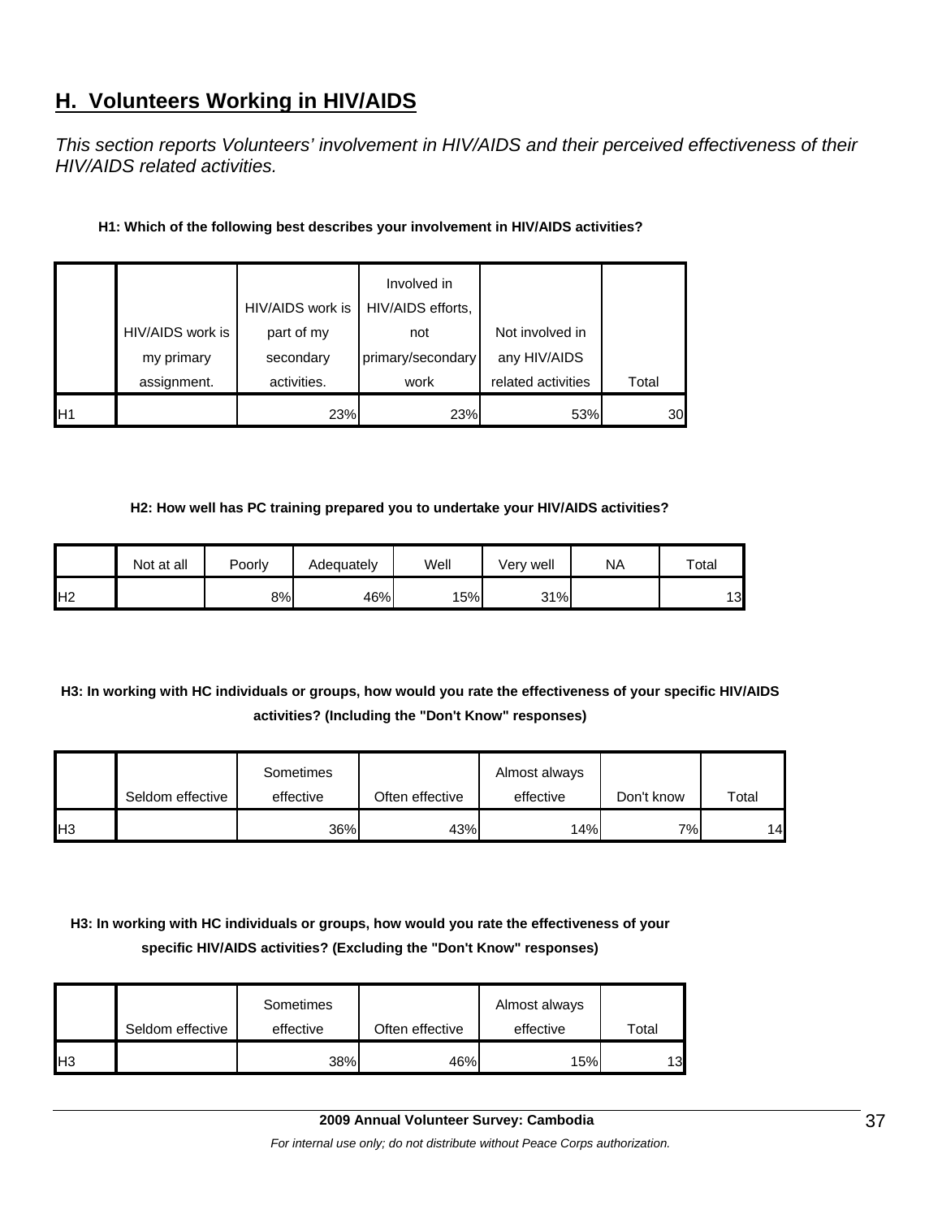## H. Volunteers Working in HIV/AIDS

*This section reports Volunteers' involvement in HIV/AIDS and their perceived effectiveness of their HIV/AIDS related activities.*

**H1: Which of the following best describes your involvement in HIV/AIDS activities?**

| | HIV/AIDS work is my primary assignment. | HIV/AIDS work is part of my secondary activities. | Involved in HIV/AIDS efforts, not primary/secondary work | Not involved in any HIV/AIDS related activities | Total |
|---|---|---|---|---|---|
| H1 | | 23% | 23% | 53% | 30 |

**H2: How well has PC training prepared you to undertake your HIV/AIDS activities?**

| | Not at all | Poorly | Adequately | Well | Very well | NA | Total |
|---|---|---|---|---|---|---|---|
| H2 | | 8% | 46% | 15% | 31% | | 13 |

**H3: In working with HC individuals or groups, how would you rate the effectiveness of your specific HIV/AIDS activities? (Including the "Don't Know" responses)**

| | Seldom effective | Sometimes effective | Often effective | Almost always effective | Don't know | Total |
|---|---|---|---|---|---|---|
| H3 | | 36% | 43% | 14% | 7% | 14 |

**H3: In working with HC individuals or groups, how would you rate the effectiveness of your specific HIV/AIDS activities? (Excluding the "Don't Know" responses)**

| | Seldom effective | Sometimes effective | Often effective | Almost always effective | Total |
|---|---|---|---|---|---|
| H3 | | 38% | 46% | 15% | 13 |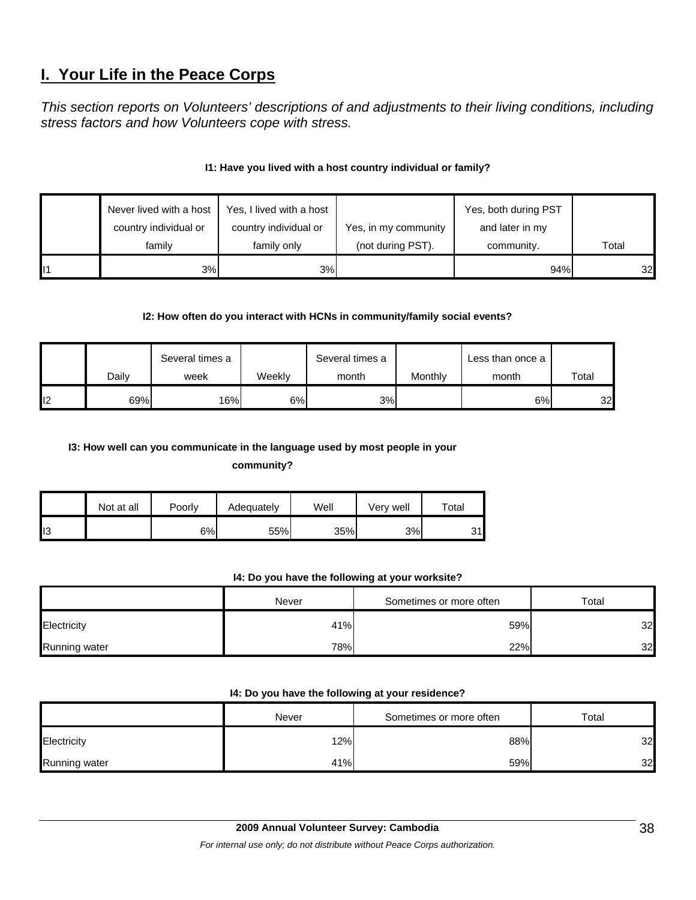## I. Your Life in the Peace Corps

*This section reports on Volunteers' descriptions of and adjustments to their living conditions, including stress factors and how Volunteers cope with stress.*

**I1: Have you lived with a host country individual or family?**

| | Never lived with a host country individual or family | Yes, I lived with a host country individual or family only | Yes, in my community (not during PST). | Yes, both during PST and later in my community. | Total |
|---|---|---|---|---|---|
| I1 | 3% | 3% | | 94% | 32 |

**I2: How often do you interact with HCNs in community/family social events?**

| | Daily | Several times a week | Weekly | Several times a month | Monthly | Less than once a month | Total |
|---|---|---|---|---|---|---|---|
| I2 | 69% | 16% | 6% | 3% | | 6% | 32 |

**I3: How well can you communicate in the language used by most people in your community?**

| | Not at all | Poorly | Adequately | Well | Very well | Total |
|---|---|---|---|---|---|---|
| I3 | | 6% | 55% | 35% | 3% | 31 |

**I4: Do you have the following at your worksite?**

| | Never | Sometimes or more often | Total |
|---|---|---|---|
| Electricity | 41% | 59% | 32 |
| Running water | 78% | 22% | 32 |

**I4: Do you have the following at your residence?**

| | Never | Sometimes or more often | Total |
|---|---|---|---|
| Electricity | 12% | 88% | 32 |
| Running water | 41% | 59% | 32 |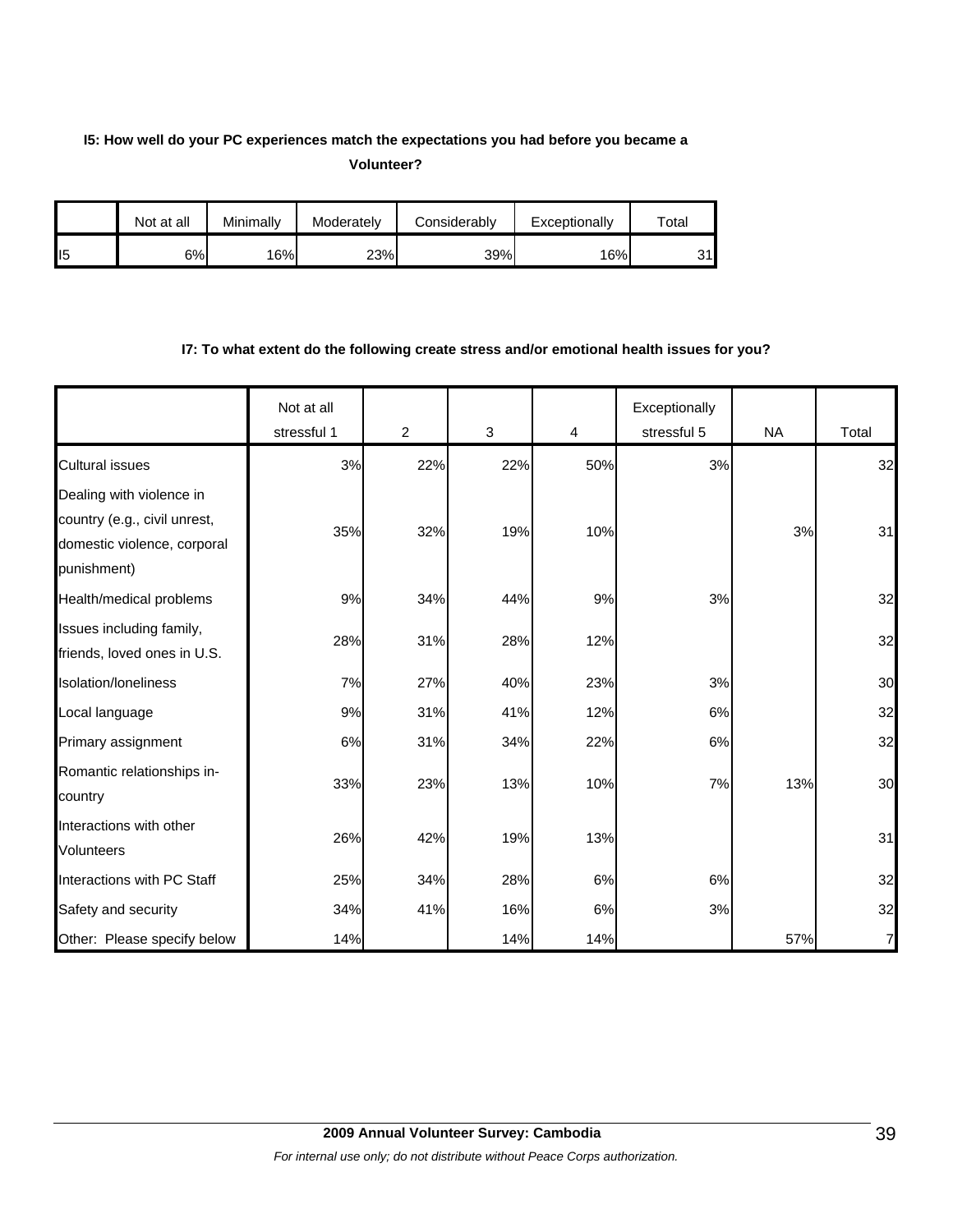**I5: How well do your PC experiences match the expectations you had before you became a Volunteer?**

| | Not at all | Minimally | Moderately | Considerably | Exceptionally | Total |
|---|---|---|---|---|---|---|
| I5 | 6% | 16% | 23% | 39% | 16% | 31 |

**I7: To what extent do the following create stress and/or emotional health issues for you?**

| | Not at all stressful 1 | 2 | 3 | 4 | Exceptionally stressful 5 | NA | Total |
|---|---|---|---|---|---|---|---|
| Cultural issues | 3% | 22% | 22% | 50% | 3% | | 32 |
| Dealing with violence in country (e.g., civil unrest, domestic violence, corporal punishment) | 35% | 32% | 19% | 10% | | 3% | 31 |
| Health/medical problems | 9% | 34% | 44% | 9% | 3% | | 32 |
| Issues including family, friends, loved ones in U.S. | 28% | 31% | 28% | 12% | | | 32 |
| Isolation/loneliness | 7% | 27% | 40% | 23% | 3% | | 30 |
| Local language | 9% | 31% | 41% | 12% | 6% | | 32 |
| Primary assignment | 6% | 31% | 34% | 22% | 6% | | 32 |
| Romantic relationships in-country | 33% | 23% | 13% | 10% | 7% | 13% | 30 |
| Interactions with other Volunteers | 26% | 42% | 19% | 13% | | | 31 |
| Interactions with PC Staff | 25% | 34% | 28% | 6% | 6% | | 32 |
| Safety and security | 34% | 41% | 16% | 6% | 3% | | 32 |
| Other: Please specify below | 14% | | 14% | 14% | | 57% | 7 |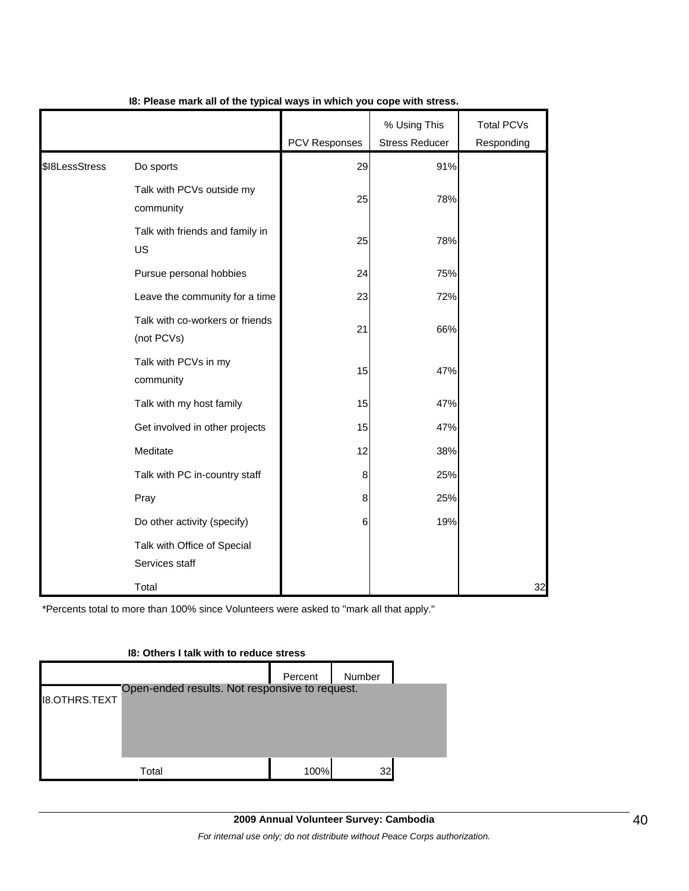**I8: Please mark all of the typical ways in which you cope with stress.**

| | | PCV Responses | % Using This Stress Reducer | Total PCVs Responding |
|---|---|---|---|---|
| $I8LessStress | Do sports | 29 | 91% | |
| | Talk with PCVs outside my community | 25 | 78% | |
| | Talk with friends and family in US | 25 | 78% | |
| | Pursue personal hobbies | 24 | 75% | |
| | Leave the community for a time | 23 | 72% | |
| | Talk with co-workers or friends (not PCVs) | 21 | 66% | |
| | Talk with PCVs in my community | 15 | 47% | |
| | Talk with my host family | 15 | 47% | |
| | Get involved in other projects | 15 | 47% | |
| | Meditate | 12 | 38% | |
| | Talk with PC in-country staff | 8 | 25% | |
| | Pray | 8 | 25% | |
| | Do other activity (specify) | 6 | 19% | |
| | Talk with Office of Special Services staff | | | |
| | Total | | | 32 |

*Percents total to more than 100% since Volunteers were asked to "mark all that apply."

**I8: Others I talk with to reduce stress**

| | | Percent | Number |
|---|---|---|---|
| I8.OTHRS.TEXT | Open-ended results. Not responsive to request. | | |
| | Total | 100% | 32 |

**2009 Annual Volunteer Survey: Cambodia**

*For internal use only; do not distribute without Peace Corps authorization.*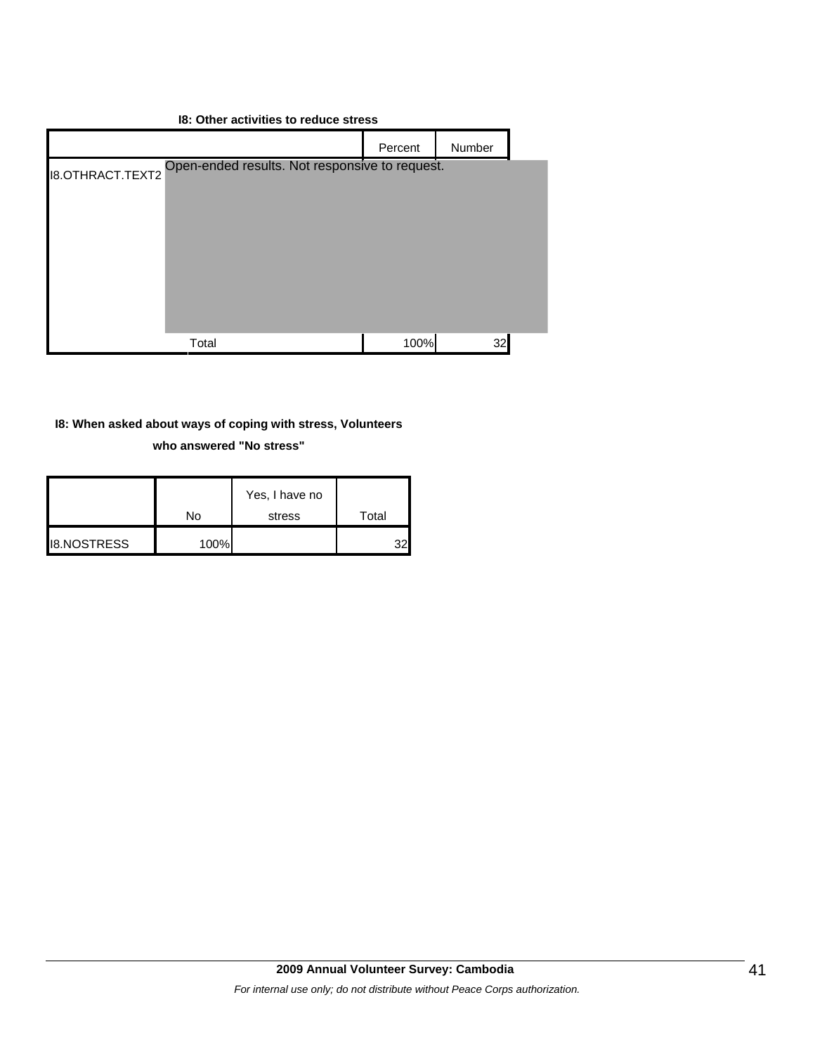**I8: Other activities to reduce stress**

| | | Percent | Number |
|---|---|---|---|
| I8.OTHRACT.TEXT2 | Open-ended results. Not responsive to request. | | |
| | Total | 100% | 32 |

**I8: When asked about ways of coping with stress, Volunteers who answered "No stress"**

| | No | Yes, I have no stress | Total |
|---|---|---|---|
| I8.NOSTRESS | 100% | | 32 |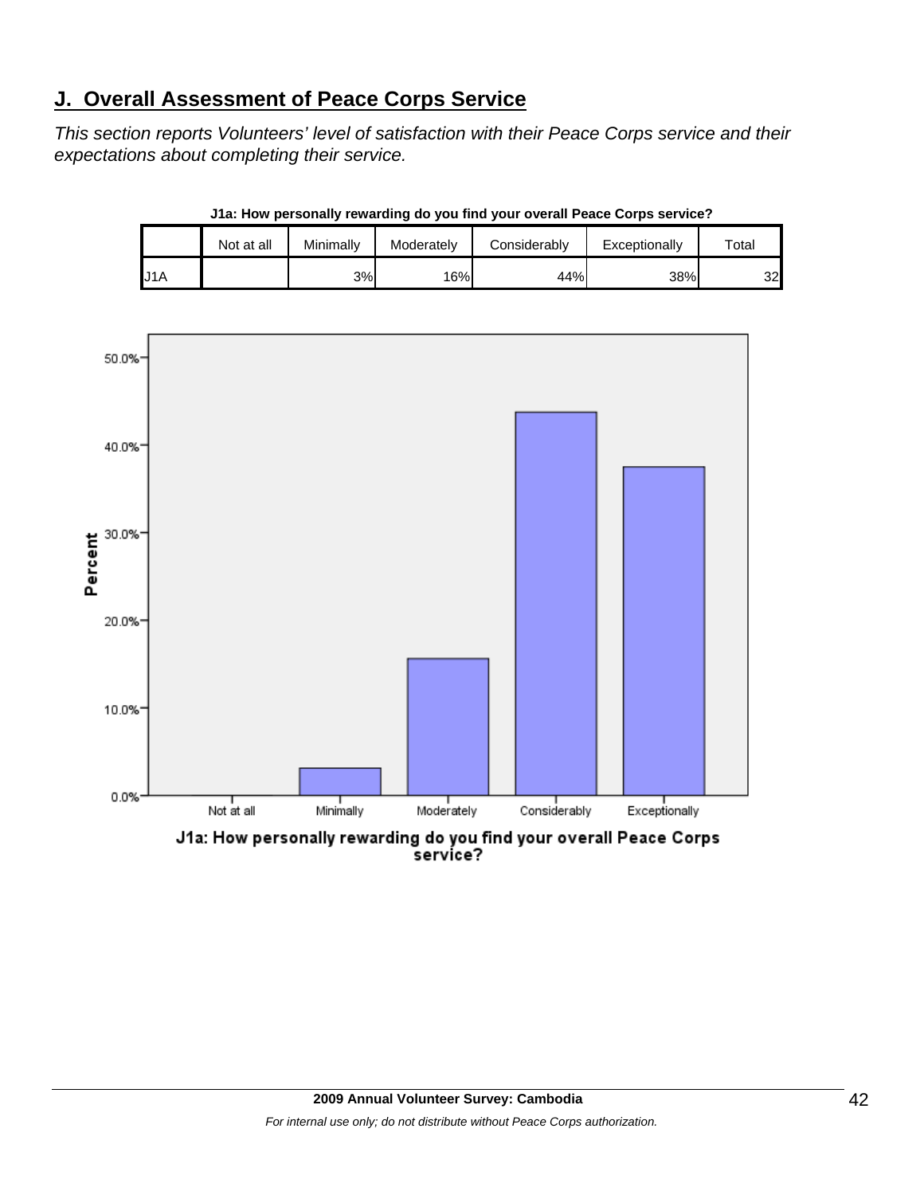## J. Overall Assessment of Peace Corps Service

*This section reports Volunteers' level of satisfaction with their Peace Corps service and their expectations about completing their service.*

**J1a: How personally rewarding do you find your overall Peace Corps service?**

| | Not at all | Minimally | Moderately | Considerably | Exceptionally | Total |
|---|---|---|---|---|---|---|
| J1A | | 3% | 16% | 44% | 38% | 32 |

J1a: How personally rewarding do you find your overall Peace Corps service?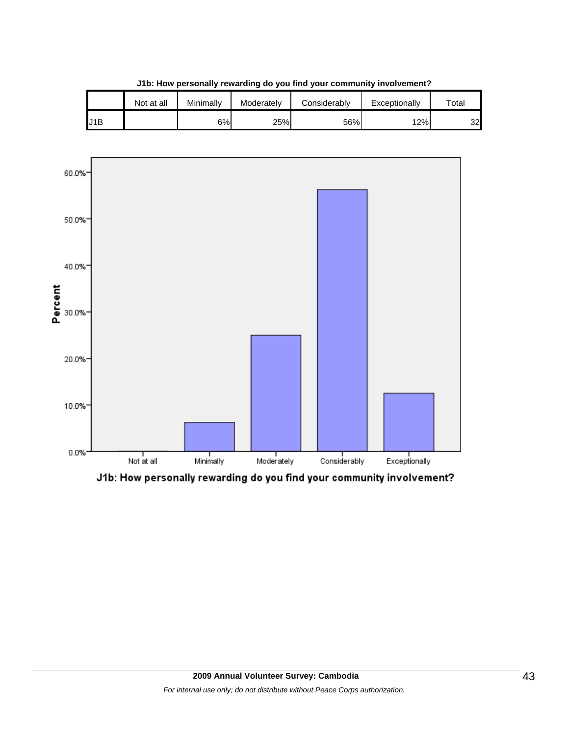**J1b: How personally rewarding do you find your community involvement?**

| | Not at all | Minimally | Moderately | Considerably | Exceptionally | Total |
|---|---|---|---|---|---|---|
| J1B | | 6% | 25% | 56% | 12% | 32 |

60.0%
50.0%
40.0%
30.0%
20.0%
10.0%
0.0%

Percent

Not at all | Minimally | Moderately | Considerably | Exceptionally

J1b: How personally rewarding do you find your community involvement?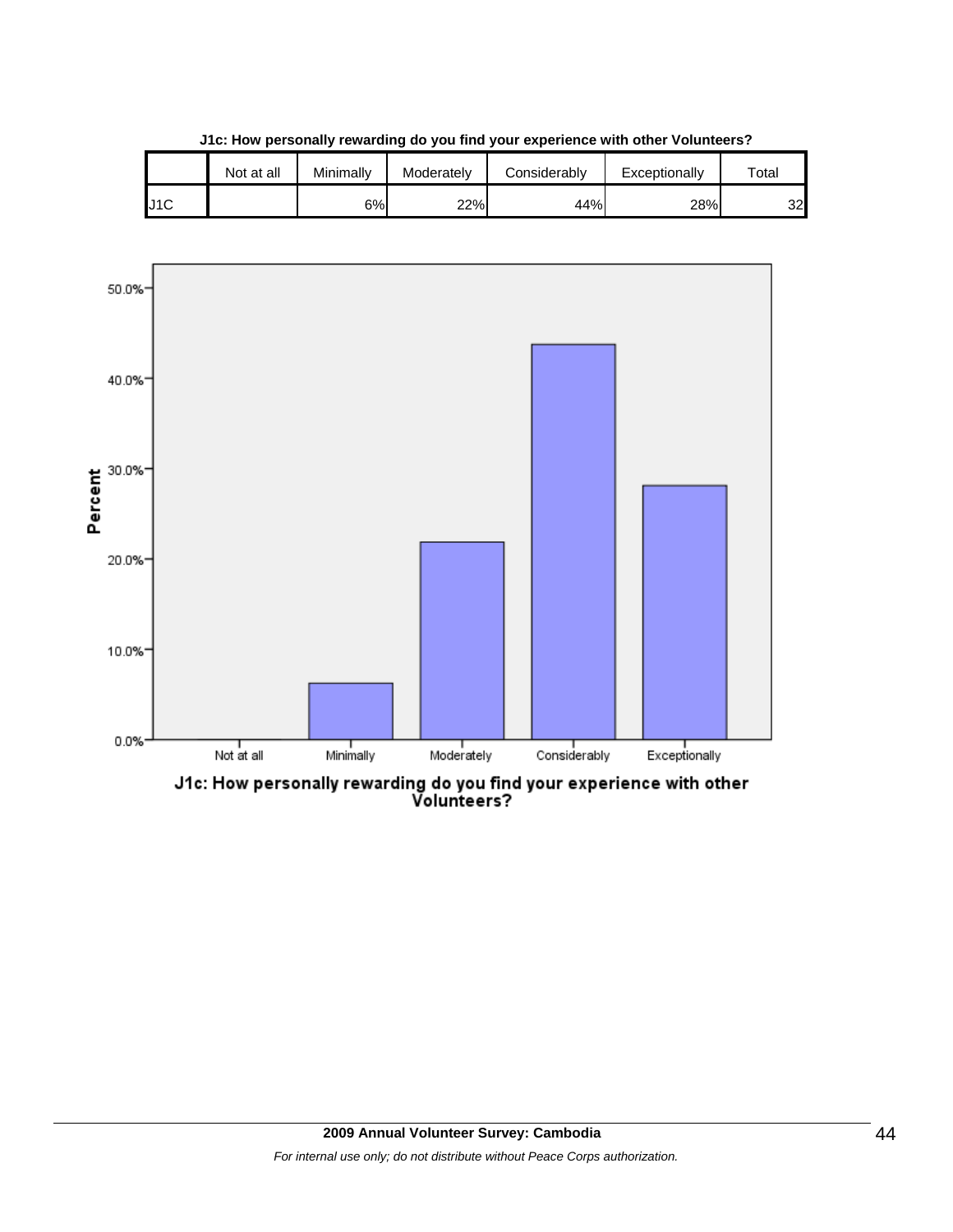**J1c: How personally rewarding do you find your experience with other Volunteers?**

| | Not at all | Minimally | Moderately | Considerably | Exceptionally | Total |
|---|---|---|---|---|---|---|
| J1C | | 6% | 22% | 44% | 28% | 32 |

Percent

50.0%
40.0%
30.0%
20.0%
10.0%
0.0%

Not at all | Minimally | Moderately | Considerably | Exceptionally

J1c: How personally rewarding do you find your experience with other Volunteers?

**2009 Annual Volunteer Survey: Cambodia**

*For internal use only; do not distribute without Peace Corps authorization.*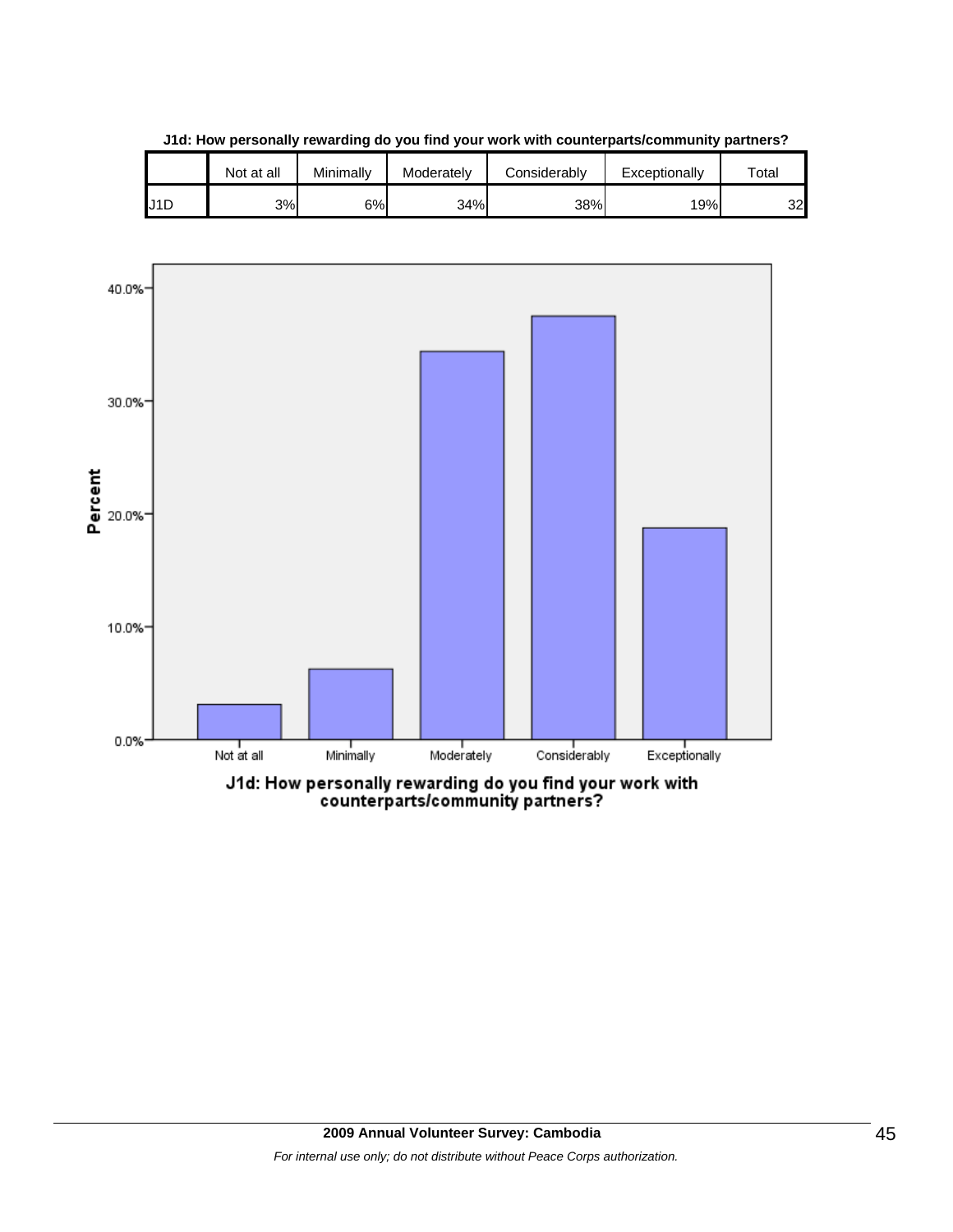**J1d: How personally rewarding do you find your work with counterparts/community partners?**

| | Not at all | Minimally | Moderately | Considerably | Exceptionally | Total |
|---|---|---|---|---|---|---|
| J1D | 3% | 6% | 34% | 38% | 19% | 32 |

J1d: How personally rewarding do you find your work with counterparts/community partners?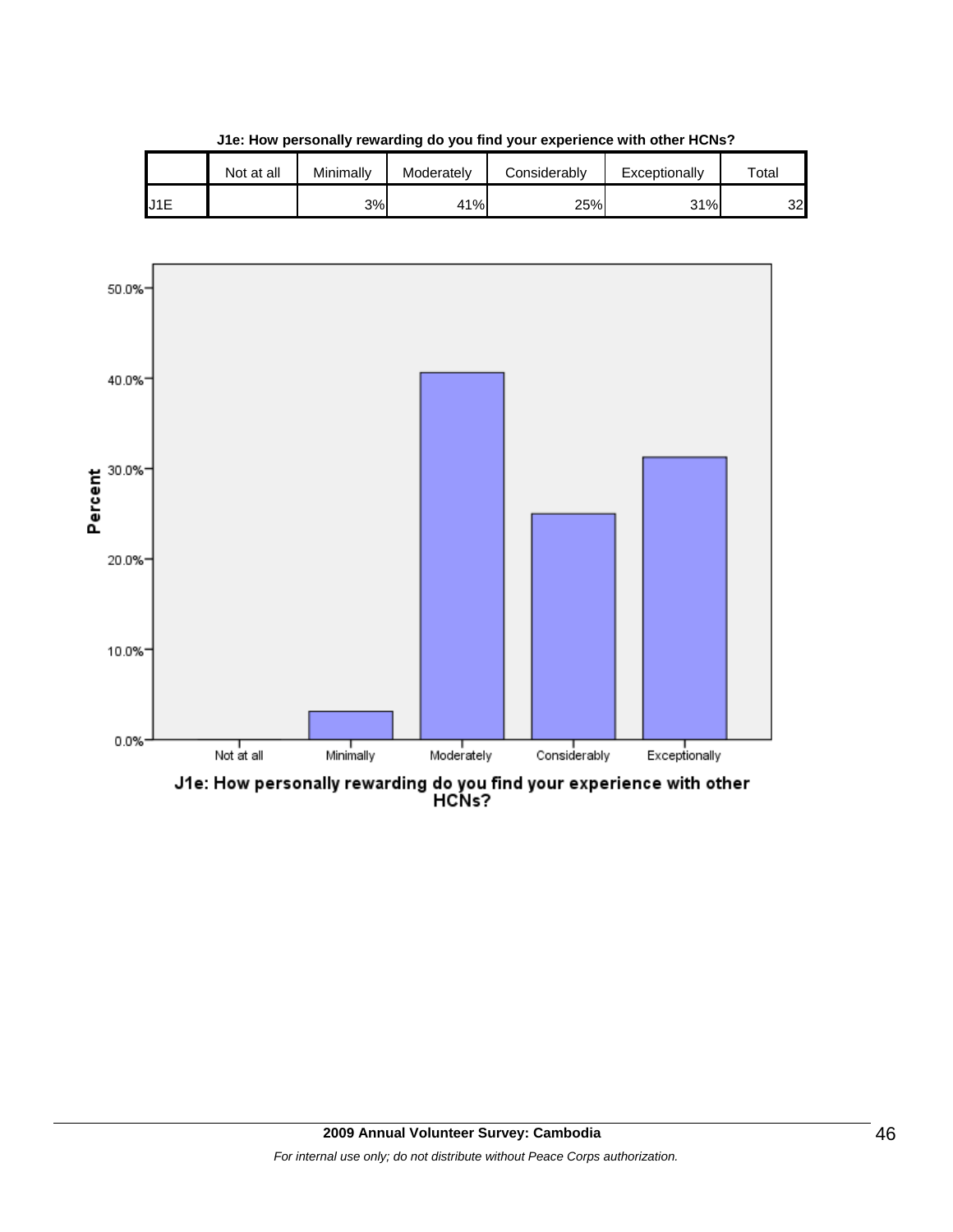**J1e: How personally rewarding do you find your experience with other HCNs?**

| | Not at all | Minimally | Moderately | Considerably | Exceptionally | Total |
|---|---|---|---|---|---|---|
| J1E | | 3% | 41% | 25% | 31% | 32 |

J1e: How personally rewarding do you find your experience with other HCNs?

*For internal use only; do not distribute without Peace Corps authorization.*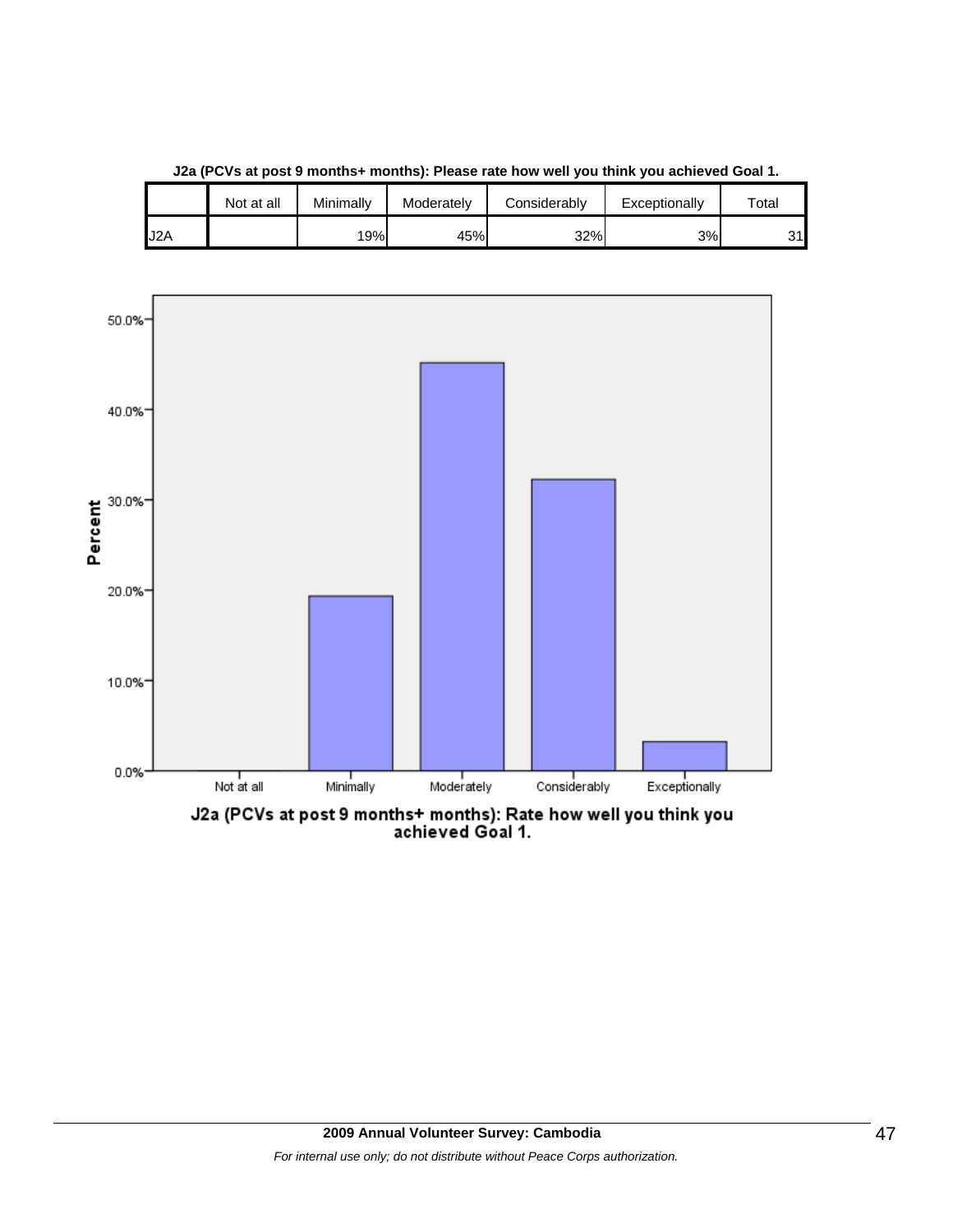**J2a (PCVs at post 9 months+ months): Please rate how well you think you achieved Goal 1.**

| | Not at all | Minimally | Moderately | Considerably | Exceptionally | Total |
|---|---|---|---|---|---|---|
| J2A | | 19% | 45% | 32% | 3% | 31 |

J2a (PCVs at post 9 months+ months): Rate how well you think you achieved Goal 1.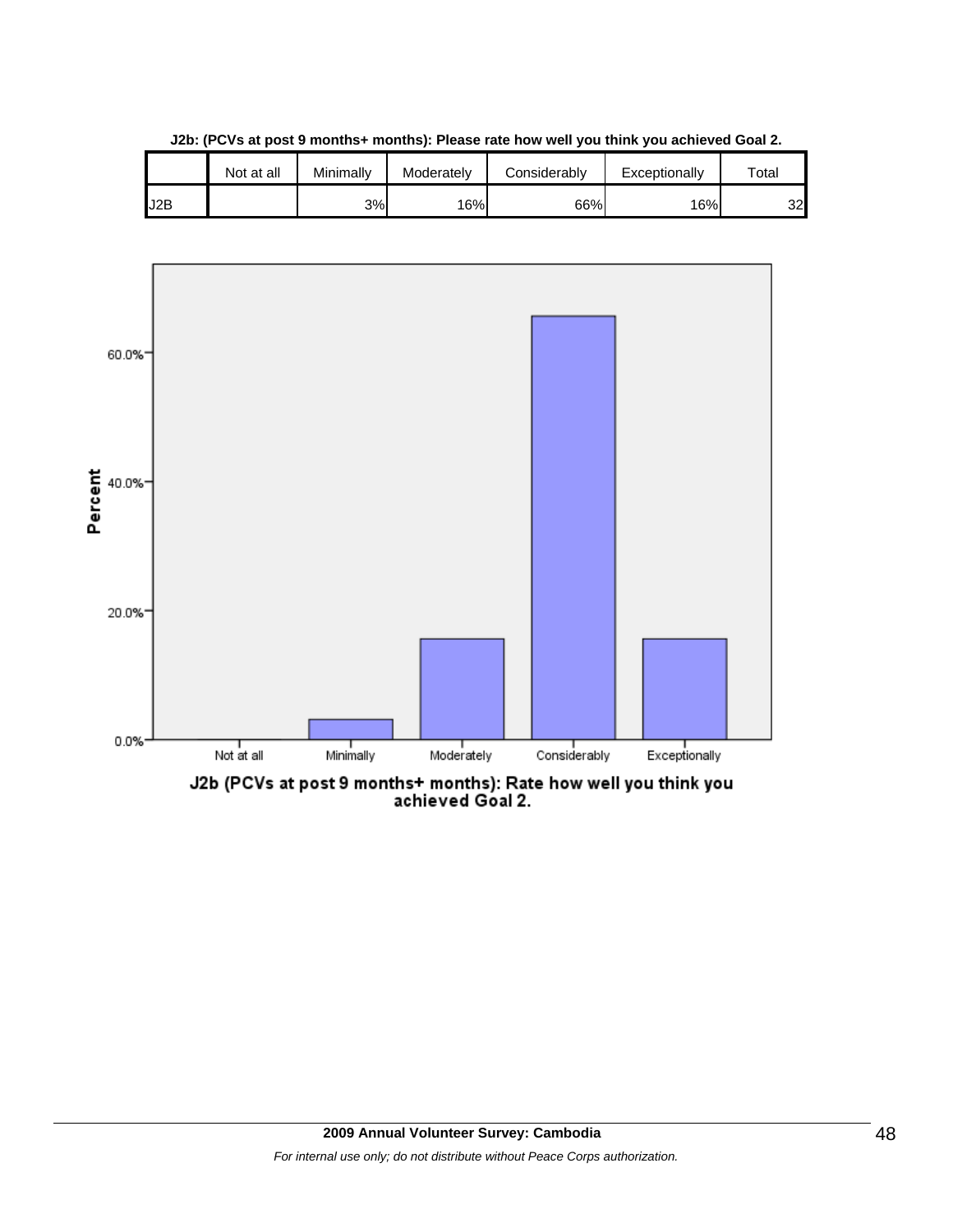**J2b: (PCVs at post 9 months+ months): Please rate how well you think you achieved Goal 2.**

| | Not at all | Minimally | Moderately | Considerably | Exceptionally | Total |
|---|---|---|---|---|---|---|
| J2B | | 3% | 16% | 66% | 16% | 32 |

J2b (PCVs at post 9 months+ months): Rate how well you think you achieved Goal 2.

2009 Annual Volunteer Survey: Cambodia

*For internal use only; do not distribute without Peace Corps authorization.*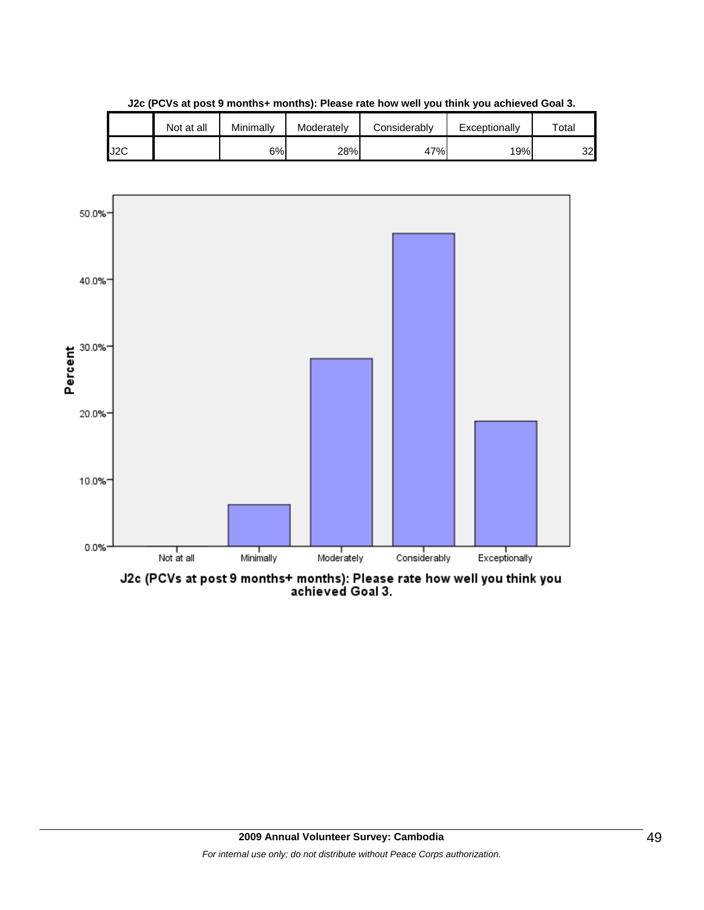**J2c (PCVs at post 9 months+ months): Please rate how well you think you achieved Goal 3.**

| | Not at all | Minimally | Moderately | Considerably | Exceptionally | Total |
|---|---|---|---|---|---|---|
| J2C | | 6% | 28% | 47% | 19% | 32 |

Percent

50.0%
40.0%
30.0%
20.0%
10.0%
0.0%

Not at all | Minimally | Moderately | Considerably | Exceptionally

J2c (PCVs at post 9 months+ months): Please rate how well you think you achieved Goal 3.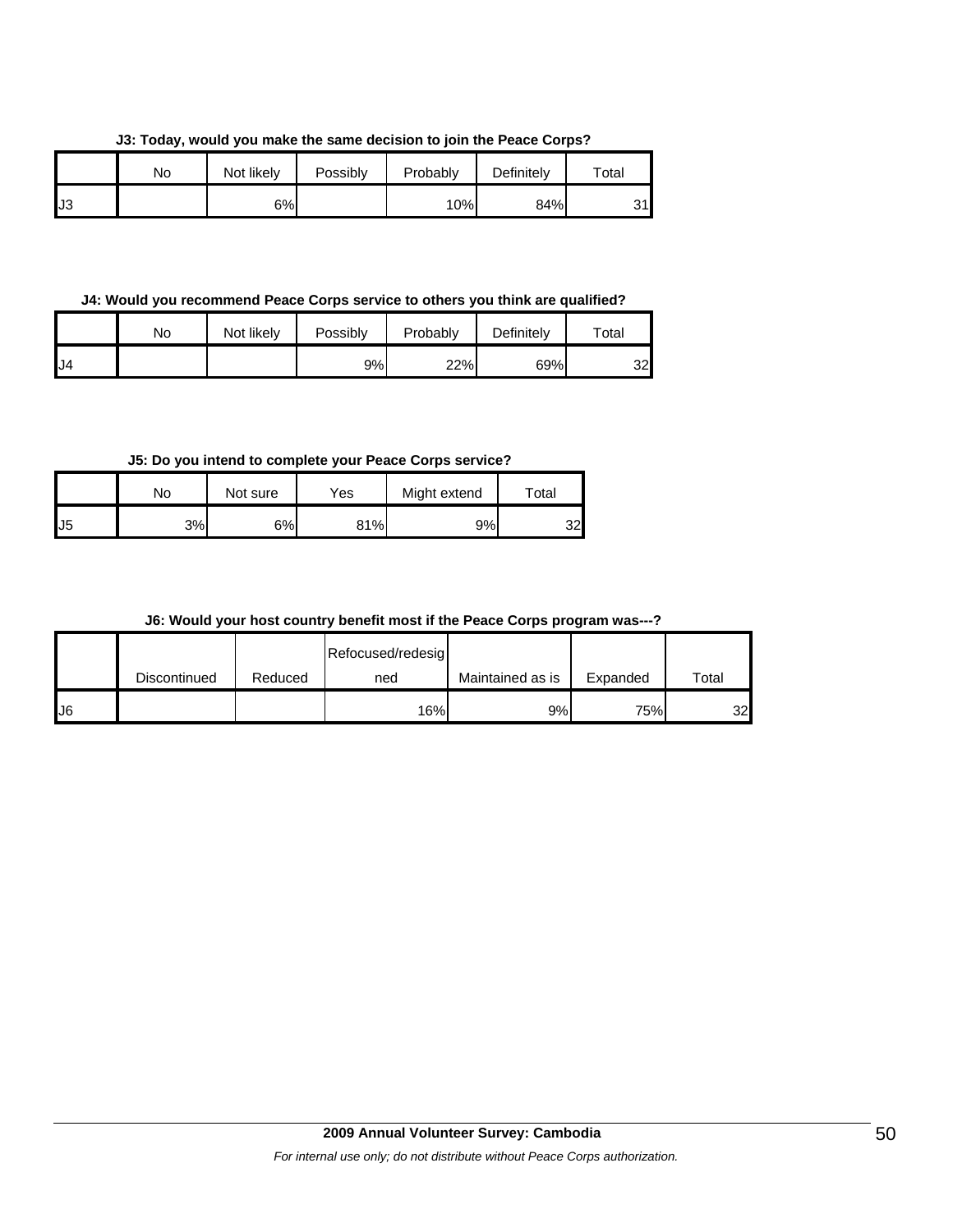**J3: Today, would you make the same decision to join the Peace Corps?**

| | No | Not likely | Possibly | Probably | Definitely | Total |
|---|---|---|---|---|---|---|
| J3 | | 6% | | 10% | 84% | 31 |

**J4: Would you recommend Peace Corps service to others you think are qualified?**

| | No | Not likely | Possibly | Probably | Definitely | Total |
|---|---|---|---|---|---|---|
| J4 | | | 9% | 22% | 69% | 32 |

**J5: Do you intend to complete your Peace Corps service?**

| | No | Not sure | Yes | Might extend | Total |
|---|---|---|---|---|---|
| J5 | 3% | 6% | 81% | 9% | 32 |

**J6: Would your host country benefit most if the Peace Corps program was---?**

| | Discontinued | Reduced | Refocused/redesigned | Maintained as is | Expanded | Total |
|---|---|---|---|---|---|---|
| J6 | | | 16% | 9% | 75% | 32 |

**2009 Annual Volunteer Survey: Cambodia**

*For internal use only; do not distribute without Peace Corps authorization.*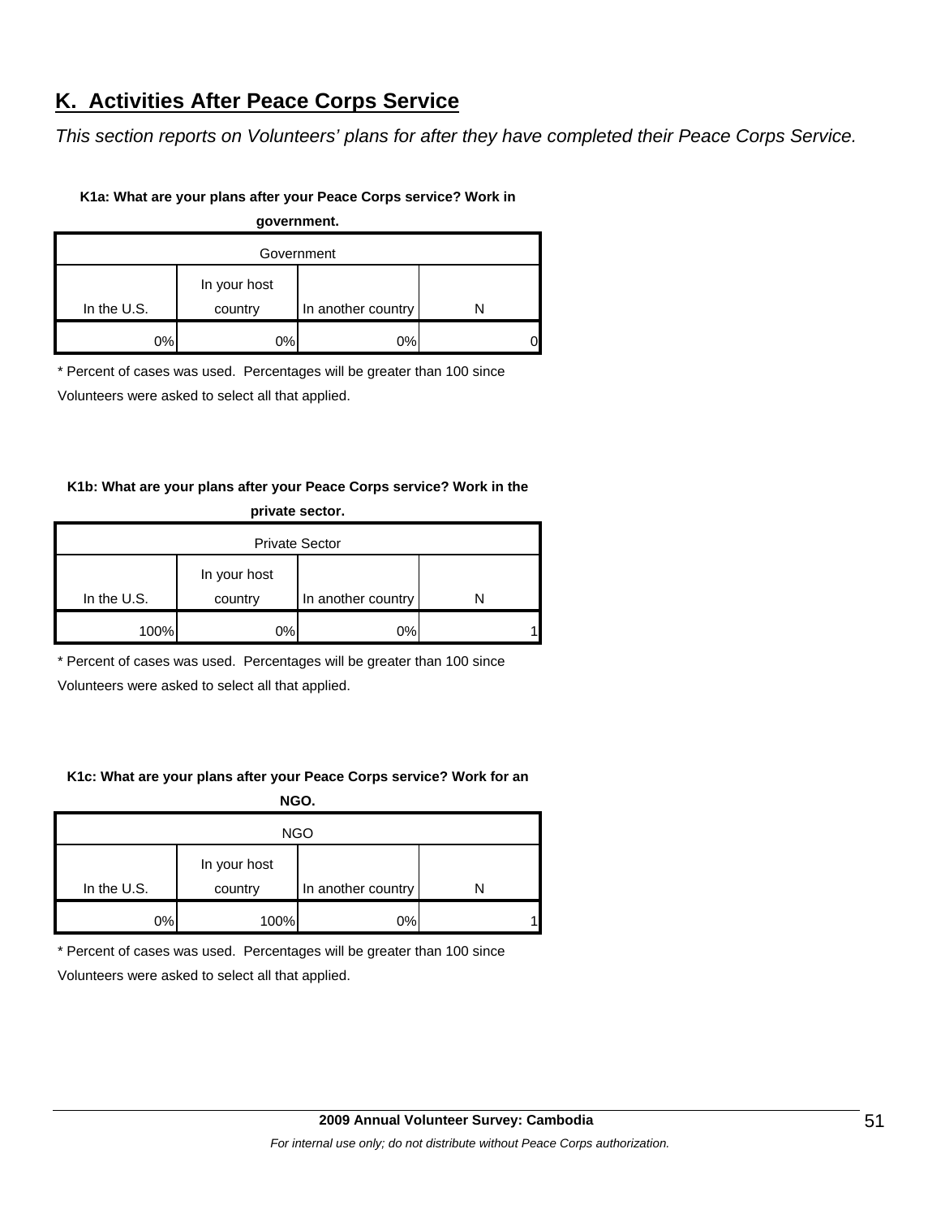## K. Activities After Peace Corps Service

*This section reports on Volunteers' plans for after they have completed their Peace Corps Service.*

**K1a: What are your plans after your Peace Corps service? Work in government.**

| Government | | | |
|---|---|---|---|
| In the U.S. | In your host country | In another country | N |
| 0% | 0% | 0% | 0 |

* Percent of cases was used. Percentages will be greater than 100 since Volunteers were asked to select all that applied.

**K1b: What are your plans after your Peace Corps service? Work in the private sector.**

| Private Sector | | | |
|---|---|---|---|
| In the U.S. | In your host country | In another country | N |
| 100% | 0% | 0% | 1 |

* Percent of cases was used. Percentages will be greater than 100 since Volunteers were asked to select all that applied.

**K1c: What are your plans after your Peace Corps service? Work for an NGO.**

| NGO | | | |
|---|---|---|---|
| In the U.S. | In your host country | In another country | N |
| 0% | 100% | 0% | 1 |

* Percent of cases was used. Percentages will be greater than 100 since Volunteers were asked to select all that applied.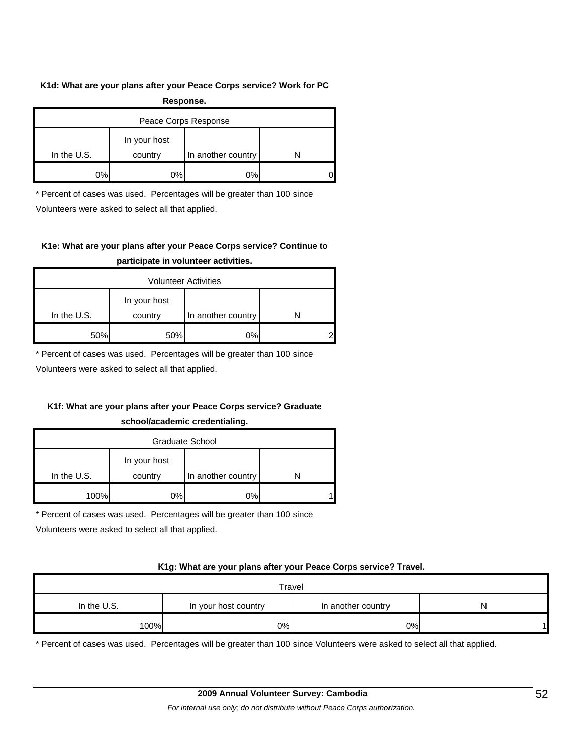**K1d: What are your plans after your Peace Corps service? Work for PC Response.**

| Peace Corps Response | | | |
|---|---|---|---|
| In the U.S. | In your host country | In another country | N |
| 0% | 0% | 0% | 0 |

* Percent of cases was used. Percentages will be greater than 100 since Volunteers were asked to select all that applied.

**K1e: What are your plans after your Peace Corps service? Continue to participate in volunteer activities.**

| Volunteer Activities | | | |
|---|---|---|---|
| In the U.S. | In your host country | In another country | N |
| 50% | 50% | 0% | 2 |

* Percent of cases was used. Percentages will be greater than 100 since Volunteers were asked to select all that applied.

**K1f: What are your plans after your Peace Corps service? Graduate school/academic credentialing.**

| Graduate School | | | |
|---|---|---|---|
| In the U.S. | In your host country | In another country | N |
| 100% | 0% | 0% | 1 |

* Percent of cases was used. Percentages will be greater than 100 since Volunteers were asked to select all that applied.

**K1g: What are your plans after your Peace Corps service? Travel.**

| Travel | | | |
|---|---|---|---|
| In the U.S. | In your host country | In another country | N |
| 100% | 0% | 0% | 1 |

* Percent of cases was used. Percentages will be greater than 100 since Volunteers were asked to select all that applied.

**2009 Annual Volunteer Survey: Cambodia**

*For internal use only; do not distribute without Peace Corps authorization.*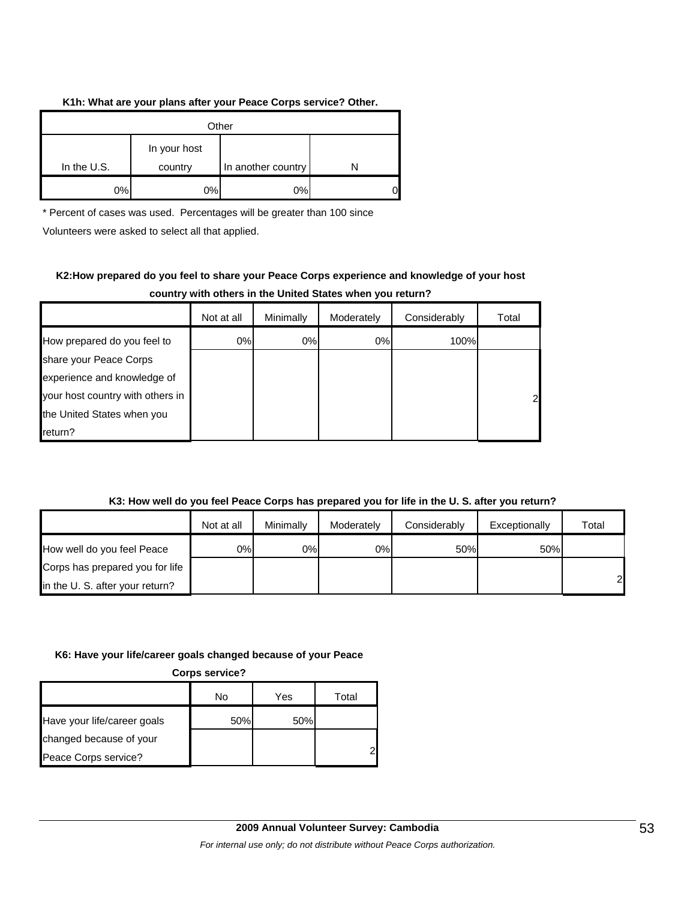**K1h: What are your plans after your Peace Corps service? Other.**

| Other | | | |
|---|---|---|---|
| In the U.S. | In your host country | In another country | N |
| 0% | 0% | 0% | 0 |

\* Percent of cases was used. Percentages will be greater than 100 since Volunteers were asked to select all that applied.

**K2:How prepared do you feel to share your Peace Corps experience and knowledge of your host country with others in the United States when you return?**

| | Not at all | Minimally | Moderately | Considerably | Total |
|---|---|---|---|---|---|
| How prepared do you feel to share your Peace Corps experience and knowledge of your host country with others in the United States when you return? | 0% | 0% | 0% | 100% | 2 |

**K3: How well do you feel Peace Corps has prepared you for life in the U. S. after you return?**

| | Not at all | Minimally | Moderately | Considerably | Exceptionally | Total |
|---|---|---|---|---|---|---|
| How well do you feel Peace Corps has prepared you for life in the U. S. after your return? | 0% | 0% | 0% | 50% | 50% | 2 |

**K6: Have your life/career goals changed because of your Peace Corps service?**

| | No | Yes | Total |
|---|---|---|---|
| Have your life/career goals changed because of your Peace Corps service? | 50% | 50% | 2 |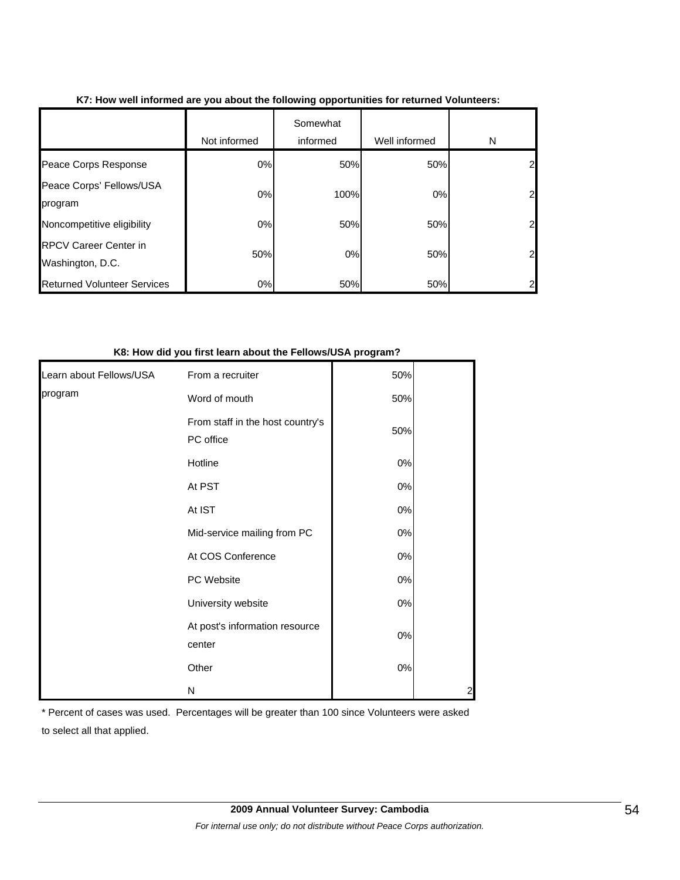**K7: How well informed are you about the following opportunities for returned Volunteers:**

| | Not informed | Somewhat informed | Well informed | N |
|---|---|---|---|---|
| Peace Corps Response | 0% | 50% | 50% | 2 |
| Peace Corps' Fellows/USA program | 0% | 100% | 0% | 2 |
| Noncompetitive eligibility | 0% | 50% | 50% | 2 |
| RPCV Career Center in Washington, D.C. | 50% | 0% | 50% | 2 |
| Returned Volunteer Services | 0% | 50% | 50% | 2 |

**K8: How did you first learn about the Fellows/USA program?**

| | | | |
|---|---|---|---|
| Learn about Fellows/USA program | From a recruiter | 50% | |
| | Word of mouth | 50% | |
| | From staff in the host country's PC office | 50% | |
| | Hotline | 0% | |
| | At PST | 0% | |
| | At IST | 0% | |
| | Mid-service mailing from PC | 0% | |
| | At COS Conference | 0% | |
| | PC Website | 0% | |
| | University website | 0% | |
| | At post's information resource center | 0% | |
| | Other | 0% | |
| | N | | 2 |

* Percent of cases was used. Percentages will be greater than 100 since Volunteers were asked to select all that applied.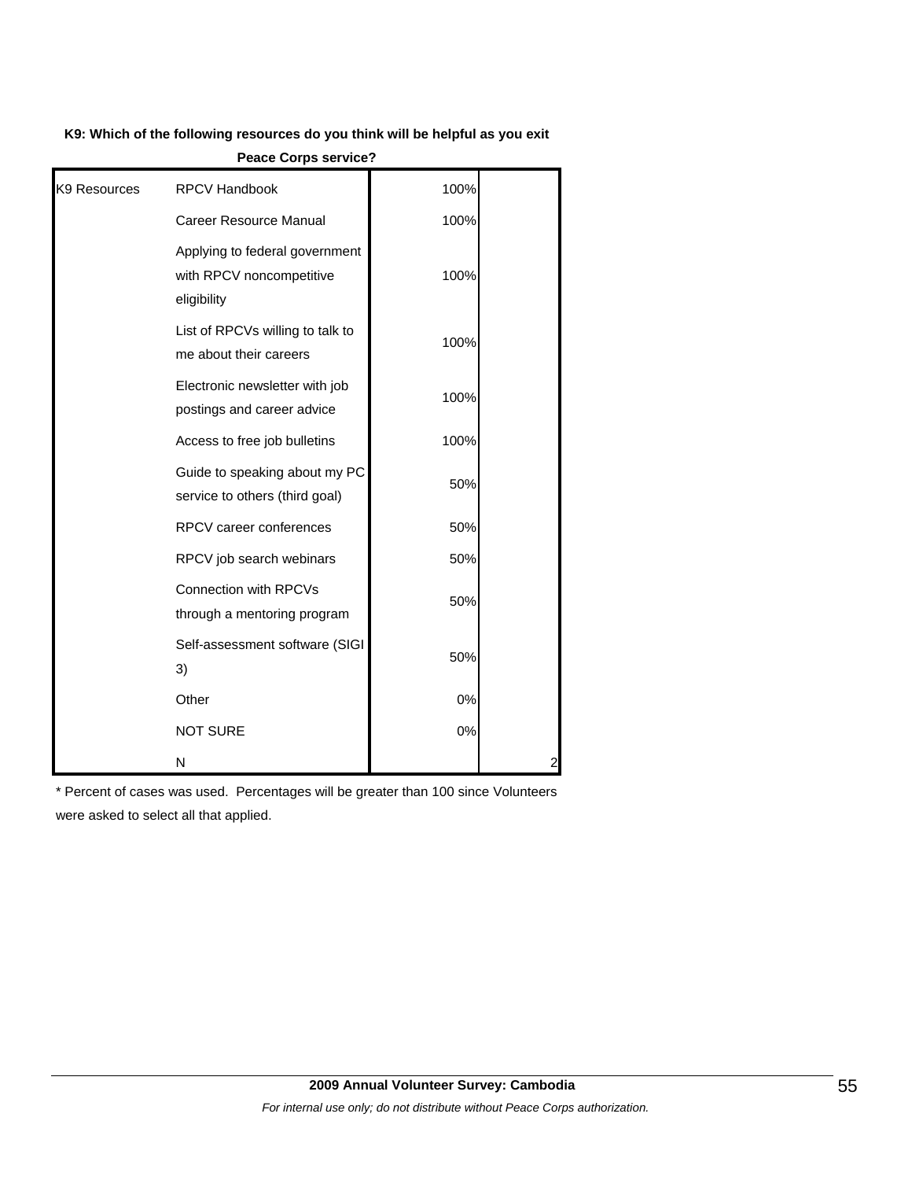**K9: Which of the following resources do you think will be helpful as you exit Peace Corps service?**

| | | | |
|---|---|---|---|
| K9 Resources | RPCV Handbook | 100% | |
| | Career Resource Manual | 100% | |
| | Applying to federal government with RPCV noncompetitive eligibility | 100% | |
| | List of RPCVs willing to talk to me about their careers | 100% | |
| | Electronic newsletter with job postings and career advice | 100% | |
| | Access to free job bulletins | 100% | |
| | Guide to speaking about my PC service to others (third goal) | 50% | |
| | RPCV career conferences | 50% | |
| | RPCV job search webinars | 50% | |
| | Connection with RPCVs through a mentoring program | 50% | |
| | Self-assessment software (SIGI 3) | 50% | |
| | Other | 0% | |
| | NOT SURE | 0% | |
| | N | | 2 |

* Percent of cases was used. Percentages will be greater than 100 since Volunteers were asked to select all that applied.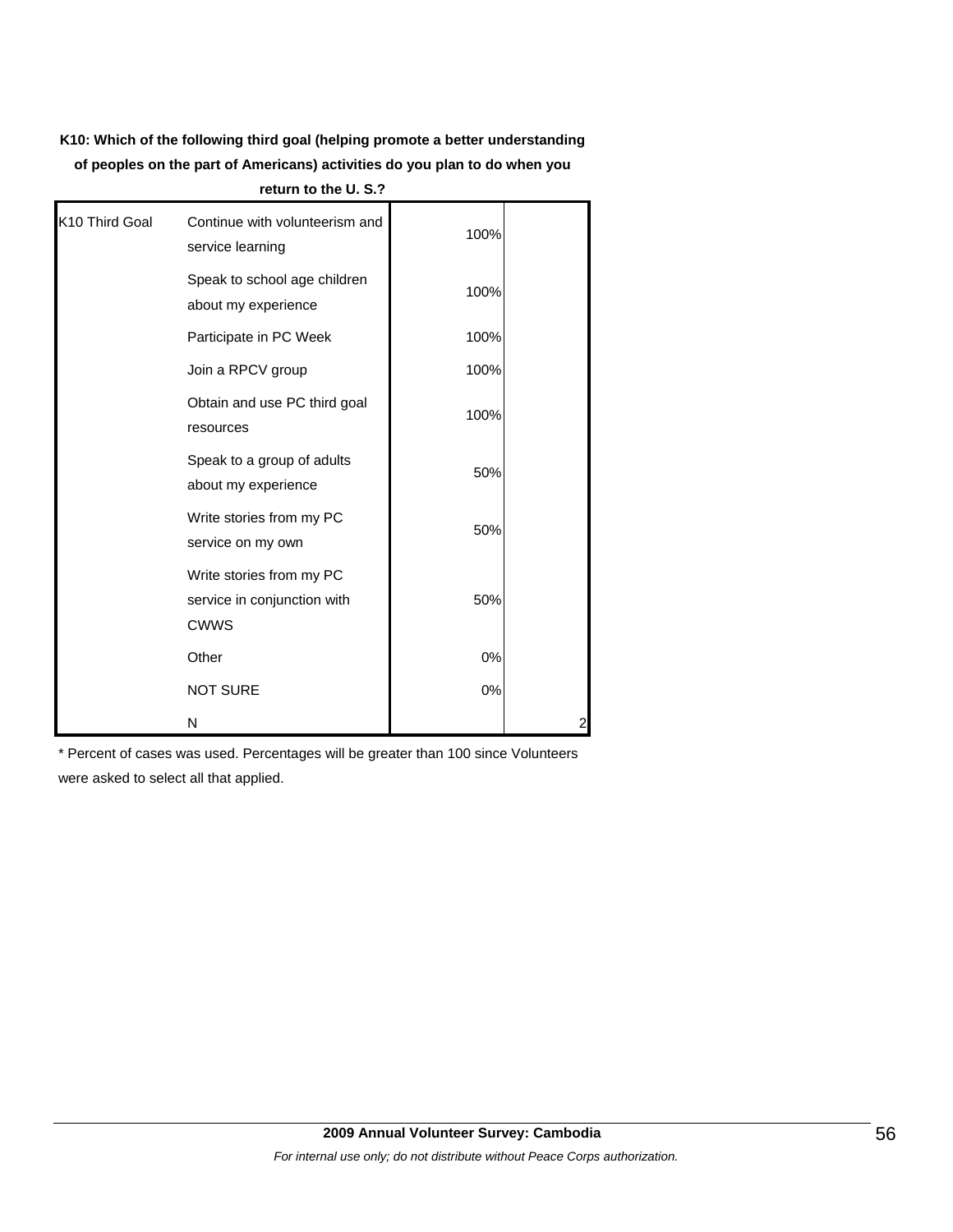**K10: Which of the following third goal (helping promote a better understanding of peoples on the part of Americans) activities do you plan to do when you return to the U. S.?**

| | | | |
|---|---|---|---|
| K10 Third Goal | Continue with volunteerism and service learning | 100% | |
| | Speak to school age children about my experience | 100% | |
| | Participate in PC Week | 100% | |
| | Join a RPCV group | 100% | |
| | Obtain and use PC third goal resources | 100% | |
| | Speak to a group of adults about my experience | 50% | |
| | Write stories from my PC service on my own | 50% | |
| | Write stories from my PC service in conjunction with CWWS | 50% | |
| | Other | 0% | |
| | NOT SURE | 0% | |
| | N | | 2 |

* Percent of cases was used. Percentages will be greater than 100 since Volunteers were asked to select all that applied.